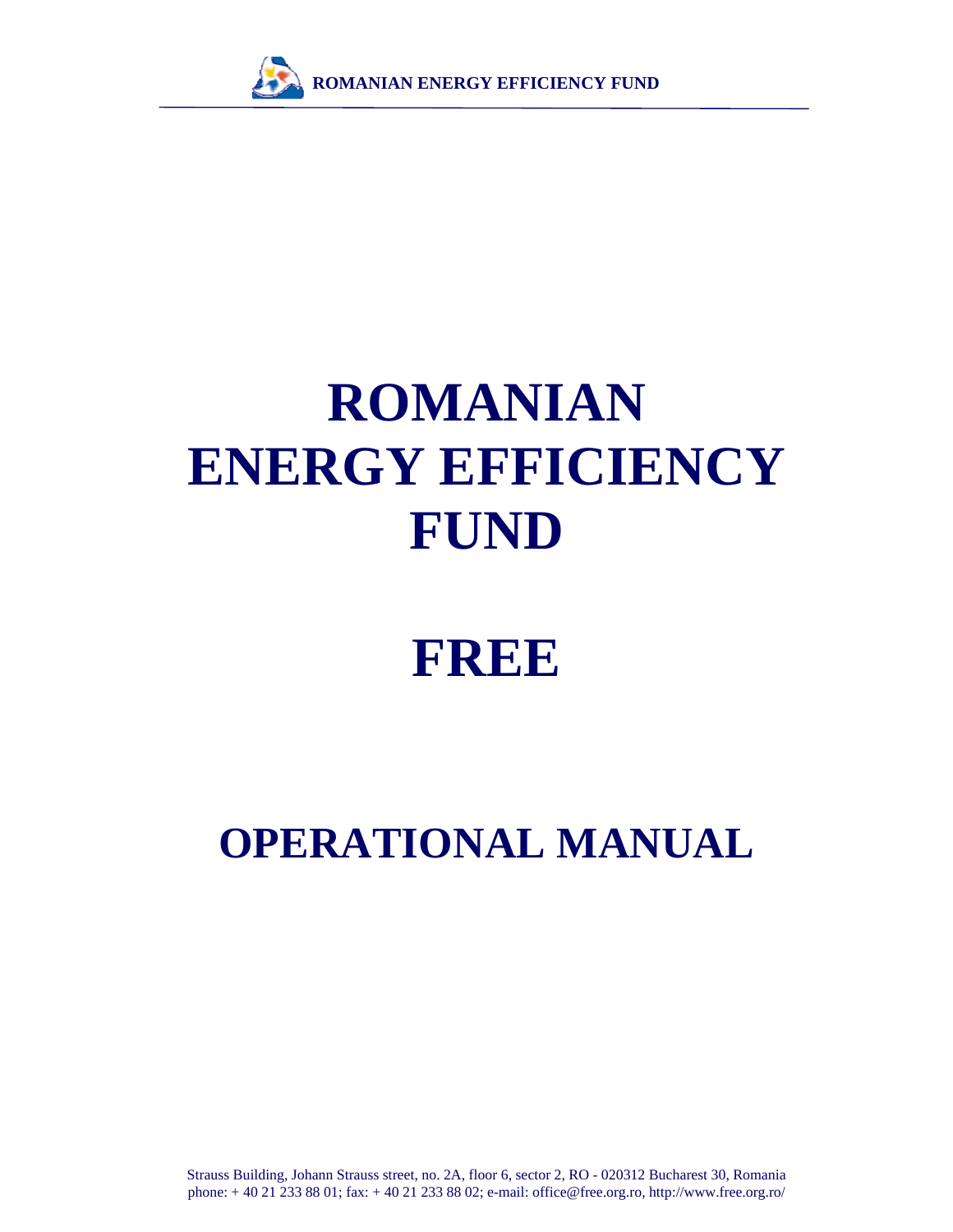# ROMANIAN ENERGY EFFICIENCY FUND

# FREE

## OPERATIONAL MANUAL

Strauss Building, Johann Strauss street, no. 2A, floor 6, sector 2, RO - 020312 Bucharest 30, Romania
phone: + 40 21 233 88 01; fax: + 40 21 233 88 02; e-mail: office@free.org.ro, http://www.free.org.ro/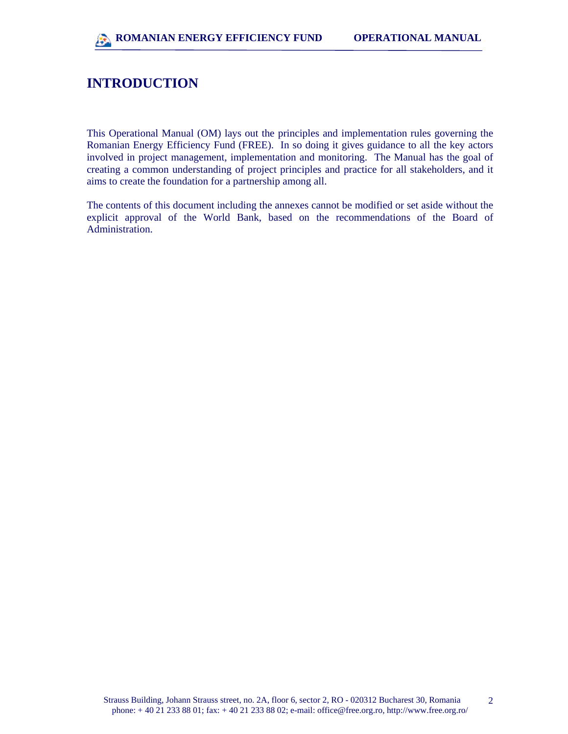# INTRODUCTION

This Operational Manual (OM) lays out the principles and implementation rules governing the Romanian Energy Efficiency Fund (FREE). In so doing it gives guidance to all the key actors involved in project management, implementation and monitoring. The Manual has the goal of creating a common understanding of project principles and practice for all stakeholders, and it aims to create the foundation for a partnership among all.

The contents of this document including the annexes cannot be modified or set aside without the explicit approval of the World Bank, based on the recommendations of the Board of Administration.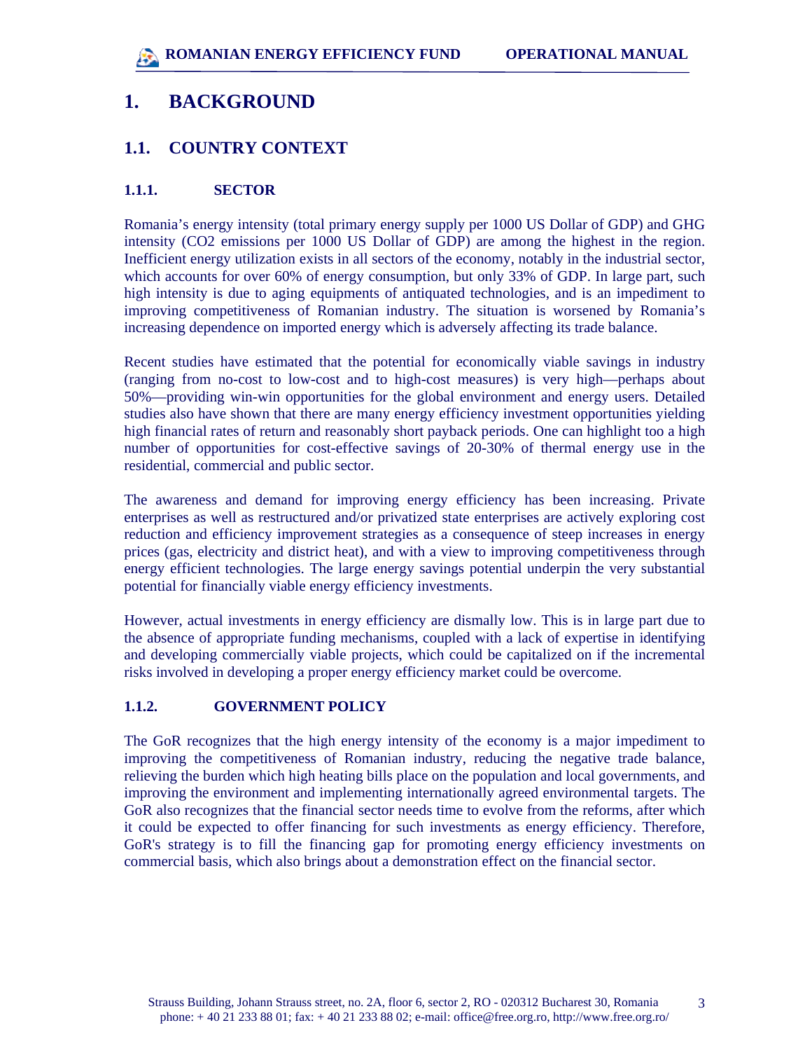# 1. BACKGROUND

## 1.1. COUNTRY CONTEXT

### 1.1.1. SECTOR

Romania's energy intensity (total primary energy supply per 1000 US Dollar of GDP) and GHG intensity ($CO_2$ emissions per 1000 US Dollar of GDP) are among the highest in the region. Inefficient energy utilization exists in all sectors of the economy, notably in the industrial sector, which accounts for over 60% of energy consumption, but only 33% of GDP. In large part, such high intensity is due to aging equipments of antiquated technologies, and is an impediment to improving competitiveness of Romanian industry. The situation is worsened by Romania's increasing dependence on imported energy which is adversely affecting its trade balance.

Recent studies have estimated that the potential for economically viable savings in industry (ranging from no-cost to low-cost and to high-cost measures) is very high—perhaps about 50%—providing win-win opportunities for the global environment and energy users. Detailed studies also have shown that there are many energy efficiency investment opportunities yielding high financial rates of return and reasonably short payback periods. One can highlight too a high number of opportunities for cost-effective savings of 20-30% of thermal energy use in the residential, commercial and public sector.

The awareness and demand for improving energy efficiency has been increasing. Private enterprises as well as restructured and/or privatized state enterprises are actively exploring cost reduction and efficiency improvement strategies as a consequence of steep increases in energy prices (gas, electricity and district heat), and with a view to improving competitiveness through energy efficient technologies. The large energy savings potential underpin the very substantial potential for financially viable energy efficiency investments.

However, actual investments in energy efficiency are dismally low. This is in large part due to the absence of appropriate funding mechanisms, coupled with a lack of expertise in identifying and developing commercially viable projects, which could be capitalized on if the incremental risks involved in developing a proper energy efficiency market could be overcome.

### 1.1.2. GOVERNMENT POLICY

The GoR recognizes that the high energy intensity of the economy is a major impediment to improving the competitiveness of Romanian industry, reducing the negative trade balance, relieving the burden which high heating bills place on the population and local governments, and improving the environment and implementing internationally agreed environmental targets. The GoR also recognizes that the financial sector needs time to evolve from the reforms, after which it could be expected to offer financing for such investments as energy efficiency. Therefore, GoR's strategy is to fill the financing gap for promoting energy efficiency investments on commercial basis, which also brings about a demonstration effect on the financial sector.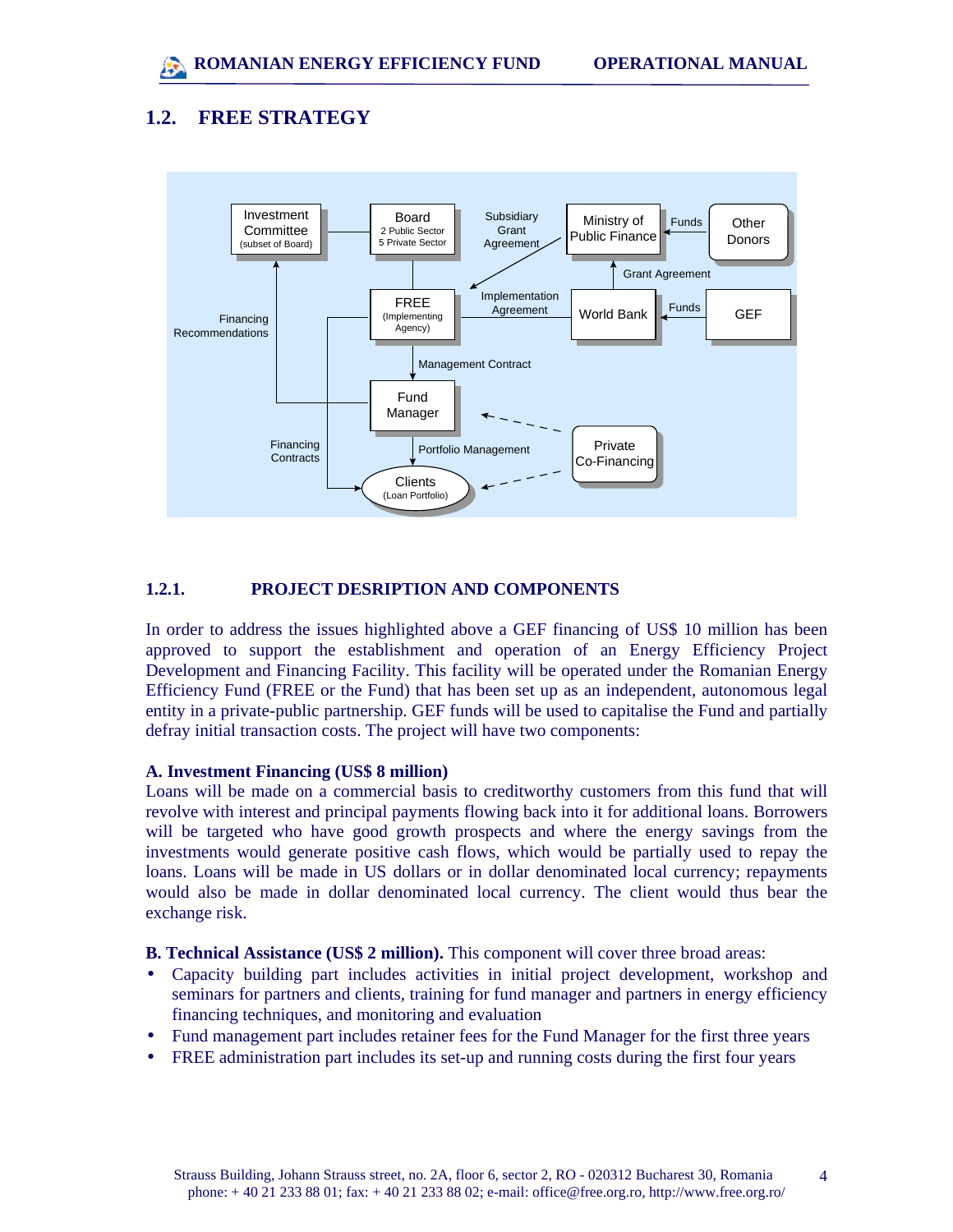## 1.2. FREE STRATEGY

Investment Committee (subset of Board)

Board
2 Public Sector
5 Private Sector

Subsidiary Grant Agreement

Ministry of Public Finance

Funds

Other Donors

Grant Agreement

Financing Recommendations

FREE (Implementing Agency)

Implementation Agreement

World Bank

Funds

GEF

Management Contract

Fund Manager

Financing Contracts

Portfolio Management

Private Co-Financing

Clients (Loan Portfolio)

### 1.2.1. PROJECT DESRIPTION AND COMPONENTS

In order to address the issues highlighted above a GEF financing of US$ 10 million has been approved to support the establishment and operation of an Energy Efficiency Project Development and Financing Facility. This facility will be operated under the Romanian Energy Efficiency Fund (FREE or the Fund) that has been set up as an independent, autonomous legal entity in a private-public partnership. GEF funds will be used to capitalise the Fund and partially defray initial transaction costs. The project will have two components:

**A. Investment Financing (US$ 8 million)**
Loans will be made on a commercial basis to creditworthy customers from this fund that will revolve with interest and principal payments flowing back into it for additional loans. Borrowers will be targeted who have good growth prospects and where the energy savings from the investments would generate positive cash flows, which would be partially used to repay the loans. Loans will be made in US dollars or in dollar denominated local currency; repayments would also be made in dollar denominated local currency. The client would thus bear the exchange risk.

**B. Technical Assistance (US$ 2 million).** This component will cover three broad areas:

- Capacity building part includes activities in initial project development, workshop and seminars for partners and clients, training for fund manager and partners in energy efficiency financing techniques, and monitoring and evaluation
- Fund management part includes retainer fees for the Fund Manager for the first three years
- FREE administration part includes its set-up and running costs during the first four years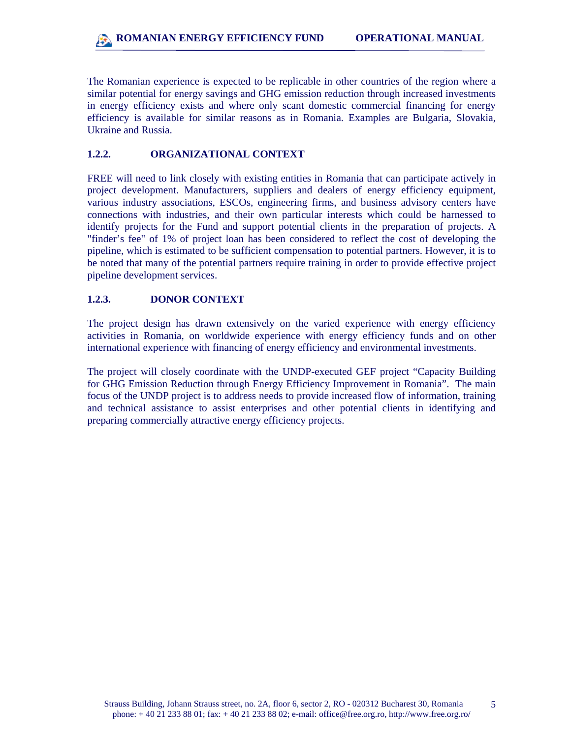The Romanian experience is expected to be replicable in other countries of the region where a similar potential for energy savings and GHG emission reduction through increased investments in energy efficiency exists and where only scant domestic commercial financing for energy efficiency is available for similar reasons as in Romania. Examples are Bulgaria, Slovakia, Ukraine and Russia.

### 1.2.2. ORGANIZATIONAL CONTEXT

FREE will need to link closely with existing entities in Romania that can participate actively in project development. Manufacturers, suppliers and dealers of energy efficiency equipment, various industry associations, ESCOs, engineering firms, and business advisory centers have connections with industries, and their own particular interests which could be harnessed to identify projects for the Fund and support potential clients in the preparation of projects. A "finder's fee" of 1% of project loan has been considered to reflect the cost of developing the pipeline, which is estimated to be sufficient compensation to potential partners. However, it is to be noted that many of the potential partners require training in order to provide effective project pipeline development services.

### 1.2.3. DONOR CONTEXT

The project design has drawn extensively on the varied experience with energy efficiency activities in Romania, on worldwide experience with energy efficiency funds and on other international experience with financing of energy efficiency and environmental investments.

The project will closely coordinate with the UNDP-executed GEF project "Capacity Building for GHG Emission Reduction through Energy Efficiency Improvement in Romania". The main focus of the UNDP project is to address needs to provide increased flow of information, training and technical assistance to assist enterprises and other potential clients in identifying and preparing commercially attractive energy efficiency projects.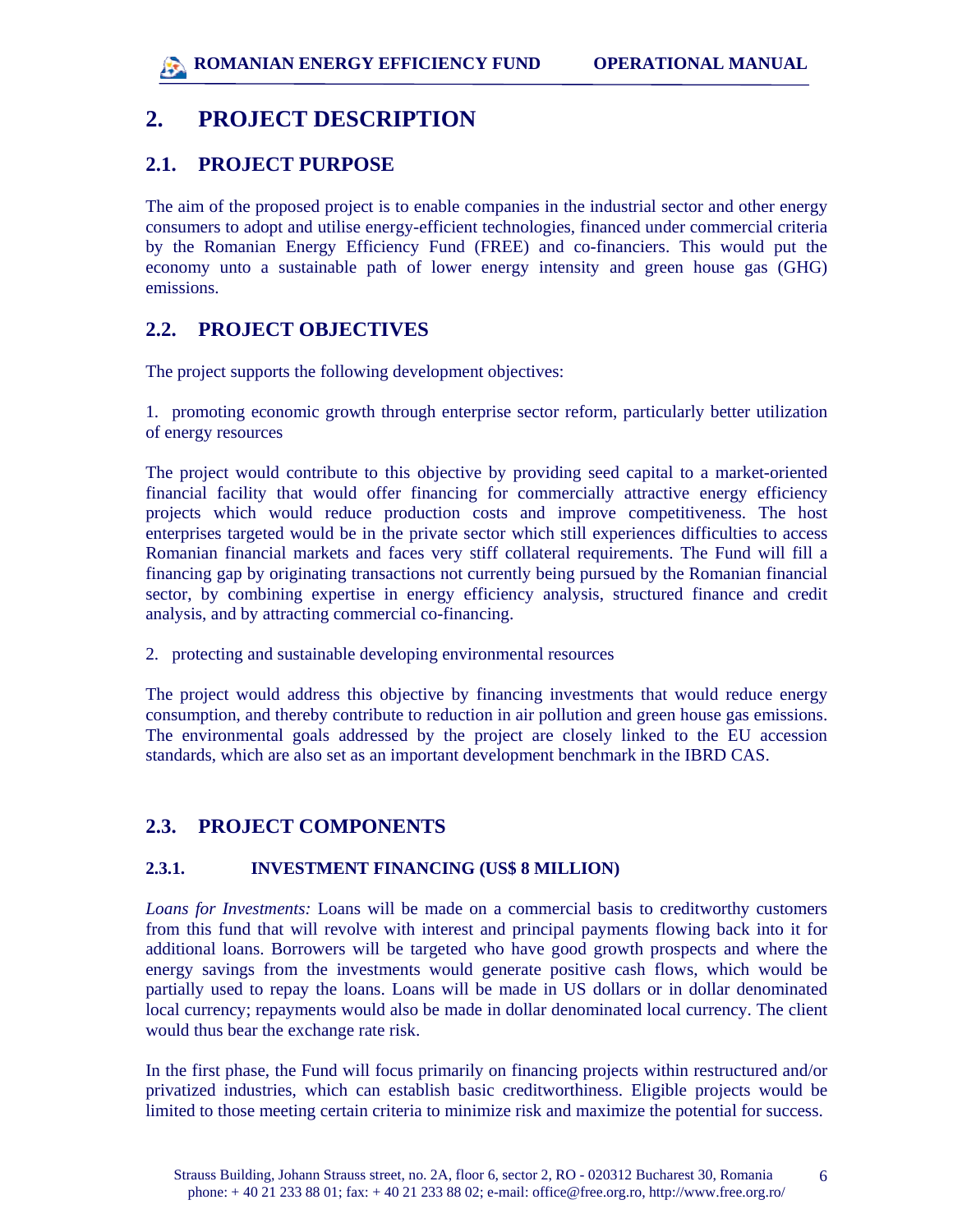# 2. PROJECT DESCRIPTION

## 2.1. PROJECT PURPOSE

The aim of the proposed project is to enable companies in the industrial sector and other energy consumers to adopt and utilise energy-efficient technologies, financed under commercial criteria by the Romanian Energy Efficiency Fund (FREE) and co-financiers. This would put the economy unto a sustainable path of lower energy intensity and green house gas (GHG) emissions.

## 2.2. PROJECT OBJECTIVES

The project supports the following development objectives:

1. promoting economic growth through enterprise sector reform, particularly better utilization of energy resources

The project would contribute to this objective by providing seed capital to a market-oriented financial facility that would offer financing for commercially attractive energy efficiency projects which would reduce production costs and improve competitiveness. The host enterprises targeted would be in the private sector which still experiences difficulties to access Romanian financial markets and faces very stiff collateral requirements. The Fund will fill a financing gap by originating transactions not currently being pursued by the Romanian financial sector, by combining expertise in energy efficiency analysis, structured finance and credit analysis, and by attracting commercial co-financing.

2. protecting and sustainable developing environmental resources

The project would address this objective by financing investments that would reduce energy consumption, and thereby contribute to reduction in air pollution and green house gas emissions. The environmental goals addressed by the project are closely linked to the EU accession standards, which are also set as an important development benchmark in the IBRD CAS.

## 2.3. PROJECT COMPONENTS

### 2.3.1. INVESTMENT FINANCING (US$ 8 MILLION)

*Loans for Investments:* Loans will be made on a commercial basis to creditworthy customers from this fund that will revolve with interest and principal payments flowing back into it for additional loans. Borrowers will be targeted who have good growth prospects and where the energy savings from the investments would generate positive cash flows, which would be partially used to repay the loans. Loans will be made in US dollars or in dollar denominated local currency; repayments would also be made in dollar denominated local currency. The client would thus bear the exchange rate risk.

In the first phase, the Fund will focus primarily on financing projects within restructured and/or privatized industries, which can establish basic creditworthiness. Eligible projects would be limited to those meeting certain criteria to minimize risk and maximize the potential for success.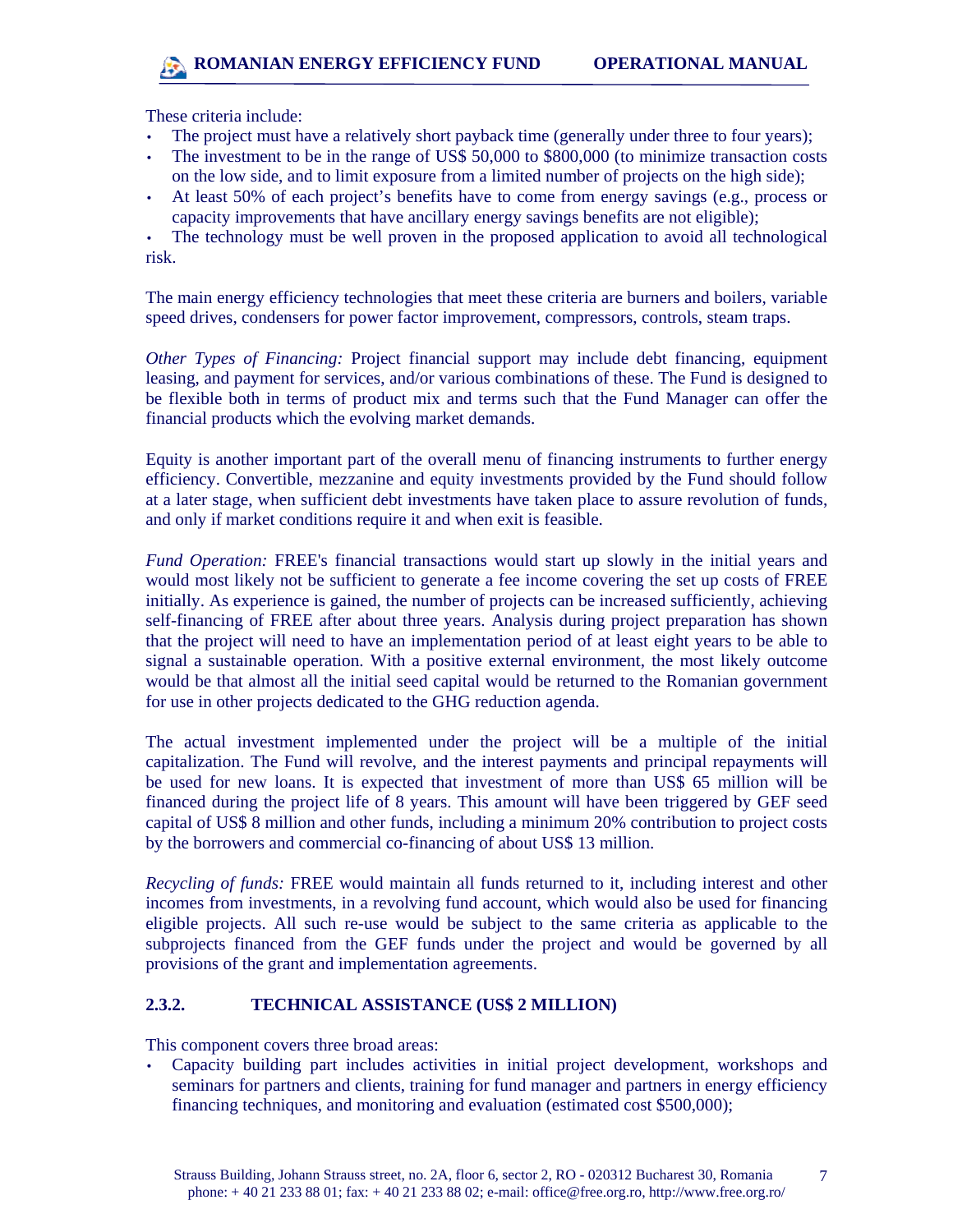These criteria include:

- The project must have a relatively short payback time (generally under three to four years);
- The investment to be in the range of US$ 50,000 to $800,000 (to minimize transaction costs on the low side, and to limit exposure from a limited number of projects on the high side);
- At least 50% of each project's benefits have to come from energy savings (e.g., process or capacity improvements that have ancillary energy savings benefits are not eligible);
- The technology must be well proven in the proposed application to avoid all technological risk.

The main energy efficiency technologies that meet these criteria are burners and boilers, variable speed drives, condensers for power factor improvement, compressors, controls, steam traps.

*Other Types of Financing:* Project financial support may include debt financing, equipment leasing, and payment for services, and/or various combinations of these. The Fund is designed to be flexible both in terms of product mix and terms such that the Fund Manager can offer the financial products which the evolving market demands.

Equity is another important part of the overall menu of financing instruments to further energy efficiency. Convertible, mezzanine and equity investments provided by the Fund should follow at a later stage, when sufficient debt investments have taken place to assure revolution of funds, and only if market conditions require it and when exit is feasible.

*Fund Operation:* FREE's financial transactions would start up slowly in the initial years and would most likely not be sufficient to generate a fee income covering the set up costs of FREE initially. As experience is gained, the number of projects can be increased sufficiently, achieving self-financing of FREE after about three years. Analysis during project preparation has shown that the project will need to have an implementation period of at least eight years to be able to signal a sustainable operation. With a positive external environment, the most likely outcome would be that almost all the initial seed capital would be returned to the Romanian government for use in other projects dedicated to the GHG reduction agenda.

The actual investment implemented under the project will be a multiple of the initial capitalization. The Fund will revolve, and the interest payments and principal repayments will be used for new loans. It is expected that investment of more than US$ 65 million will be financed during the project life of 8 years. This amount will have been triggered by GEF seed capital of US$ 8 million and other funds, including a minimum 20% contribution to project costs by the borrowers and commercial co-financing of about US$ 13 million.

*Recycling of funds:* FREE would maintain all funds returned to it, including interest and other incomes from investments, in a revolving fund account, which would also be used for financing eligible projects. All such re-use would be subject to the same criteria as applicable to the subprojects financed from the GEF funds under the project and would be governed by all provisions of the grant and implementation agreements.

### 2.3.2. TECHNICAL ASSISTANCE (US$ 2 MILLION)

This component covers three broad areas:

- Capacity building part includes activities in initial project development, workshops and seminars for partners and clients, training for fund manager and partners in energy efficiency financing techniques, and monitoring and evaluation (estimated cost $500,000);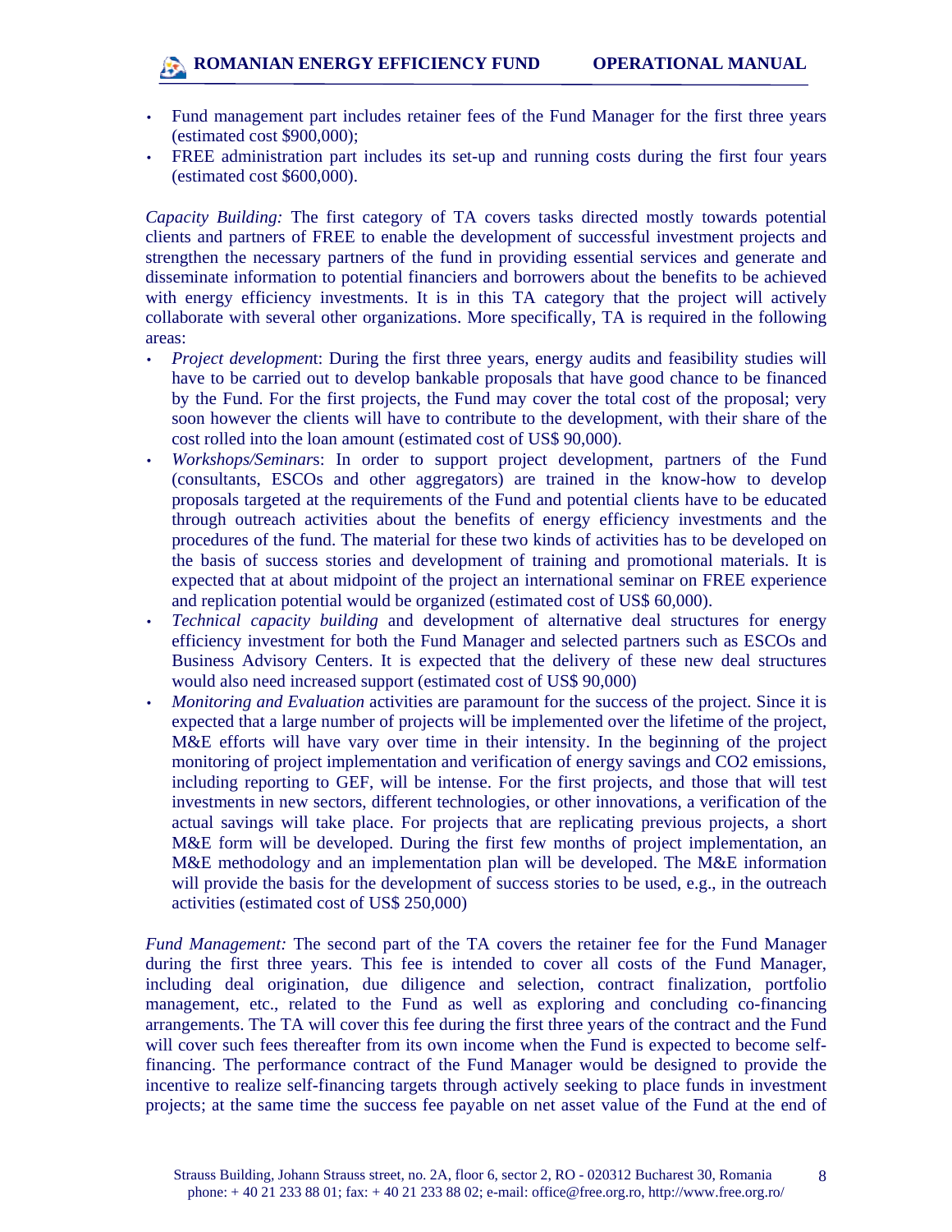- Fund management part includes retainer fees of the Fund Manager for the first three years (estimated cost $900,000);
- FREE administration part includes its set-up and running costs during the first four years (estimated cost $600,000).

*Capacity Building:* The first category of TA covers tasks directed mostly towards potential clients and partners of FREE to enable the development of successful investment projects and strengthen the necessary partners of the fund in providing essential services and generate and disseminate information to potential financiers and borrowers about the benefits to be achieved with energy efficiency investments. It is in this TA category that the project will actively collaborate with several other organizations. More specifically, TA is required in the following areas:

- *Project development*: During the first three years, energy audits and feasibility studies will have to be carried out to develop bankable proposals that have good chance to be financed by the Fund. For the first projects, the Fund may cover the total cost of the proposal; very soon however the clients will have to contribute to the development, with their share of the cost rolled into the loan amount (estimated cost of US$ 90,000).
- *Workshops/Seminars*: In order to support project development, partners of the Fund (consultants, ESCOs and other aggregators) are trained in the know-how to develop proposals targeted at the requirements of the Fund and potential clients have to be educated through outreach activities about the benefits of energy efficiency investments and the procedures of the fund. The material for these two kinds of activities has to be developed on the basis of success stories and development of training and promotional materials. It is expected that at about midpoint of the project an international seminar on FREE experience and replication potential would be organized (estimated cost of US$ 60,000).
- *Technical capacity building* and development of alternative deal structures for energy efficiency investment for both the Fund Manager and selected partners such as ESCOs and Business Advisory Centers. It is expected that the delivery of these new deal structures would also need increased support (estimated cost of US$ 90,000)
- *Monitoring and Evaluation* activities are paramount for the success of the project. Since it is expected that a large number of projects will be implemented over the lifetime of the project, M&E efforts will have vary over time in their intensity. In the beginning of the project monitoring of project implementation and verification of energy savings and CO2 emissions, including reporting to GEF, will be intense. For the first projects, and those that will test investments in new sectors, different technologies, or other innovations, a verification of the actual savings will take place. For projects that are replicating previous projects, a short M&E form will be developed. During the first few months of project implementation, an M&E methodology and an implementation plan will be developed. The M&E information will provide the basis for the development of success stories to be used, e.g., in the outreach activities (estimated cost of US$ 250,000)

*Fund Management:* The second part of the TA covers the retainer fee for the Fund Manager during the first three years. This fee is intended to cover all costs of the Fund Manager, including deal origination, due diligence and selection, contract finalization, portfolio management, etc., related to the Fund as well as exploring and concluding co-financing arrangements. The TA will cover this fee during the first three years of the contract and the Fund will cover such fees thereafter from its own income when the Fund is expected to become self-financing. The performance contract of the Fund Manager would be designed to provide the incentive to realize self-financing targets through actively seeking to place funds in investment projects; at the same time the success fee payable on net asset value of the Fund at the end of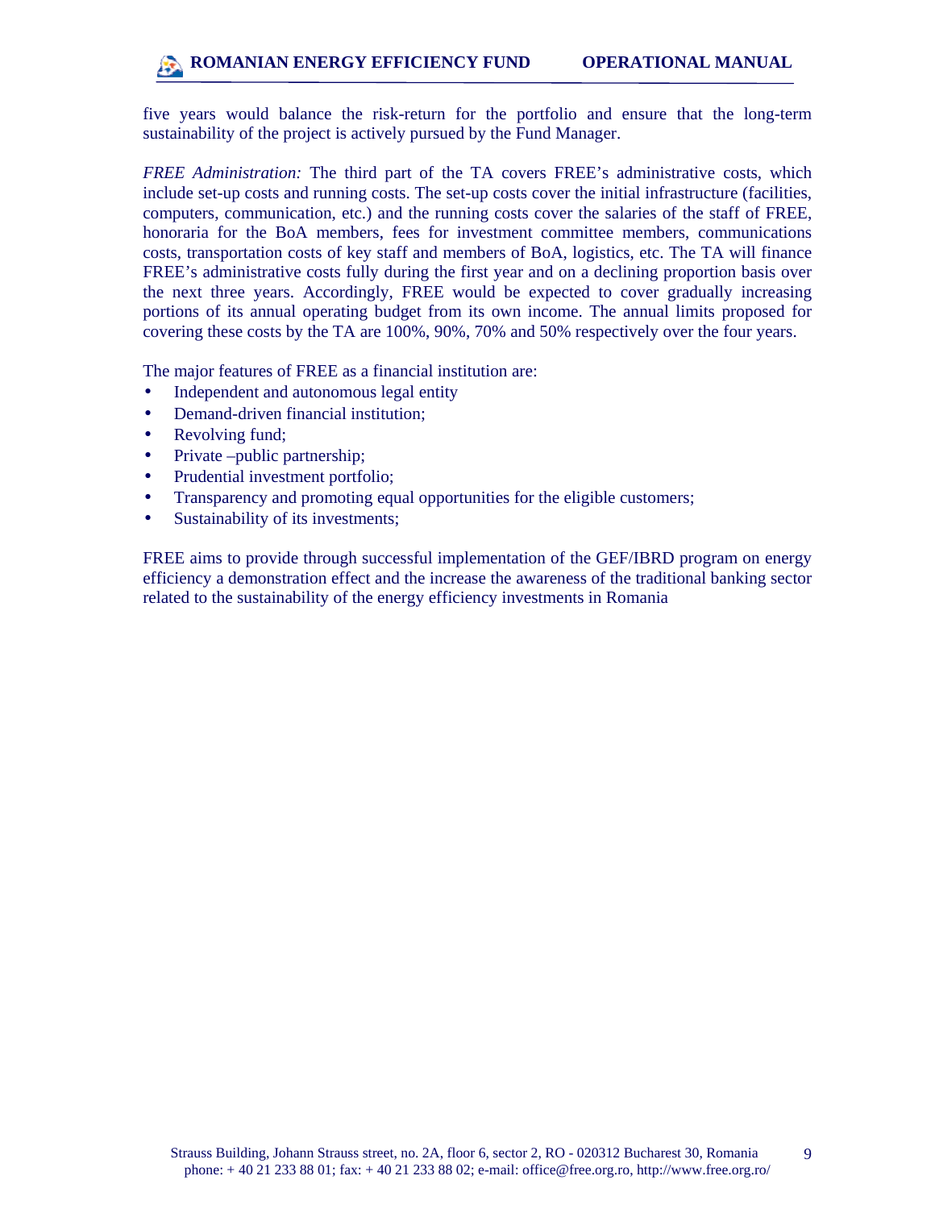five years would balance the risk-return for the portfolio and ensure that the long-term sustainability of the project is actively pursued by the Fund Manager.

*FREE Administration:* The third part of the TA covers FREE's administrative costs, which include set-up costs and running costs. The set-up costs cover the initial infrastructure (facilities, computers, communication, etc.) and the running costs cover the salaries of the staff of FREE, honoraria for the BoA members, fees for investment committee members, communications costs, transportation costs of key staff and members of BoA, logistics, etc. The TA will finance FREE's administrative costs fully during the first year and on a declining proportion basis over the next three years. Accordingly, FREE would be expected to cover gradually increasing portions of its annual operating budget from its own income. The annual limits proposed for covering these costs by the TA are 100%, 90%, 70% and 50% respectively over the four years.

The major features of FREE as a financial institution are:

- Independent and autonomous legal entity
- Demand-driven financial institution;
- Revolving fund;
- Private –public partnership;
- Prudential investment portfolio;
- Transparency and promoting equal opportunities for the eligible customers;
- Sustainability of its investments;

FREE aims to provide through successful implementation of the GEF/IBRD program on energy efficiency a demonstration effect and the increase the awareness of the traditional banking sector related to the sustainability of the energy efficiency investments in Romania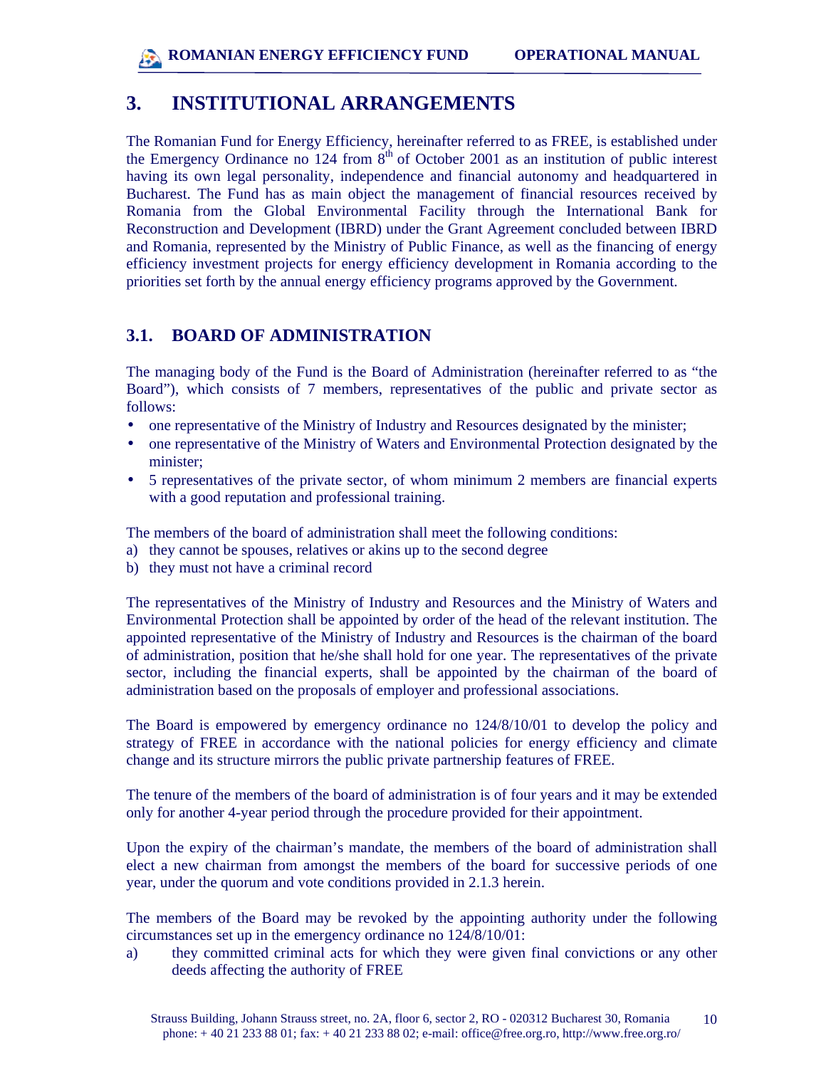# 3. INSTITUTIONAL ARRANGEMENTS

The Romanian Fund for Energy Efficiency, hereinafter referred to as FREE, is established under the Emergency Ordinance no 124 from 8th of October 2001 as an institution of public interest having its own legal personality, independence and financial autonomy and headquartered in Bucharest. The Fund has as main object the management of financial resources received by Romania from the Global Environmental Facility through the International Bank for Reconstruction and Development (IBRD) under the Grant Agreement concluded between IBRD and Romania, represented by the Ministry of Public Finance, as well as the financing of energy efficiency investment projects for energy efficiency development in Romania according to the priorities set forth by the annual energy efficiency programs approved by the Government.

## 3.1. BOARD OF ADMINISTRATION

The managing body of the Fund is the Board of Administration (hereinafter referred to as "the Board"), which consists of 7 members, representatives of the public and private sector as follows:

- one representative of the Ministry of Industry and Resources designated by the minister;
- one representative of the Ministry of Waters and Environmental Protection designated by the minister;
- 5 representatives of the private sector, of whom minimum 2 members are financial experts with a good reputation and professional training.

The members of the board of administration shall meet the following conditions:

a) they cannot be spouses, relatives or akins up to the second degree
b) they must not have a criminal record

The representatives of the Ministry of Industry and Resources and the Ministry of Waters and Environmental Protection shall be appointed by order of the head of the relevant institution. The appointed representative of the Ministry of Industry and Resources is the chairman of the board of administration, position that he/she shall hold for one year. The representatives of the private sector, including the financial experts, shall be appointed by the chairman of the board of administration based on the proposals of employer and professional associations.

The Board is empowered by emergency ordinance no 124/8/10/01 to develop the policy and strategy of FREE in accordance with the national policies for energy efficiency and climate change and its structure mirrors the public private partnership features of FREE.

The tenure of the members of the board of administration is of four years and it may be extended only for another 4-year period through the procedure provided for their appointment.

Upon the expiry of the chairman's mandate, the members of the board of administration shall elect a new chairman from amongst the members of the board for successive periods of one year, under the quorum and vote conditions provided in 2.1.3 herein.

The members of the Board may be revoked by the appointing authority under the following circumstances set up in the emergency ordinance no 124/8/10/01:

a) they committed criminal acts for which they were given final convictions or any other deeds affecting the authority of FREE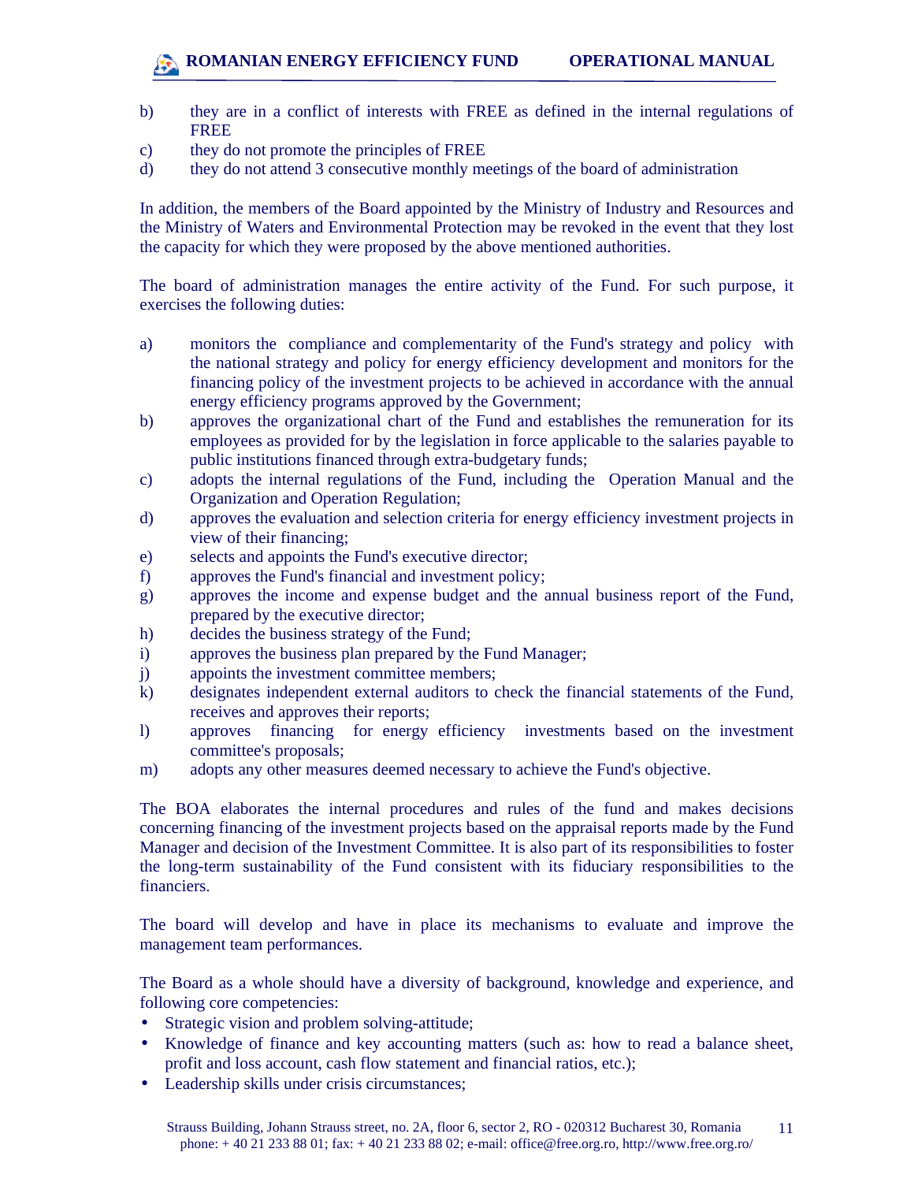b) they are in a conflict of interests with FREE as defined in the internal regulations of FREE
c) they do not promote the principles of FREE
d) they do not attend 3 consecutive monthly meetings of the board of administration

In addition, the members of the Board appointed by the Ministry of Industry and Resources and the Ministry of Waters and Environmental Protection may be revoked in the event that they lost the capacity for which they were proposed by the above mentioned authorities.

The board of administration manages the entire activity of the Fund. For such purpose, it exercises the following duties:

a) monitors the compliance and complementarity of the Fund's strategy and policy with the national strategy and policy for energy efficiency development and monitors for the financing policy of the investment projects to be achieved in accordance with the annual energy efficiency programs approved by the Government;
b) approves the organizational chart of the Fund and establishes the remuneration for its employees as provided for by the legislation in force applicable to the salaries payable to public institutions financed through extra-budgetary funds;
c) adopts the internal regulations of the Fund, including the Operation Manual and the Organization and Operation Regulation;
d) approves the evaluation and selection criteria for energy efficiency investment projects in view of their financing;
e) selects and appoints the Fund's executive director;
f) approves the Fund's financial and investment policy;
g) approves the income and expense budget and the annual business report of the Fund, prepared by the executive director;
h) decides the business strategy of the Fund;
i) approves the business plan prepared by the Fund Manager;
j) appoints the investment committee members;
k) designates independent external auditors to check the financial statements of the Fund, receives and approves their reports;
l) approves financing for energy efficiency investments based on the investment committee's proposals;
m) adopts any other measures deemed necessary to achieve the Fund's objective.

The BOA elaborates the internal procedures and rules of the fund and makes decisions concerning financing of the investment projects based on the appraisal reports made by the Fund Manager and decision of the Investment Committee. It is also part of its responsibilities to foster the long-term sustainability of the Fund consistent with its fiduciary responsibilities to the financiers.

The board will develop and have in place its mechanisms to evaluate and improve the management team performances.

The Board as a whole should have a diversity of background, knowledge and experience, and following core competencies:

- Strategic vision and problem solving-attitude;
- Knowledge of finance and key accounting matters (such as: how to read a balance sheet, profit and loss account, cash flow statement and financial ratios, etc.);
- Leadership skills under crisis circumstances;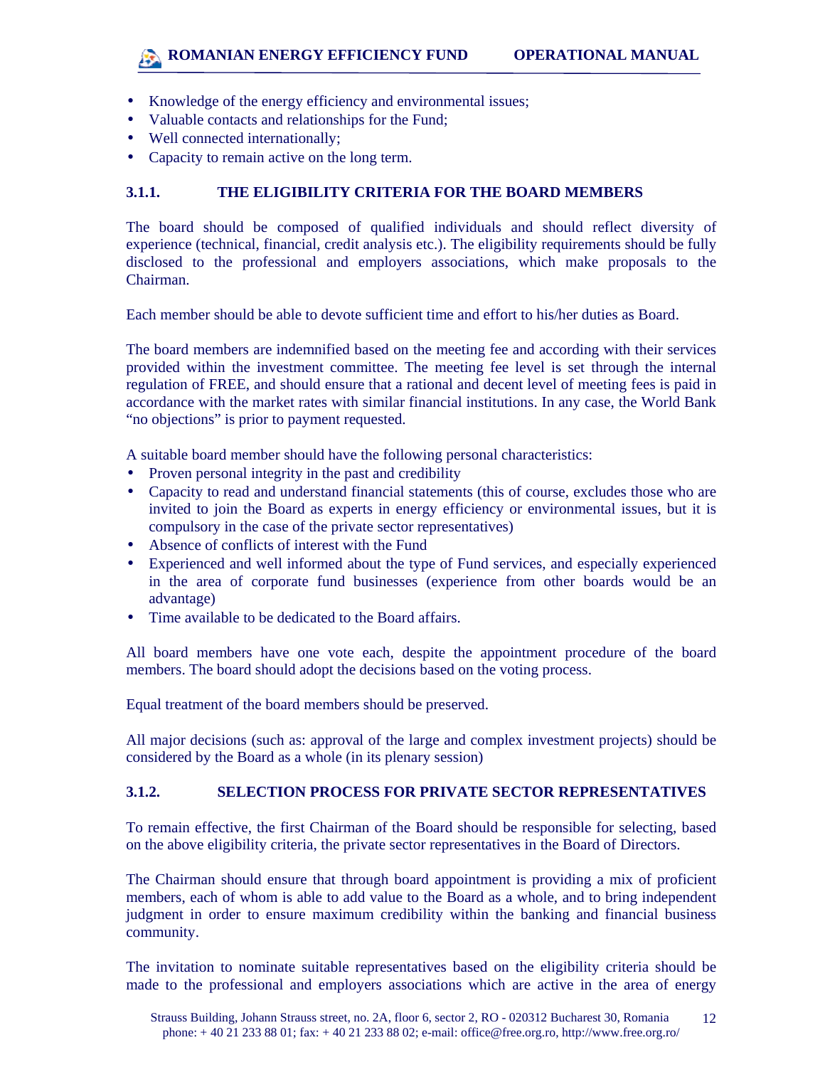- Knowledge of the energy efficiency and environmental issues;
- Valuable contacts and relationships for the Fund;
- Well connected internationally;
- Capacity to remain active on the long term.

### 3.1.1. THE ELIGIBILITY CRITERIA FOR THE BOARD MEMBERS

The board should be composed of qualified individuals and should reflect diversity of experience (technical, financial, credit analysis etc.). The eligibility requirements should be fully disclosed to the professional and employers associations, which make proposals to the Chairman.

Each member should be able to devote sufficient time and effort to his/her duties as Board.

The board members are indemnified based on the meeting fee and according with their services provided within the investment committee. The meeting fee level is set through the internal regulation of FREE, and should ensure that a rational and decent level of meeting fees is paid in accordance with the market rates with similar financial institutions. In any case, the World Bank "no objections" is prior to payment requested.

A suitable board member should have the following personal characteristics:

- Proven personal integrity in the past and credibility
- Capacity to read and understand financial statements (this of course, excludes those who are invited to join the Board as experts in energy efficiency or environmental issues, but it is compulsory in the case of the private sector representatives)
- Absence of conflicts of interest with the Fund
- Experienced and well informed about the type of Fund services, and especially experienced in the area of corporate fund businesses (experience from other boards would be an advantage)
- Time available to be dedicated to the Board affairs.

All board members have one vote each, despite the appointment procedure of the board members. The board should adopt the decisions based on the voting process.

Equal treatment of the board members should be preserved.

All major decisions (such as: approval of the large and complex investment projects) should be considered by the Board as a whole (in its plenary session)

### 3.1.2. SELECTION PROCESS FOR PRIVATE SECTOR REPRESENTATIVES

To remain effective, the first Chairman of the Board should be responsible for selecting, based on the above eligibility criteria, the private sector representatives in the Board of Directors.

The Chairman should ensure that through board appointment is providing a mix of proficient members, each of whom is able to add value to the Board as a whole, and to bring independent judgment in order to ensure maximum credibility within the banking and financial business community.

The invitation to nominate suitable representatives based on the eligibility criteria should be made to the professional and employers associations which are active in the area of energy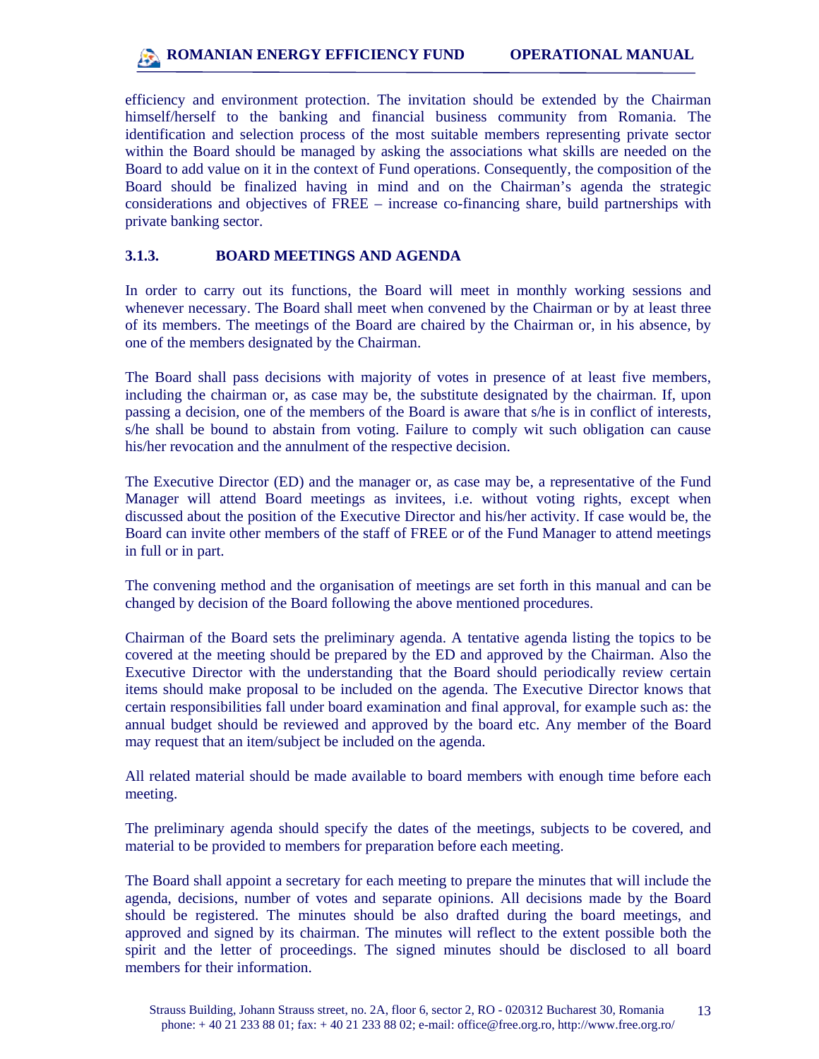efficiency and environment protection. The invitation should be extended by the Chairman himself/herself to the banking and financial business community from Romania. The identification and selection process of the most suitable members representing private sector within the Board should be managed by asking the associations what skills are needed on the Board to add value on it in the context of Fund operations. Consequently, the composition of the Board should be finalized having in mind and on the Chairman's agenda the strategic considerations and objectives of FREE – increase co-financing share, build partnerships with private banking sector.

### 3.1.3. BOARD MEETINGS AND AGENDA

In order to carry out its functions, the Board will meet in monthly working sessions and whenever necessary. The Board shall meet when convened by the Chairman or by at least three of its members. The meetings of the Board are chaired by the Chairman or, in his absence, by one of the members designated by the Chairman.

The Board shall pass decisions with majority of votes in presence of at least five members, including the chairman or, as case may be, the substitute designated by the chairman. If, upon passing a decision, one of the members of the Board is aware that s/he is in conflict of interests, s/he shall be bound to abstain from voting. Failure to comply wit such obligation can cause his/her revocation and the annulment of the respective decision.

The Executive Director (ED) and the manager or, as case may be, a representative of the Fund Manager will attend Board meetings as invitees, i.e. without voting rights, except when discussed about the position of the Executive Director and his/her activity. If case would be, the Board can invite other members of the staff of FREE or of the Fund Manager to attend meetings in full or in part.

The convening method and the organisation of meetings are set forth in this manual and can be changed by decision of the Board following the above mentioned procedures.

Chairman of the Board sets the preliminary agenda. A tentative agenda listing the topics to be covered at the meeting should be prepared by the ED and approved by the Chairman. Also the Executive Director with the understanding that the Board should periodically review certain items should make proposal to be included on the agenda. The Executive Director knows that certain responsibilities fall under board examination and final approval, for example such as: the annual budget should be reviewed and approved by the board etc. Any member of the Board may request that an item/subject be included on the agenda.

All related material should be made available to board members with enough time before each meeting.

The preliminary agenda should specify the dates of the meetings, subjects to be covered, and material to be provided to members for preparation before each meeting.

The Board shall appoint a secretary for each meeting to prepare the minutes that will include the agenda, decisions, number of votes and separate opinions. All decisions made by the Board should be registered. The minutes should be also drafted during the board meetings, and approved and signed by its chairman. The minutes will reflect to the extent possible both the spirit and the letter of proceedings. The signed minutes should be disclosed to all board members for their information.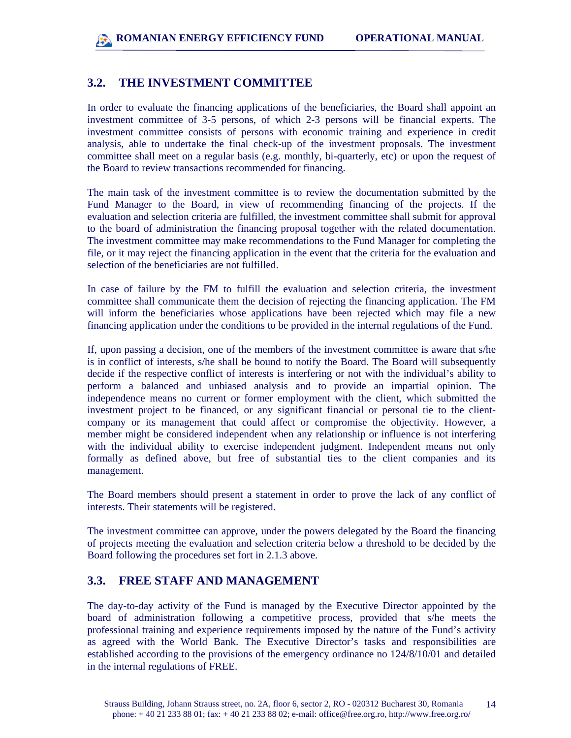## 3.2. THE INVESTMENT COMMITTEE

In order to evaluate the financing applications of the beneficiaries, the Board shall appoint an investment committee of 3-5 persons, of which 2-3 persons will be financial experts. The investment committee consists of persons with economic training and experience in credit analysis, able to undertake the final check-up of the investment proposals. The investment committee shall meet on a regular basis (e.g. monthly, bi-quarterly, etc) or upon the request of the Board to review transactions recommended for financing.

The main task of the investment committee is to review the documentation submitted by the Fund Manager to the Board, in view of recommending financing of the projects. If the evaluation and selection criteria are fulfilled, the investment committee shall submit for approval to the board of administration the financing proposal together with the related documentation. The investment committee may make recommendations to the Fund Manager for completing the file, or it may reject the financing application in the event that the criteria for the evaluation and selection of the beneficiaries are not fulfilled.

In case of failure by the FM to fulfill the evaluation and selection criteria, the investment committee shall communicate them the decision of rejecting the financing application. The FM will inform the beneficiaries whose applications have been rejected which may file a new financing application under the conditions to be provided in the internal regulations of the Fund.

If, upon passing a decision, one of the members of the investment committee is aware that s/he is in conflict of interests, s/he shall be bound to notify the Board. The Board will subsequently decide if the respective conflict of interests is interfering or not with the individual's ability to perform a balanced and unbiased analysis and to provide an impartial opinion. The independence means no current or former employment with the client, which submitted the investment project to be financed, or any significant financial or personal tie to the client-company or its management that could affect or compromise the objectivity. However, a member might be considered independent when any relationship or influence is not interfering with the individual ability to exercise independent judgment. Independent means not only formally as defined above, but free of substantial ties to the client companies and its management.

The Board members should present a statement in order to prove the lack of any conflict of interests. Their statements will be registered.

The investment committee can approve, under the powers delegated by the Board the financing of projects meeting the evaluation and selection criteria below a threshold to be decided by the Board following the procedures set fort in 2.1.3 above.

## 3.3. FREE STAFF AND MANAGEMENT

The day-to-day activity of the Fund is managed by the Executive Director appointed by the board of administration following a competitive process, provided that s/he meets the professional training and experience requirements imposed by the nature of the Fund's activity as agreed with the World Bank. The Executive Director's tasks and responsibilities are established according to the provisions of the emergency ordinance no 124/8/10/01 and detailed in the internal regulations of FREE.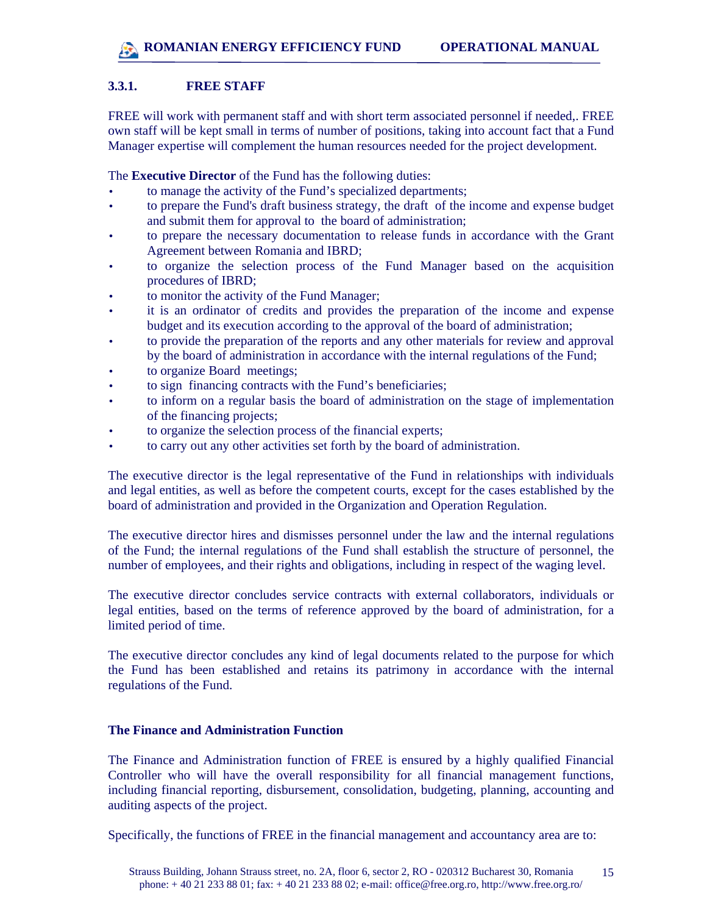### 3.3.1. FREE STAFF

FREE will work with permanent staff and with short term associated personnel if needed,. FREE own staff will be kept small in terms of number of positions, taking into account fact that a Fund Manager expertise will complement the human resources needed for the project development.

The **Executive Director** of the Fund has the following duties:

- to manage the activity of the Fund's specialized departments;
- to prepare the Fund's draft business strategy, the draft of the income and expense budget and submit them for approval to the board of administration;
- to prepare the necessary documentation to release funds in accordance with the Grant Agreement between Romania and IBRD;
- to organize the selection process of the Fund Manager based on the acquisition procedures of IBRD;
- to monitor the activity of the Fund Manager;
- it is an ordinator of credits and provides the preparation of the income and expense budget and its execution according to the approval of the board of administration;
- to provide the preparation of the reports and any other materials for review and approval by the board of administration in accordance with the internal regulations of the Fund;
- to organize Board meetings;
- to sign financing contracts with the Fund's beneficiaries;
- to inform on a regular basis the board of administration on the stage of implementation of the financing projects;
- to organize the selection process of the financial experts;
- to carry out any other activities set forth by the board of administration.

The executive director is the legal representative of the Fund in relationships with individuals and legal entities, as well as before the competent courts, except for the cases established by the board of administration and provided in the Organization and Operation Regulation.

The executive director hires and dismisses personnel under the law and the internal regulations of the Fund; the internal regulations of the Fund shall establish the structure of personnel, the number of employees, and their rights and obligations, including in respect of the waging level.

The executive director concludes service contracts with external collaborators, individuals or legal entities, based on the terms of reference approved by the board of administration, for a limited period of time.

The executive director concludes any kind of legal documents related to the purpose for which the Fund has been established and retains its patrimony in accordance with the internal regulations of the Fund.

**The Finance and Administration Function**

The Finance and Administration function of FREE is ensured by a highly qualified Financial Controller who will have the overall responsibility for all financial management functions, including financial reporting, disbursement, consolidation, budgeting, planning, accounting and auditing aspects of the project.

Specifically, the functions of FREE in the financial management and accountancy area are to: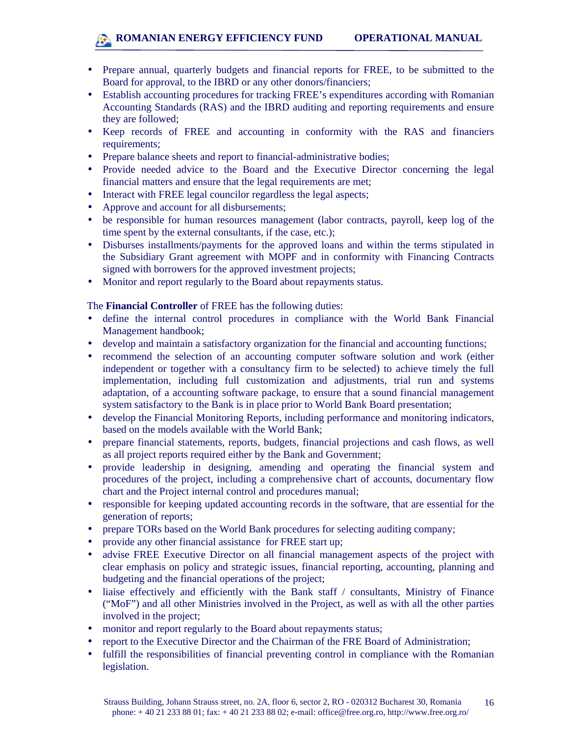- Prepare annual, quarterly budgets and financial reports for FREE, to be submitted to the Board for approval, to the IBRD or any other donors/financiers;
- Establish accounting procedures for tracking FREE's expenditures according with Romanian Accounting Standards (RAS) and the IBRD auditing and reporting requirements and ensure they are followed;
- Keep records of FREE and accounting in conformity with the RAS and financiers requirements;
- Prepare balance sheets and report to financial-administrative bodies;
- Provide needed advice to the Board and the Executive Director concerning the legal financial matters and ensure that the legal requirements are met;
- Interact with FREE legal councilor regardless the legal aspects;
- Approve and account for all disbursements;
- be responsible for human resources management (labor contracts, payroll, keep log of the time spent by the external consultants, if the case, etc.);
- Disburses installments/payments for the approved loans and within the terms stipulated in the Subsidiary Grant agreement with MOPF and in conformity with Financing Contracts signed with borrowers for the approved investment projects;
- Monitor and report regularly to the Board about repayments status.

The **Financial Controller** of FREE has the following duties:

- define the internal control procedures in compliance with the World Bank Financial Management handbook;
- develop and maintain a satisfactory organization for the financial and accounting functions;
- recommend the selection of an accounting computer software solution and work (either independent or together with a consultancy firm to be selected) to achieve timely the full implementation, including full customization and adjustments, trial run and systems adaptation, of a accounting software package, to ensure that a sound financial management system satisfactory to the Bank is in place prior to World Bank Board presentation;
- develop the Financial Monitoring Reports, including performance and monitoring indicators, based on the models available with the World Bank;
- prepare financial statements, reports, budgets, financial projections and cash flows, as well as all project reports required either by the Bank and Government;
- provide leadership in designing, amending and operating the financial system and procedures of the project, including a comprehensive chart of accounts, documentary flow chart and the Project internal control and procedures manual;
- responsible for keeping updated accounting records in the software, that are essential for the generation of reports;
- prepare TORs based on the World Bank procedures for selecting auditing company;
- provide any other financial assistance for FREE start up;
- advise FREE Executive Director on all financial management aspects of the project with clear emphasis on policy and strategic issues, financial reporting, accounting, planning and budgeting and the financial operations of the project;
- liaise effectively and efficiently with the Bank staff / consultants, Ministry of Finance ("MoF") and all other Ministries involved in the Project, as well as with all the other parties involved in the project;
- monitor and report regularly to the Board about repayments status;
- report to the Executive Director and the Chairman of the FRE Board of Administration;
- fulfill the responsibilities of financial preventing control in compliance with the Romanian legislation.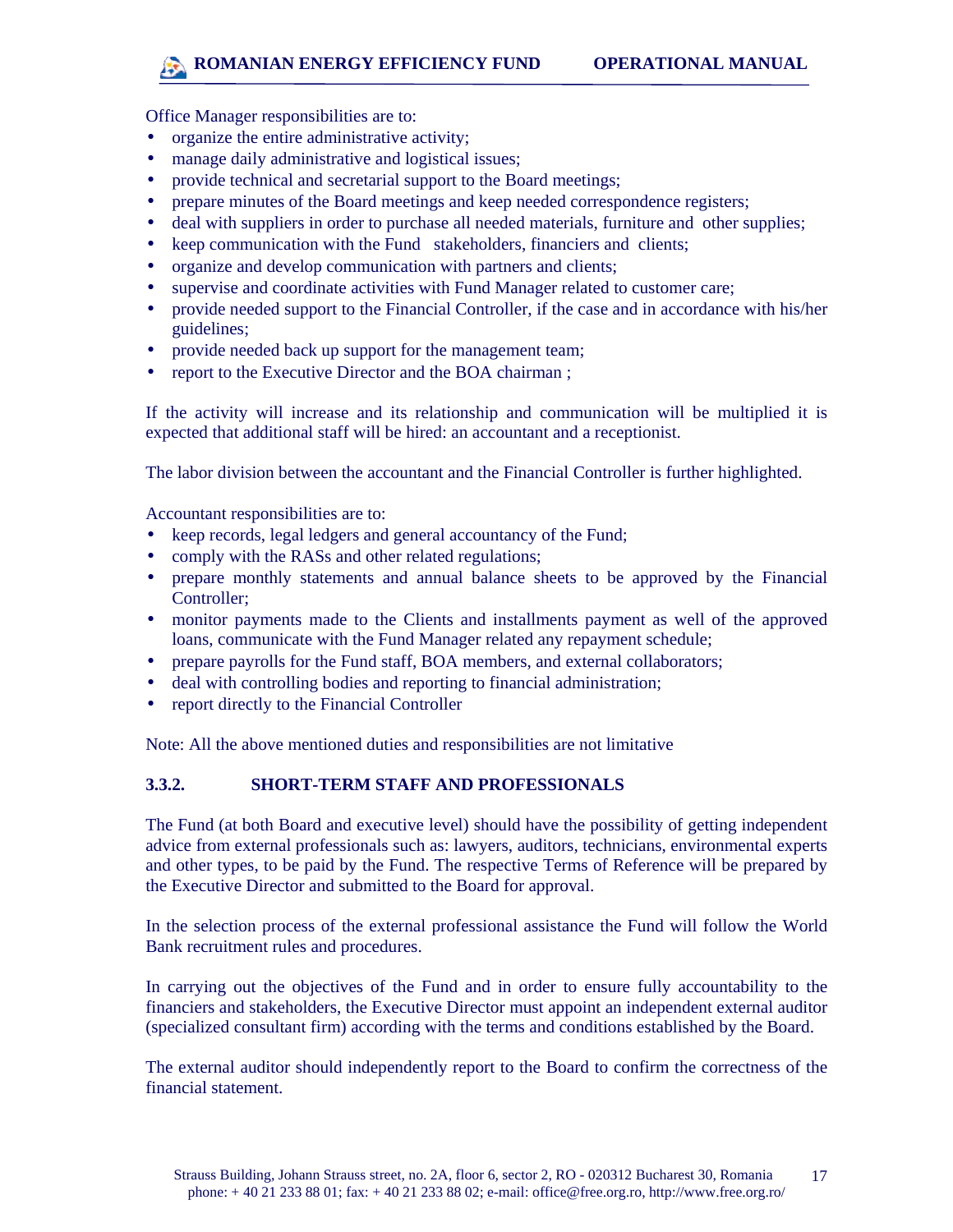Office Manager responsibilities are to:

- organize the entire administrative activity;
- manage daily administrative and logistical issues;
- provide technical and secretarial support to the Board meetings;
- prepare minutes of the Board meetings and keep needed correspondence registers;
- deal with suppliers in order to purchase all needed materials, furniture and other supplies;
- keep communication with the Fund stakeholders, financiers and clients;
- organize and develop communication with partners and clients;
- supervise and coordinate activities with Fund Manager related to customer care;
- provide needed support to the Financial Controller, if the case and in accordance with his/her guidelines;
- provide needed back up support for the management team;
- report to the Executive Director and the BOA chairman ;

If the activity will increase and its relationship and communication will be multiplied it is expected that additional staff will be hired: an accountant and a receptionist.

The labor division between the accountant and the Financial Controller is further highlighted.

Accountant responsibilities are to:

- keep records, legal ledgers and general accountancy of the Fund;
- comply with the RASs and other related regulations;
- prepare monthly statements and annual balance sheets to be approved by the Financial Controller;
- monitor payments made to the Clients and installments payment as well of the approved loans, communicate with the Fund Manager related any repayment schedule;
- prepare payrolls for the Fund staff, BOA members, and external collaborators;
- deal with controlling bodies and reporting to financial administration;
- report directly to the Financial Controller

Note: All the above mentioned duties and responsibilities are not limitative

### 3.3.2. SHORT-TERM STAFF AND PROFESSIONALS

The Fund (at both Board and executive level) should have the possibility of getting independent advice from external professionals such as: lawyers, auditors, technicians, environmental experts and other types, to be paid by the Fund. The respective Terms of Reference will be prepared by the Executive Director and submitted to the Board for approval.

In the selection process of the external professional assistance the Fund will follow the World Bank recruitment rules and procedures.

In carrying out the objectives of the Fund and in order to ensure fully accountability to the financiers and stakeholders, the Executive Director must appoint an independent external auditor (specialized consultant firm) according with the terms and conditions established by the Board.

The external auditor should independently report to the Board to confirm the correctness of the financial statement.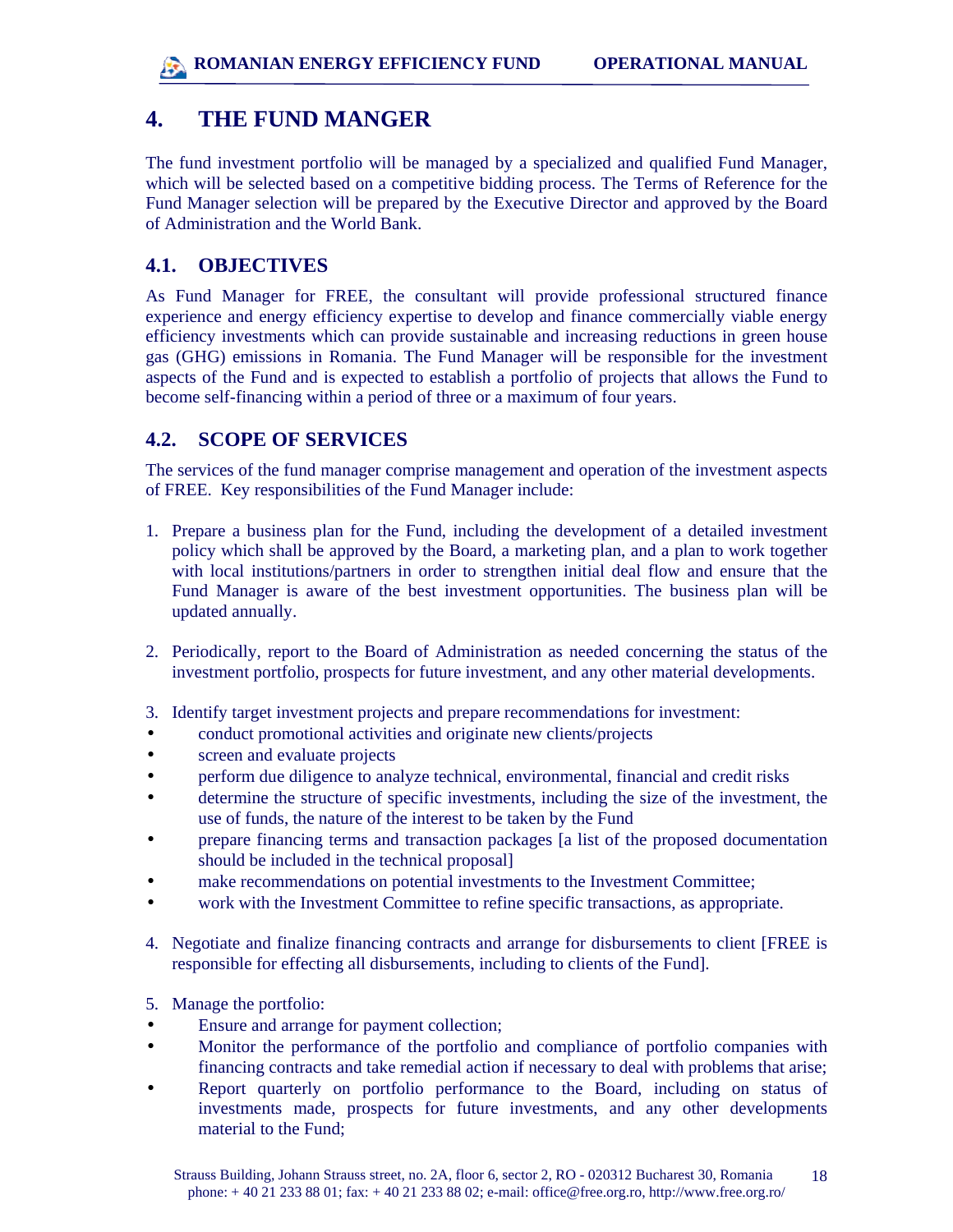# 4. THE FUND MANGER

The fund investment portfolio will be managed by a specialized and qualified Fund Manager, which will be selected based on a competitive bidding process. The Terms of Reference for the Fund Manager selection will be prepared by the Executive Director and approved by the Board of Administration and the World Bank.

## 4.1. OBJECTIVES

As Fund Manager for FREE, the consultant will provide professional structured finance experience and energy efficiency expertise to develop and finance commercially viable energy efficiency investments which can provide sustainable and increasing reductions in green house gas (GHG) emissions in Romania. The Fund Manager will be responsible for the investment aspects of the Fund and is expected to establish a portfolio of projects that allows the Fund to become self-financing within a period of three or a maximum of four years.

## 4.2. SCOPE OF SERVICES

The services of the fund manager comprise management and operation of the investment aspects of FREE. Key responsibilities of the Fund Manager include:

1. Prepare a business plan for the Fund, including the development of a detailed investment policy which shall be approved by the Board, a marketing plan, and a plan to work together with local institutions/partners in order to strengthen initial deal flow and ensure that the Fund Manager is aware of the best investment opportunities. The business plan will be updated annually.

2. Periodically, report to the Board of Administration as needed concerning the status of the investment portfolio, prospects for future investment, and any other material developments.

3. Identify target investment projects and prepare recommendations for investment:
   - conduct promotional activities and originate new clients/projects
   - screen and evaluate projects
   - perform due diligence to analyze technical, environmental, financial and credit risks
   - determine the structure of specific investments, including the size of the investment, the use of funds, the nature of the interest to be taken by the Fund
   - prepare financing terms and transaction packages [a list of the proposed documentation should be included in the technical proposal]
   - make recommendations on potential investments to the Investment Committee;
   - work with the Investment Committee to refine specific transactions, as appropriate.

4. Negotiate and finalize financing contracts and arrange for disbursements to client [FREE is responsible for effecting all disbursements, including to clients of the Fund].

5. Manage the portfolio:
   - Ensure and arrange for payment collection;
   - Monitor the performance of the portfolio and compliance of portfolio companies with financing contracts and take remedial action if necessary to deal with problems that arise;
   - Report quarterly on portfolio performance to the Board, including on status of investments made, prospects for future investments, and any other developments material to the Fund;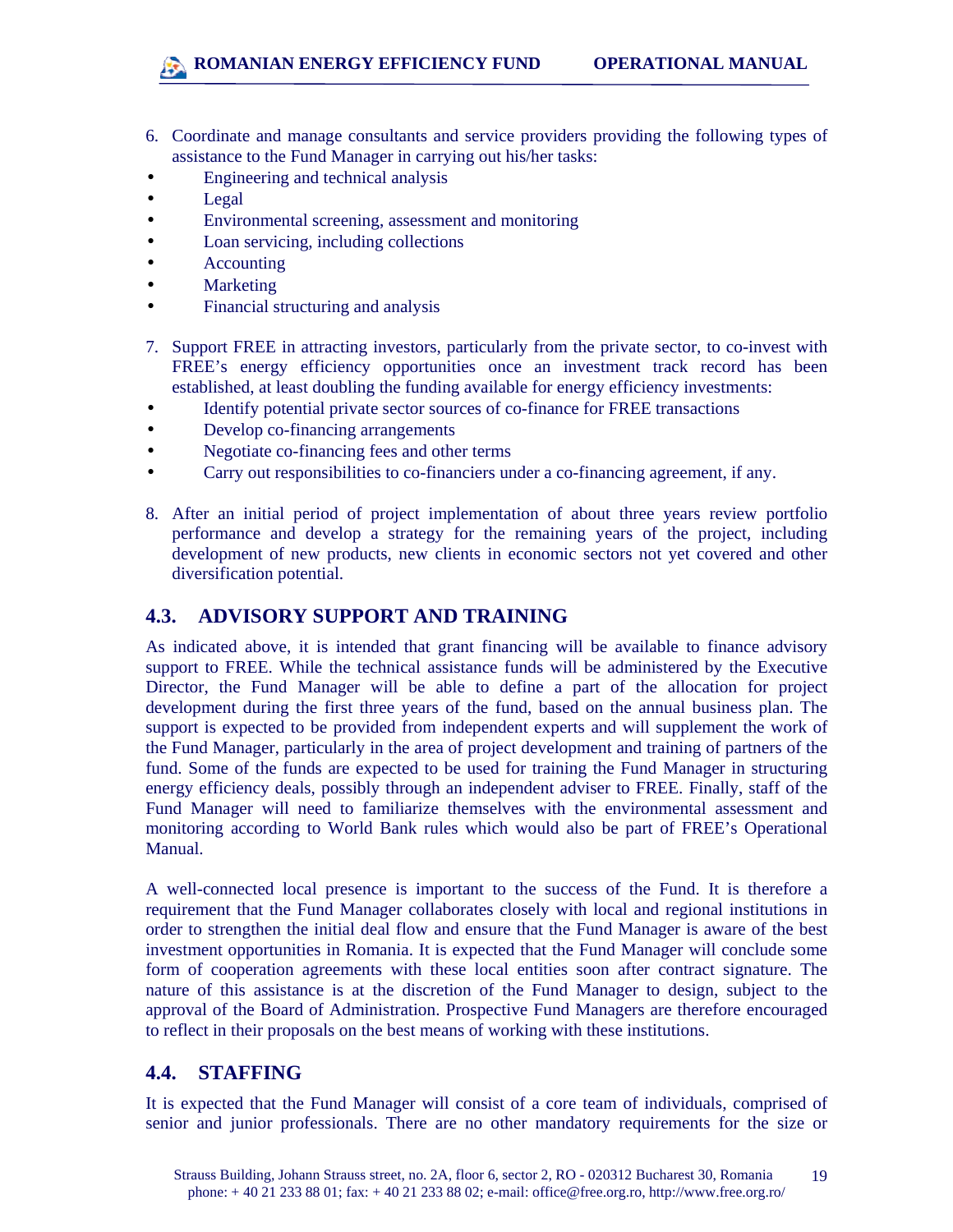6. Coordinate and manage consultants and service providers providing the following types of assistance to the Fund Manager in carrying out his/her tasks:

- Engineering and technical analysis
- Legal
- Environmental screening, assessment and monitoring
- Loan servicing, including collections
- Accounting
- Marketing
- Financial structuring and analysis

7. Support FREE in attracting investors, particularly from the private sector, to co-invest with FREE's energy efficiency opportunities once an investment track record has been established, at least doubling the funding available for energy efficiency investments:

- Identify potential private sector sources of co-finance for FREE transactions
- Develop co-financing arrangements
- Negotiate co-financing fees and other terms
- Carry out responsibilities to co-financiers under a co-financing agreement, if any.

8. After an initial period of project implementation of about three years review portfolio performance and develop a strategy for the remaining years of the project, including development of new products, new clients in economic sectors not yet covered and other diversification potential.

## 4.3. ADVISORY SUPPORT AND TRAINING

As indicated above, it is intended that grant financing will be available to finance advisory support to FREE. While the technical assistance funds will be administered by the Executive Director, the Fund Manager will be able to define a part of the allocation for project development during the first three years of the fund, based on the annual business plan. The support is expected to be provided from independent experts and will supplement the work of the Fund Manager, particularly in the area of project development and training of partners of the fund. Some of the funds are expected to be used for training the Fund Manager in structuring energy efficiency deals, possibly through an independent adviser to FREE. Finally, staff of the Fund Manager will need to familiarize themselves with the environmental assessment and monitoring according to World Bank rules which would also be part of FREE's Operational Manual.

A well-connected local presence is important to the success of the Fund. It is therefore a requirement that the Fund Manager collaborates closely with local and regional institutions in order to strengthen the initial deal flow and ensure that the Fund Manager is aware of the best investment opportunities in Romania. It is expected that the Fund Manager will conclude some form of cooperation agreements with these local entities soon after contract signature. The nature of this assistance is at the discretion of the Fund Manager to design, subject to the approval of the Board of Administration. Prospective Fund Managers are therefore encouraged to reflect in their proposals on the best means of working with these institutions.

## 4.4. STAFFING

It is expected that the Fund Manager will consist of a core team of individuals, comprised of senior and junior professionals. There are no other mandatory requirements for the size or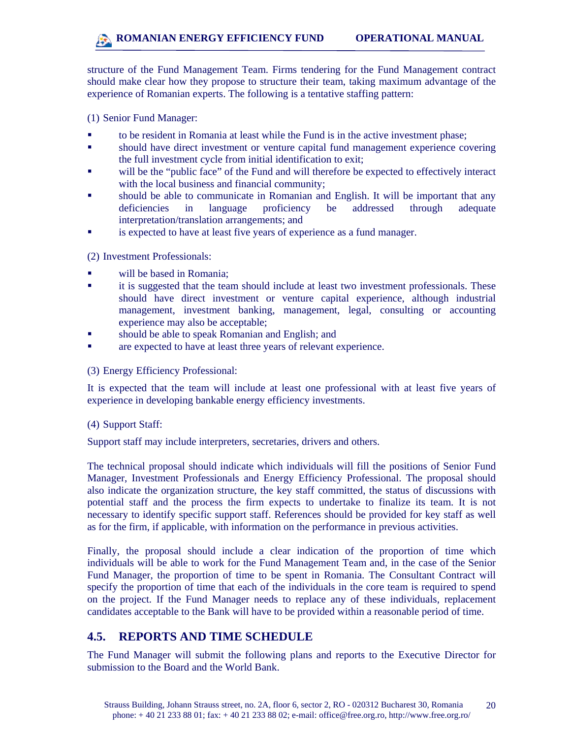structure of the Fund Management Team. Firms tendering for the Fund Management contract should make clear how they propose to structure their team, taking maximum advantage of the experience of Romanian experts. The following is a tentative staffing pattern:

(1) Senior Fund Manager:

- to be resident in Romania at least while the Fund is in the active investment phase;
- should have direct investment or venture capital fund management experience covering the full investment cycle from initial identification to exit;
- will be the "public face" of the Fund and will therefore be expected to effectively interact with the local business and financial community;
- should be able to communicate in Romanian and English. It will be important that any deficiencies in language proficiency be addressed through adequate interpretation/translation arrangements; and
- is expected to have at least five years of experience as a fund manager.

(2) Investment Professionals:

- will be based in Romania;
- it is suggested that the team should include at least two investment professionals. These should have direct investment or venture capital experience, although industrial management, investment banking, management, legal, consulting or accounting experience may also be acceptable;
- should be able to speak Romanian and English; and
- are expected to have at least three years of relevant experience.

(3) Energy Efficiency Professional:

It is expected that the team will include at least one professional with at least five years of experience in developing bankable energy efficiency investments.

(4) Support Staff:

Support staff may include interpreters, secretaries, drivers and others.

The technical proposal should indicate which individuals will fill the positions of Senior Fund Manager, Investment Professionals and Energy Efficiency Professional. The proposal should also indicate the organization structure, the key staff committed, the status of discussions with potential staff and the process the firm expects to undertake to finalize its team. It is not necessary to identify specific support staff. References should be provided for key staff as well as for the firm, if applicable, with information on the performance in previous activities.

Finally, the proposal should include a clear indication of the proportion of time which individuals will be able to work for the Fund Management Team and, in the case of the Senior Fund Manager, the proportion of time to be spent in Romania. The Consultant Contract will specify the proportion of time that each of the individuals in the core team is required to spend on the project. If the Fund Manager needs to replace any of these individuals, replacement candidates acceptable to the Bank will have to be provided within a reasonable period of time.

## 4.5. REPORTS AND TIME SCHEDULE

The Fund Manager will submit the following plans and reports to the Executive Director for submission to the Board and the World Bank.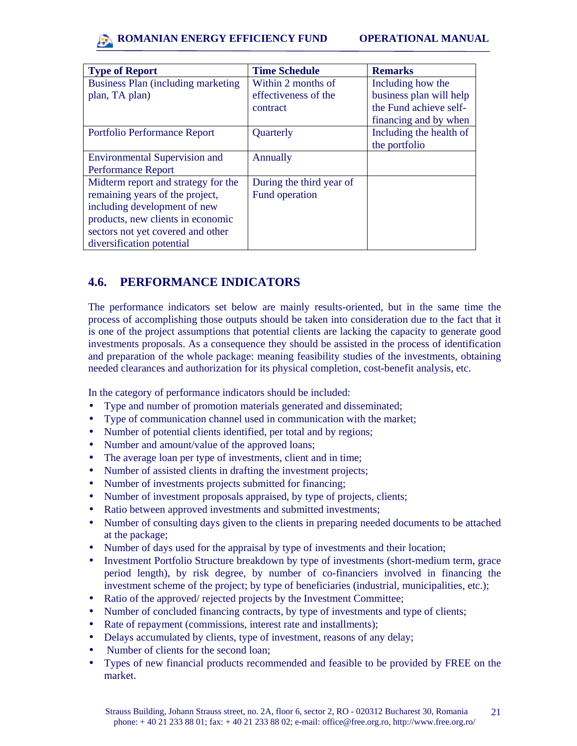| Type of Report | Time Schedule | Remarks |
|---|---|---|
| Business Plan (including marketing plan, TA plan) | Within 2 months of effectiveness of the contract | Including how the business plan will help the Fund achieve self-financing and by when |
| Portfolio Performance Report | Quarterly | Including the health of the portfolio |
| Environmental Supervision and Performance Report | Annually | |
| Midterm report and strategy for the remaining years of the project, including development of new products, new clients in economic sectors not yet covered and other diversification potential | During the third year of Fund operation | |

## 4.6. PERFORMANCE INDICATORS

The performance indicators set below are mainly results-oriented, but in the same time the process of accomplishing those outputs should be taken into consideration due to the fact that it is one of the project assumptions that potential clients are lacking the capacity to generate good investments proposals. As a consequence they should be assisted in the process of identification and preparation of the whole package: meaning feasibility studies of the investments, obtaining needed clearances and authorization for its physical completion, cost-benefit analysis, etc.

In the category of performance indicators should be included:

- Type and number of promotion materials generated and disseminated;
- Type of communication channel used in communication with the market;
- Number of potential clients identified, per total and by regions;
- Number and amount/value of the approved loans;
- The average loan per type of investments, client and in time;
- Number of assisted clients in drafting the investment projects;
- Number of investments projects submitted for financing;
- Number of investment proposals appraised, by type of projects, clients;
- Ratio between approved investments and submitted investments;
- Number of consulting days given to the clients in preparing needed documents to be attached at the package;
- Number of days used for the appraisal by type of investments and their location;
- Investment Portfolio Structure breakdown by type of investments (short-medium term, grace period length), by risk degree, by number of co-financiers involved in financing the investment scheme of the project; by type of beneficiaries (industrial, municipalities, etc.);
- Ratio of the approved/ rejected projects by the Investment Committee;
- Number of concluded financing contracts, by type of investments and type of clients;
- Rate of repayment (commissions, interest rate and installments);
- Delays accumulated by clients, type of investment, reasons of any delay;
- Number of clients for the second loan;
- Types of new financial products recommended and feasible to be provided by FREE on the market.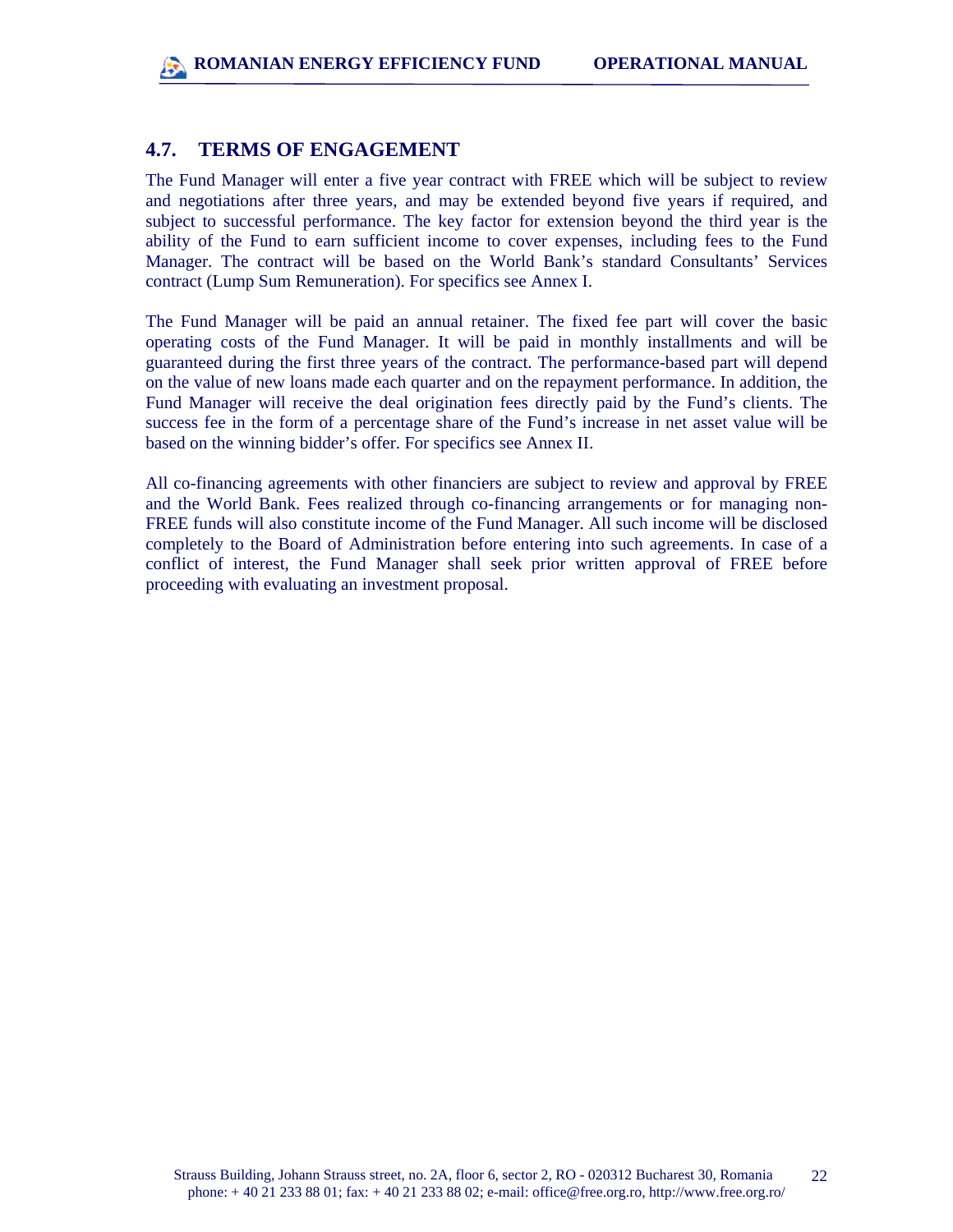## 4.7. TERMS OF ENGAGEMENT

The Fund Manager will enter a five year contract with FREE which will be subject to review and negotiations after three years, and may be extended beyond five years if required, and subject to successful performance. The key factor for extension beyond the third year is the ability of the Fund to earn sufficient income to cover expenses, including fees to the Fund Manager. The contract will be based on the World Bank's standard Consultants' Services contract (Lump Sum Remuneration). For specifics see Annex I.

The Fund Manager will be paid an annual retainer. The fixed fee part will cover the basic operating costs of the Fund Manager. It will be paid in monthly installments and will be guaranteed during the first three years of the contract. The performance-based part will depend on the value of new loans made each quarter and on the repayment performance. In addition, the Fund Manager will receive the deal origination fees directly paid by the Fund's clients. The success fee in the form of a percentage share of the Fund's increase in net asset value will be based on the winning bidder's offer. For specifics see Annex II.

All co-financing agreements with other financiers are subject to review and approval by FREE and the World Bank. Fees realized through co-financing arrangements or for managing non-FREE funds will also constitute income of the Fund Manager. All such income will be disclosed completely to the Board of Administration before entering into such agreements. In case of a conflict of interest, the Fund Manager shall seek prior written approval of FREE before proceeding with evaluating an investment proposal.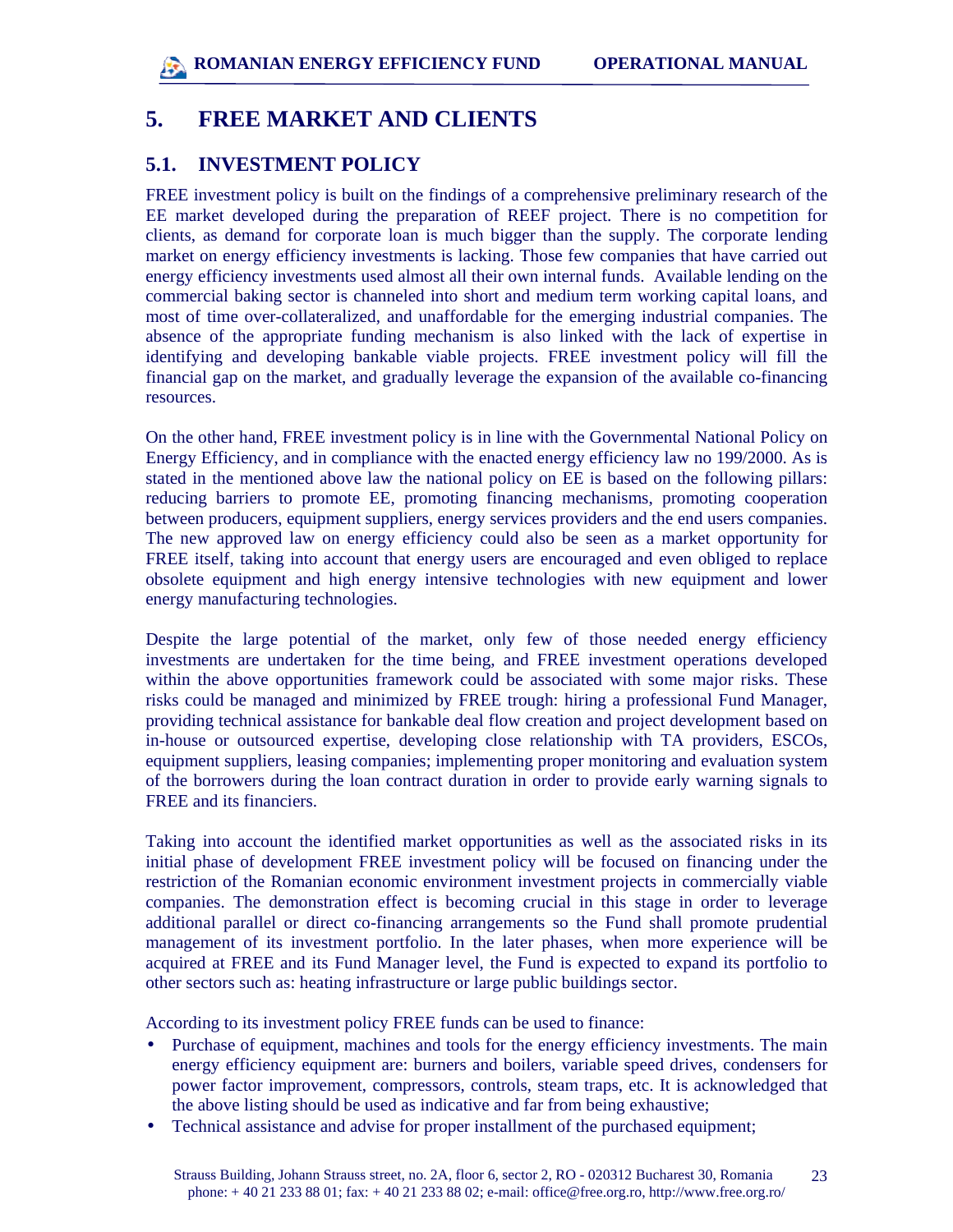# 5. FREE MARKET AND CLIENTS

## 5.1. INVESTMENT POLICY

FREE investment policy is built on the findings of a comprehensive preliminary research of the EE market developed during the preparation of REEF project. There is no competition for clients, as demand for corporate loan is much bigger than the supply. The corporate lending market on energy efficiency investments is lacking. Those few companies that have carried out energy efficiency investments used almost all their own internal funds. Available lending on the commercial baking sector is channeled into short and medium term working capital loans, and most of time over-collateralized, and unaffordable for the emerging industrial companies. The absence of the appropriate funding mechanism is also linked with the lack of expertise in identifying and developing bankable viable projects. FREE investment policy will fill the financial gap on the market, and gradually leverage the expansion of the available co-financing resources.

On the other hand, FREE investment policy is in line with the Governmental National Policy on Energy Efficiency, and in compliance with the enacted energy efficiency law no 199/2000. As is stated in the mentioned above law the national policy on EE is based on the following pillars: reducing barriers to promote EE, promoting financing mechanisms, promoting cooperation between producers, equipment suppliers, energy services providers and the end users companies. The new approved law on energy efficiency could also be seen as a market opportunity for FREE itself, taking into account that energy users are encouraged and even obliged to replace obsolete equipment and high energy intensive technologies with new equipment and lower energy manufacturing technologies.

Despite the large potential of the market, only few of those needed energy efficiency investments are undertaken for the time being, and FREE investment operations developed within the above opportunities framework could be associated with some major risks. These risks could be managed and minimized by FREE trough: hiring a professional Fund Manager, providing technical assistance for bankable deal flow creation and project development based on in-house or outsourced expertise, developing close relationship with TA providers, ESCOs, equipment suppliers, leasing companies; implementing proper monitoring and evaluation system of the borrowers during the loan contract duration in order to provide early warning signals to FREE and its financiers.

Taking into account the identified market opportunities as well as the associated risks in its initial phase of development FREE investment policy will be focused on financing under the restriction of the Romanian economic environment investment projects in commercially viable companies. The demonstration effect is becoming crucial in this stage in order to leverage additional parallel or direct co-financing arrangements so the Fund shall promote prudential management of its investment portfolio. In the later phases, when more experience will be acquired at FREE and its Fund Manager level, the Fund is expected to expand its portfolio to other sectors such as: heating infrastructure or large public buildings sector.

According to its investment policy FREE funds can be used to finance:

- Purchase of equipment, machines and tools for the energy efficiency investments. The main energy efficiency equipment are: burners and boilers, variable speed drives, condensers for power factor improvement, compressors, controls, steam traps, etc. It is acknowledged that the above listing should be used as indicative and far from being exhaustive;
- Technical assistance and advise for proper installment of the purchased equipment;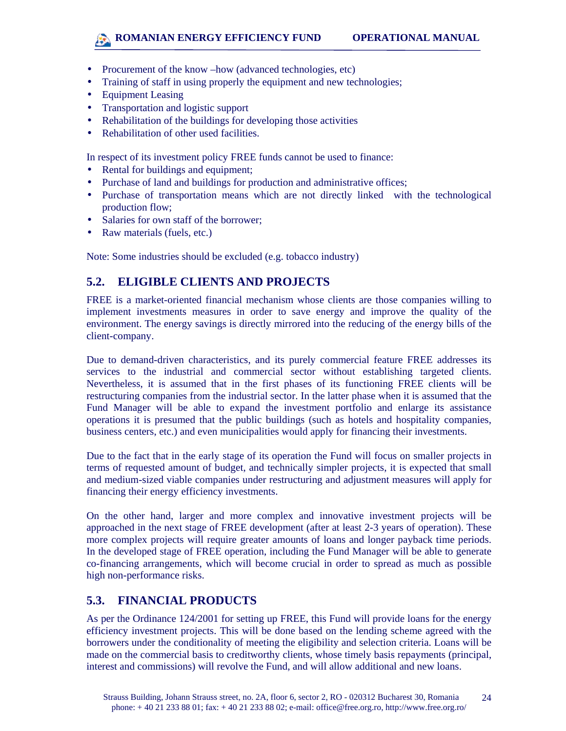- Procurement of the know –how (advanced technologies, etc)
- Training of staff in using properly the equipment and new technologies;
- Equipment Leasing
- Transportation and logistic support
- Rehabilitation of the buildings for developing those activities
- Rehabilitation of other used facilities.

In respect of its investment policy FREE funds cannot be used to finance:

- Rental for buildings and equipment;
- Purchase of land and buildings for production and administrative offices;
- Purchase of transportation means which are not directly linked with the technological production flow;
- Salaries for own staff of the borrower;
- Raw materials (fuels, etc.)

Note: Some industries should be excluded (e.g. tobacco industry)

## 5.2. ELIGIBLE CLIENTS AND PROJECTS

FREE is a market-oriented financial mechanism whose clients are those companies willing to implement investments measures in order to save energy and improve the quality of the environment. The energy savings is directly mirrored into the reducing of the energy bills of the client-company.

Due to demand-driven characteristics, and its purely commercial feature FREE addresses its services to the industrial and commercial sector without establishing targeted clients. Nevertheless, it is assumed that in the first phases of its functioning FREE clients will be restructuring companies from the industrial sector. In the latter phase when it is assumed that the Fund Manager will be able to expand the investment portfolio and enlarge its assistance operations it is presumed that the public buildings (such as hotels and hospitality companies, business centers, etc.) and even municipalities would apply for financing their investments.

Due to the fact that in the early stage of its operation the Fund will focus on smaller projects in terms of requested amount of budget, and technically simpler projects, it is expected that small and medium-sized viable companies under restructuring and adjustment measures will apply for financing their energy efficiency investments.

On the other hand, larger and more complex and innovative investment projects will be approached in the next stage of FREE development (after at least 2-3 years of operation). These more complex projects will require greater amounts of loans and longer payback time periods. In the developed stage of FREE operation, including the Fund Manager will be able to generate co-financing arrangements, which will become crucial in order to spread as much as possible high non-performance risks.

## 5.3. FINANCIAL PRODUCTS

As per the Ordinance 124/2001 for setting up FREE, this Fund will provide loans for the energy efficiency investment projects. This will be done based on the lending scheme agreed with the borrowers under the conditionality of meeting the eligibility and selection criteria. Loans will be made on the commercial basis to creditworthy clients, whose timely basis repayments (principal, interest and commissions) will revolve the Fund, and will allow additional and new loans.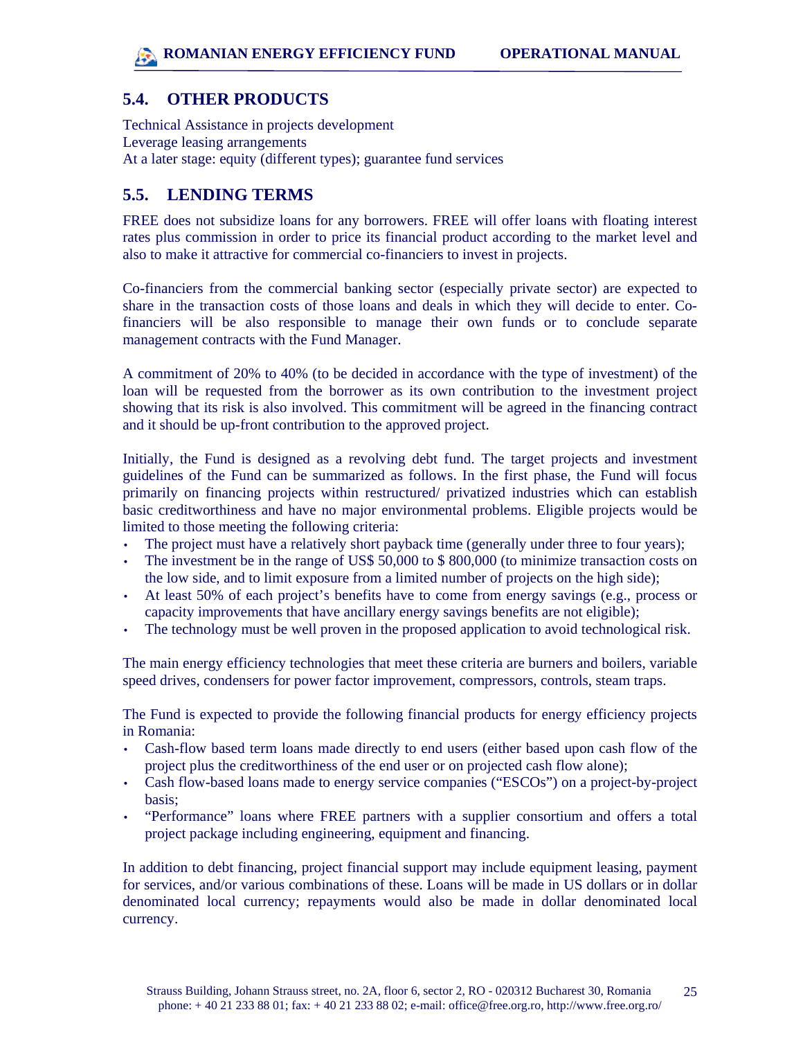## 5.4. OTHER PRODUCTS

Technical Assistance in projects development
Leverage leasing arrangements
At a later stage: equity (different types); guarantee fund services

## 5.5. LENDING TERMS

FREE does not subsidize loans for any borrowers. FREE will offer loans with floating interest rates plus commission in order to price its financial product according to the market level and also to make it attractive for commercial co-financiers to invest in projects.

Co-financiers from the commercial banking sector (especially private sector) are expected to share in the transaction costs of those loans and deals in which they will decide to enter. Co-financiers will be also responsible to manage their own funds or to conclude separate management contracts with the Fund Manager.

A commitment of 20% to 40% (to be decided in accordance with the type of investment) of the loan will be requested from the borrower as its own contribution to the investment project showing that its risk is also involved. This commitment will be agreed in the financing contract and it should be up-front contribution to the approved project.

Initially, the Fund is designed as a revolving debt fund. The target projects and investment guidelines of the Fund can be summarized as follows. In the first phase, the Fund will focus primarily on financing projects within restructured/ privatized industries which can establish basic creditworthiness and have no major environmental problems. Eligible projects would be limited to those meeting the following criteria:

- The project must have a relatively short payback time (generally under three to four years);
- The investment be in the range of US$ 50,000 to $ 800,000 (to minimize transaction costs on the low side, and to limit exposure from a limited number of projects on the high side);
- At least 50% of each project's benefits have to come from energy savings (e.g., process or capacity improvements that have ancillary energy savings benefits are not eligible);
- The technology must be well proven in the proposed application to avoid technological risk.

The main energy efficiency technologies that meet these criteria are burners and boilers, variable speed drives, condensers for power factor improvement, compressors, controls, steam traps.

The Fund is expected to provide the following financial products for energy efficiency projects in Romania:

- Cash-flow based term loans made directly to end users (either based upon cash flow of the project plus the creditworthiness of the end user or on projected cash flow alone);
- Cash flow-based loans made to energy service companies ("ESCOs") on a project-by-project basis;
- "Performance" loans where FREE partners with a supplier consortium and offers a total project package including engineering, equipment and financing.

In addition to debt financing, project financial support may include equipment leasing, payment for services, and/or various combinations of these. Loans will be made in US dollars or in dollar denominated local currency; repayments would also be made in dollar denominated local currency.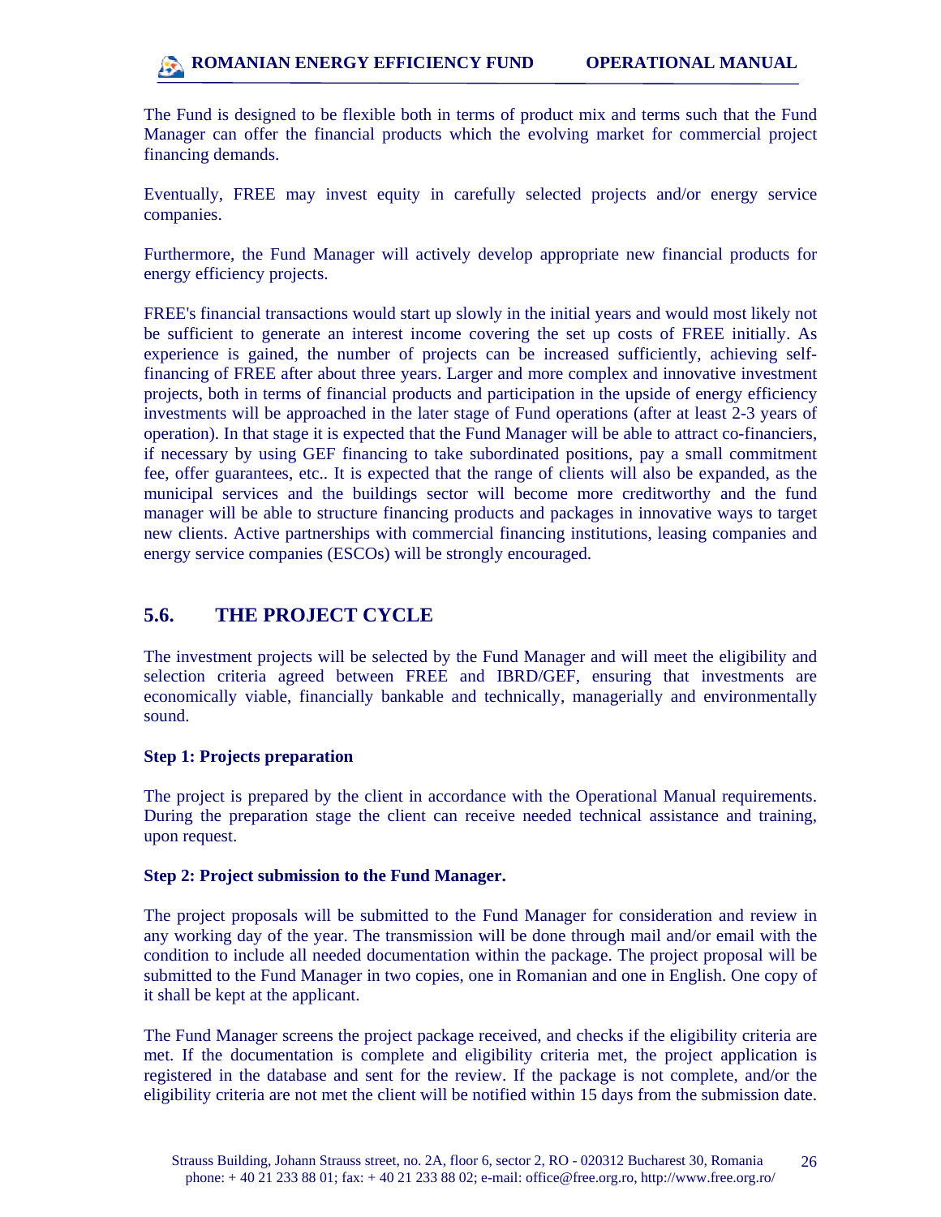The Fund is designed to be flexible both in terms of product mix and terms such that the Fund Manager can offer the financial products which the evolving market for commercial project financing demands.

Eventually, FREE may invest equity in carefully selected projects and/or energy service companies.

Furthermore, the Fund Manager will actively develop appropriate new financial products for energy efficiency projects.

FREE's financial transactions would start up slowly in the initial years and would most likely not be sufficient to generate an interest income covering the set up costs of FREE initially. As experience is gained, the number of projects can be increased sufficiently, achieving self-financing of FREE after about three years. Larger and more complex and innovative investment projects, both in terms of financial products and participation in the upside of energy efficiency investments will be approached in the later stage of Fund operations (after at least 2-3 years of operation). In that stage it is expected that the Fund Manager will be able to attract co-financiers, if necessary by using GEF financing to take subordinated positions, pay a small commitment fee, offer guarantees, etc.. It is expected that the range of clients will also be expanded, as the municipal services and the buildings sector will become more creditworthy and the fund manager will be able to structure financing products and packages in innovative ways to target new clients. Active partnerships with commercial financing institutions, leasing companies and energy service companies (ESCOs) will be strongly encouraged.

## 5.6. THE PROJECT CYCLE

The investment projects will be selected by the Fund Manager and will meet the eligibility and selection criteria agreed between FREE and IBRD/GEF, ensuring that investments are economically viable, financially bankable and technically, managerially and environmentally sound.

**Step 1: Projects preparation**

The project is prepared by the client in accordance with the Operational Manual requirements. During the preparation stage the client can receive needed technical assistance and training, upon request.

**Step 2: Project submission to the Fund Manager.**

The project proposals will be submitted to the Fund Manager for consideration and review in any working day of the year. The transmission will be done through mail and/or email with the condition to include all needed documentation within the package. The project proposal will be submitted to the Fund Manager in two copies, one in Romanian and one in English. One copy of it shall be kept at the applicant.

The Fund Manager screens the project package received, and checks if the eligibility criteria are met. If the documentation is complete and eligibility criteria met, the project application is registered in the database and sent for the review. If the package is not complete, and/or the eligibility criteria are not met the client will be notified within 15 days from the submission date.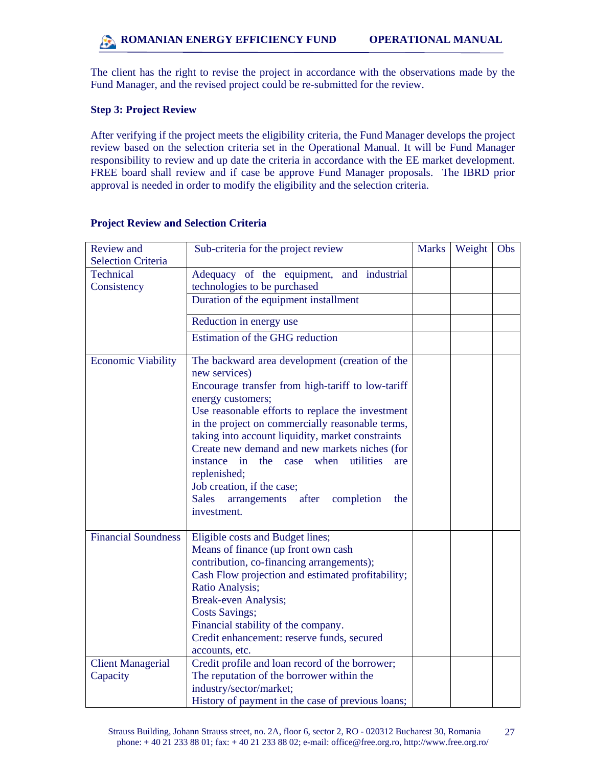The client has the right to revise the project in accordance with the observations made by the Fund Manager, and the revised project could be re-submitted for the review.

**Step 3: Project Review**

After verifying if the project meets the eligibility criteria, the Fund Manager develops the project review based on the selection criteria set in the Operational Manual. It will be Fund Manager responsibility to review and up date the criteria in accordance with the EE market development. FREE board shall review and if case be approve Fund Manager proposals. The IBRD prior approval is needed in order to modify the eligibility and the selection criteria.

**Project Review and Selection Criteria**

| Review and Selection Criteria | Sub-criteria for the project review | Marks | Weight | Obs |
|---|---|---|---|---|
| Technical Consistency | Adequacy of the equipment, and industrial technologies to be purchased | | | |
| | Duration of the equipment installment | | | |
| | Reduction in energy use | | | |
| | Estimation of the GHG reduction | | | |
| Economic Viability | The backward area development (creation of the new services)<br>Encourage transfer from high-tariff to low-tariff energy customers;<br>Use reasonable efforts to replace the investment in the project on commercially reasonable terms, taking into account liquidity, market constraints<br>Create new demand and new markets niches (for instance in the case when utilities are replenished;<br>Job creation, if the case;<br>Sales arrangements after completion the investment. | | | |
| Financial Soundness | Eligible costs and Budget lines;<br>Means of finance (up front own cash contribution, co-financing arrangements);<br>Cash Flow projection and estimated profitability;<br>Ratio Analysis;<br>Break-even Analysis;<br>Costs Savings;<br>Financial stability of the company.<br>Credit enhancement: reserve funds, secured accounts, etc. | | | |
| Client Managerial Capacity | Credit profile and loan record of the borrower;<br>The reputation of the borrower within the industry/sector/market;<br>History of payment in the case of previous loans; | | | |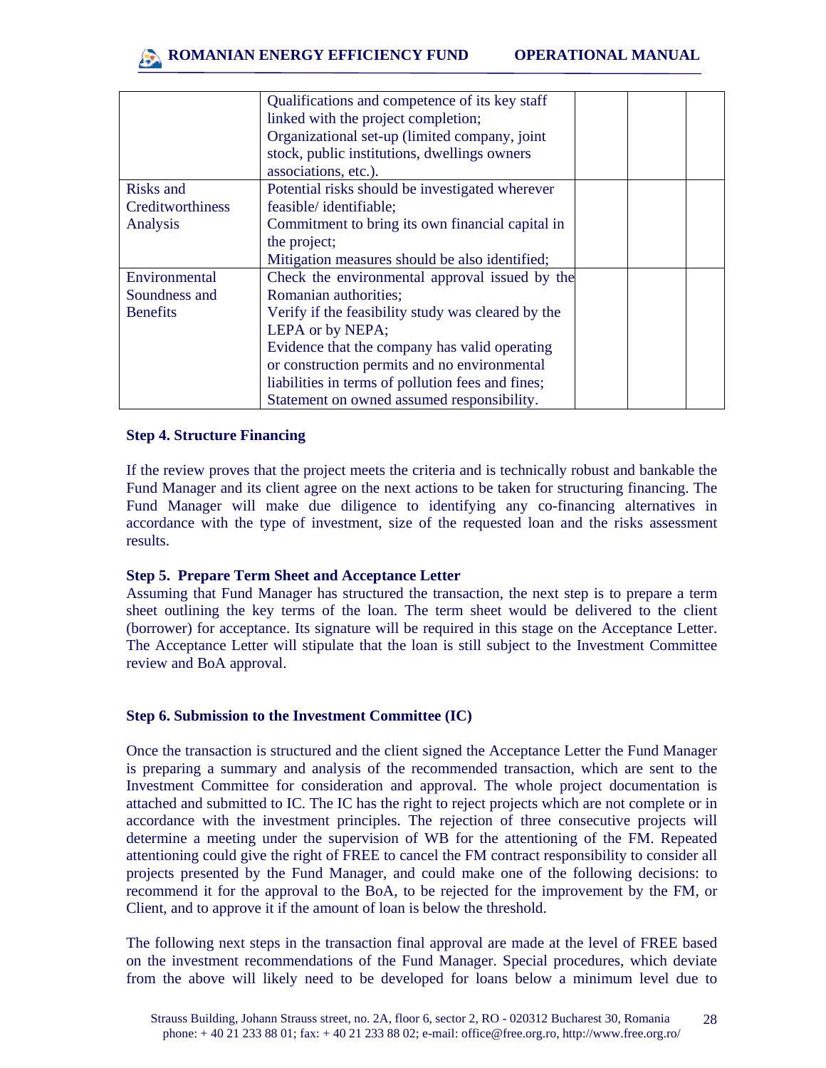|  |  |  |  |  |
|---|---|---|---|---|
|  | Qualifications and competence of its key staff linked with the project completion; Organizational set-up (limited company, joint stock, public institutions, dwellings owners associations, etc.). |  |  |  |
| Risks and Creditworthiness Analysis | Potential risks should be investigated wherever feasible/ identifiable; Commitment to bring its own financial capital in the project; Mitigation measures should be also identified; |  |  |  |
| Environmental Soundness and Benefits | Check the environmental approval issued by the Romanian authorities; Verify if the feasibility study was cleared by the LEPA or by NEPA; Evidence that the company has valid operating or construction permits and no environmental liabilities in terms of pollution fees and fines; Statement on owned assumed responsibility. |  |  |  |

**Step 4. Structure Financing**

If the review proves that the project meets the criteria and is technically robust and bankable the Fund Manager and its client agree on the next actions to be taken for structuring financing. The Fund Manager will make due diligence to identifying any co-financing alternatives in accordance with the type of investment, size of the requested loan and the risks assessment results.

**Step 5. Prepare Term Sheet and Acceptance Letter**

Assuming that Fund Manager has structured the transaction, the next step is to prepare a term sheet outlining the key terms of the loan. The term sheet would be delivered to the client (borrower) for acceptance. Its signature will be required in this stage on the Acceptance Letter. The Acceptance Letter will stipulate that the loan is still subject to the Investment Committee review and BoA approval.

**Step 6. Submission to the Investment Committee (IC)**

Once the transaction is structured and the client signed the Acceptance Letter the Fund Manager is preparing a summary and analysis of the recommended transaction, which are sent to the Investment Committee for consideration and approval. The whole project documentation is attached and submitted to IC. The IC has the right to reject projects which are not complete or in accordance with the investment principles. The rejection of three consecutive projects will determine a meeting under the supervision of WB for the attentioning of the FM. Repeated attentioning could give the right of FREE to cancel the FM contract responsibility to consider all projects presented by the Fund Manager, and could make one of the following decisions: to recommend it for the approval to the BoA, to be rejected for the improvement by the FM, or Client, and to approve it if the amount of loan is below the threshold.

The following next steps in the transaction final approval are made at the level of FREE based on the investment recommendations of the Fund Manager. Special procedures, which deviate from the above will likely need to be developed for loans below a minimum level due to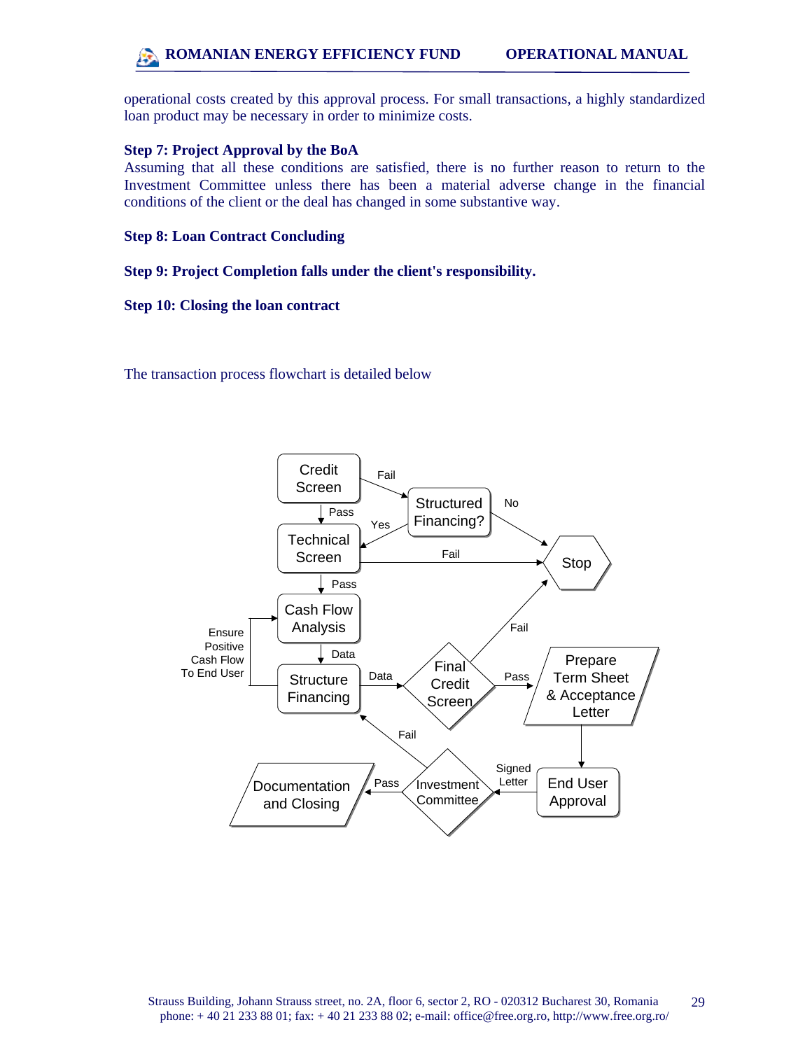operational costs created by this approval process. For small transactions, a highly standardized loan product may be necessary in order to minimize costs.

**Step 7: Project Approval by the BoA**

Assuming that all these conditions are satisfied, there is no further reason to return to the Investment Committee unless there has been a material adverse change in the financial conditions of the client or the deal has changed in some substantive way.

**Step 8: Loan Contract Concluding**

**Step 9: Project Completion falls under the client's responsibility.**

**Step 10: Closing the loan contract**

The transaction process flowchart is detailed below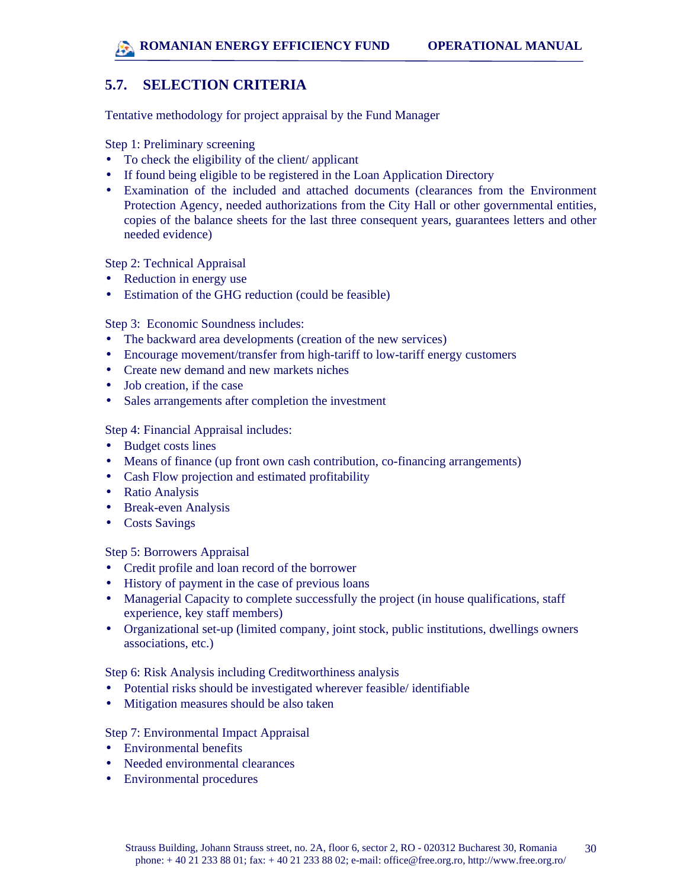## 5.7. SELECTION CRITERIA

Tentative methodology for project appraisal by the Fund Manager

Step 1: Preliminary screening

- To check the eligibility of the client/ applicant
- If found being eligible to be registered in the Loan Application Directory
- Examination of the included and attached documents (clearances from the Environment Protection Agency, needed authorizations from the City Hall or other governmental entities, copies of the balance sheets for the last three consequent years, guarantees letters and other needed evidence)

Step 2: Technical Appraisal

- Reduction in energy use
- Estimation of the GHG reduction (could be feasible)

Step 3: Economic Soundness includes:

- The backward area developments (creation of the new services)
- Encourage movement/transfer from high-tariff to low-tariff energy customers
- Create new demand and new markets niches
- Job creation, if the case
- Sales arrangements after completion the investment

Step 4: Financial Appraisal includes:

- Budget costs lines
- Means of finance (up front own cash contribution, co-financing arrangements)
- Cash Flow projection and estimated profitability
- Ratio Analysis
- Break-even Analysis
- Costs Savings

Step 5: Borrowers Appraisal

- Credit profile and loan record of the borrower
- History of payment in the case of previous loans
- Managerial Capacity to complete successfully the project (in house qualifications, staff experience, key staff members)
- Organizational set-up (limited company, joint stock, public institutions, dwellings owners associations, etc.)

Step 6: Risk Analysis including Creditworthiness analysis

- Potential risks should be investigated wherever feasible/ identifiable
- Mitigation measures should be also taken

Step 7: Environmental Impact Appraisal

- Environmental benefits
- Needed environmental clearances
- Environmental procedures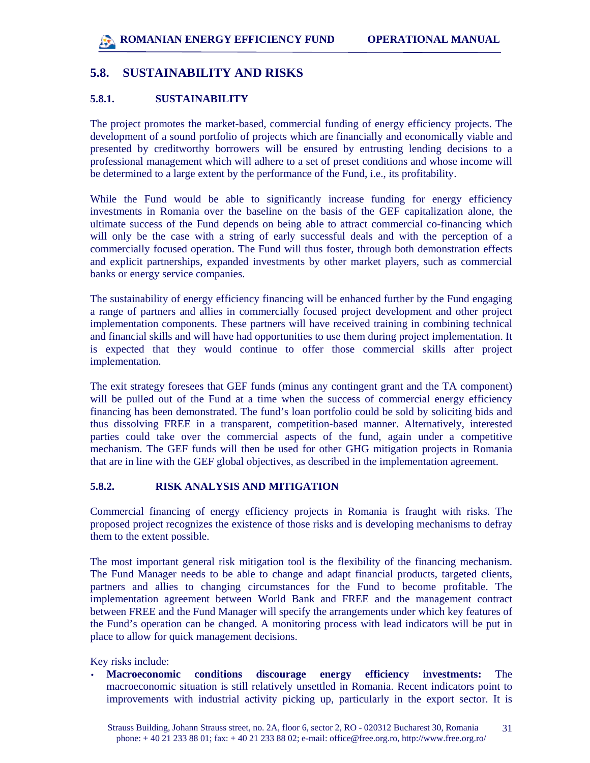## 5.8. SUSTAINABILITY AND RISKS

### 5.8.1. SUSTAINABILITY

The project promotes the market-based, commercial funding of energy efficiency projects. The development of a sound portfolio of projects which are financially and economically viable and presented by creditworthy borrowers will be ensured by entrusting lending decisions to a professional management which will adhere to a set of preset conditions and whose income will be determined to a large extent by the performance of the Fund, i.e., its profitability.

While the Fund would be able to significantly increase funding for energy efficiency investments in Romania over the baseline on the basis of the GEF capitalization alone, the ultimate success of the Fund depends on being able to attract commercial co-financing which will only be the case with a string of early successful deals and with the perception of a commercially focused operation. The Fund will thus foster, through both demonstration effects and explicit partnerships, expanded investments by other market players, such as commercial banks or energy service companies.

The sustainability of energy efficiency financing will be enhanced further by the Fund engaging a range of partners and allies in commercially focused project development and other project implementation components. These partners will have received training in combining technical and financial skills and will have had opportunities to use them during project implementation. It is expected that they would continue to offer those commercial skills after project implementation.

The exit strategy foresees that GEF funds (minus any contingent grant and the TA component) will be pulled out of the Fund at a time when the success of commercial energy efficiency financing has been demonstrated. The fund's loan portfolio could be sold by soliciting bids and thus dissolving FREE in a transparent, competition-based manner. Alternatively, interested parties could take over the commercial aspects of the fund, again under a competitive mechanism. The GEF funds will then be used for other GHG mitigation projects in Romania that are in line with the GEF global objectives, as described in the implementation agreement.

### 5.8.2. RISK ANALYSIS AND MITIGATION

Commercial financing of energy efficiency projects in Romania is fraught with risks. The proposed project recognizes the existence of those risks and is developing mechanisms to defray them to the extent possible.

The most important general risk mitigation tool is the flexibility of the financing mechanism. The Fund Manager needs to be able to change and adapt financial products, targeted clients, partners and allies to changing circumstances for the Fund to become profitable. The implementation agreement between World Bank and FREE and the management contract between FREE and the Fund Manager will specify the arrangements under which key features of the Fund's operation can be changed. A monitoring process with lead indicators will be put in place to allow for quick management decisions.

Key risks include:

- **Macroeconomic conditions discourage energy efficiency investments:** The macroeconomic situation is still relatively unsettled in Romania. Recent indicators point to improvements with industrial activity picking up, particularly in the export sector. It is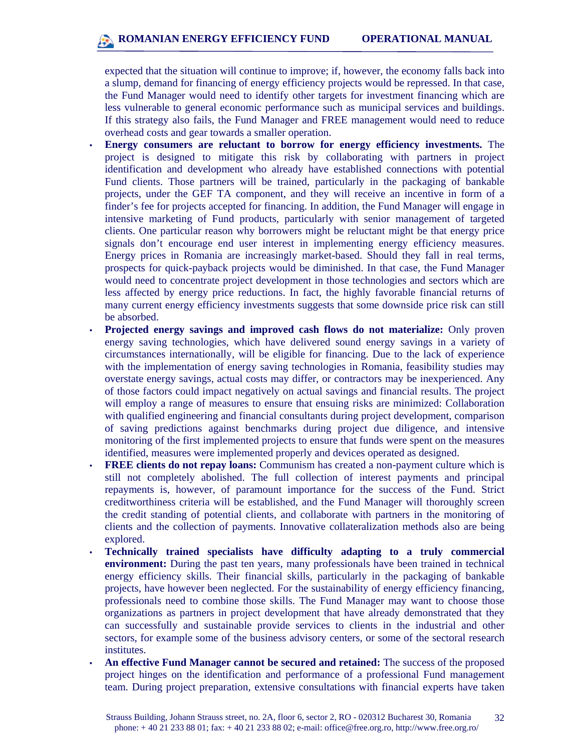expected that the situation will continue to improve; if, however, the economy falls back into a slump, demand for financing of energy efficiency projects would be repressed. In that case, the Fund Manager would need to identify other targets for investment financing which are less vulnerable to general economic performance such as municipal services and buildings. If this strategy also fails, the Fund Manager and FREE management would need to reduce overhead costs and gear towards a smaller operation.

- **Energy consumers are reluctant to borrow for energy efficiency investments.** The project is designed to mitigate this risk by collaborating with partners in project identification and development who already have established connections with potential Fund clients. Those partners will be trained, particularly in the packaging of bankable projects, under the GEF TA component, and they will receive an incentive in form of a finder's fee for projects accepted for financing. In addition, the Fund Manager will engage in intensive marketing of Fund products, particularly with senior management of targeted clients. One particular reason why borrowers might be reluctant might be that energy price signals don't encourage end user interest in implementing energy efficiency measures. Energy prices in Romania are increasingly market-based. Should they fall in real terms, prospects for quick-payback projects would be diminished. In that case, the Fund Manager would need to concentrate project development in those technologies and sectors which are less affected by energy price reductions. In fact, the highly favorable financial returns of many current energy efficiency investments suggests that some downside price risk can still be absorbed.
- **Projected energy savings and improved cash flows do not materialize:** Only proven energy saving technologies, which have delivered sound energy savings in a variety of circumstances internationally, will be eligible for financing. Due to the lack of experience with the implementation of energy saving technologies in Romania, feasibility studies may overstate energy savings, actual costs may differ, or contractors may be inexperienced. Any of those factors could impact negatively on actual savings and financial results. The project will employ a range of measures to ensure that ensuing risks are minimized: Collaboration with qualified engineering and financial consultants during project development, comparison of saving predictions against benchmarks during project due diligence, and intensive monitoring of the first implemented projects to ensure that funds were spent on the measures identified, measures were implemented properly and devices operated as designed.
- **FREE clients do not repay loans:** Communism has created a non-payment culture which is still not completely abolished. The full collection of interest payments and principal repayments is, however, of paramount importance for the success of the Fund. Strict creditworthiness criteria will be established, and the Fund Manager will thoroughly screen the credit standing of potential clients, and collaborate with partners in the monitoring of clients and the collection of payments. Innovative collateralization methods also are being explored.
- **Technically trained specialists have difficulty adapting to a truly commercial environment:** During the past ten years, many professionals have been trained in technical energy efficiency skills. Their financial skills, particularly in the packaging of bankable projects, have however been neglected. For the sustainability of energy efficiency financing, professionals need to combine those skills. The Fund Manager may want to choose those organizations as partners in project development that have already demonstrated that they can successfully and sustainable provide services to clients in the industrial and other sectors, for example some of the business advisory centers, or some of the sectoral research institutes.
- **An effective Fund Manager cannot be secured and retained:** The success of the proposed project hinges on the identification and performance of a professional Fund management team. During project preparation, extensive consultations with financial experts have taken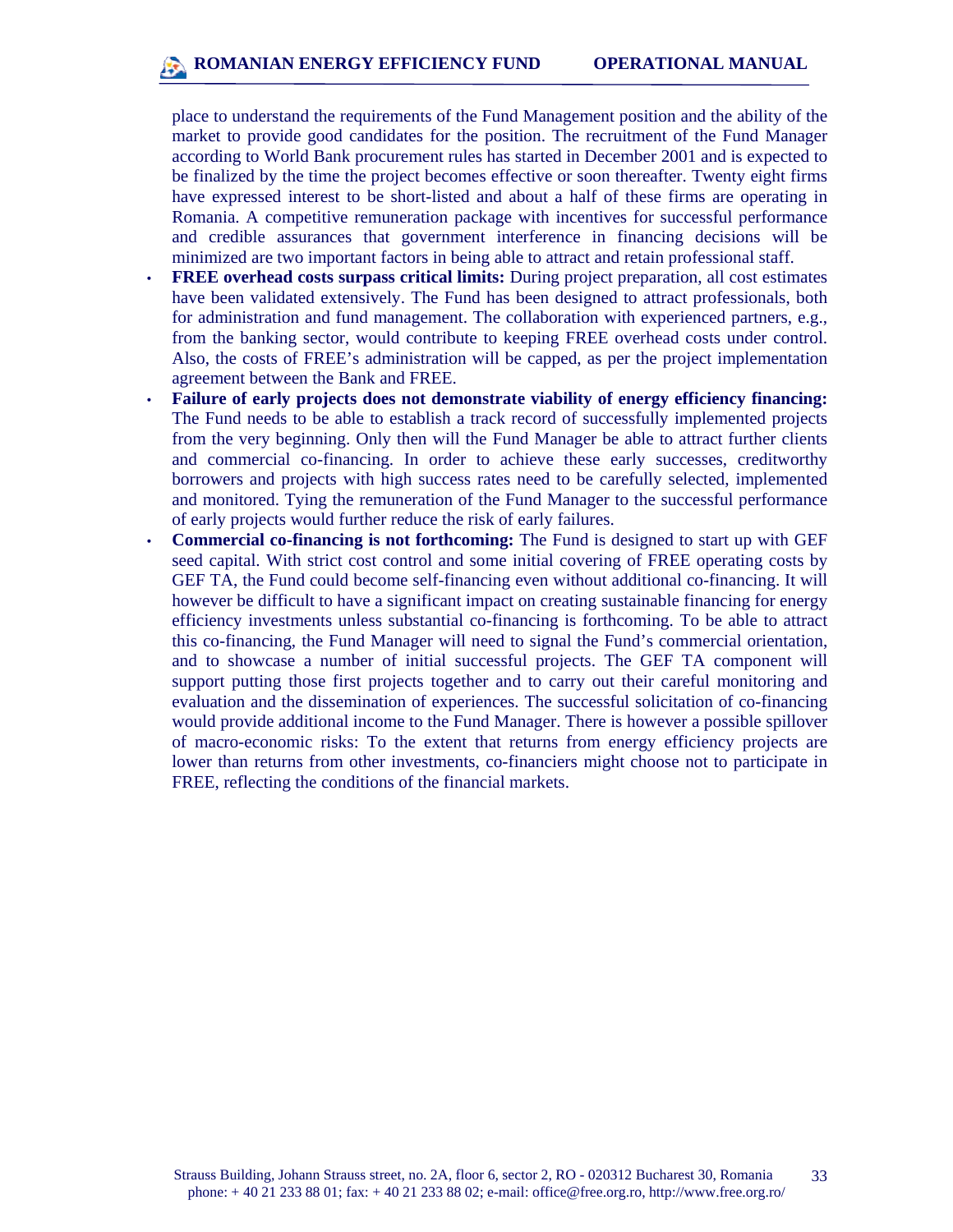place to understand the requirements of the Fund Management position and the ability of the market to provide good candidates for the position. The recruitment of the Fund Manager according to World Bank procurement rules has started in December 2001 and is expected to be finalized by the time the project becomes effective or soon thereafter. Twenty eight firms have expressed interest to be short-listed and about a half of these firms are operating in Romania. A competitive remuneration package with incentives for successful performance and credible assurances that government interference in financing decisions will be minimized are two important factors in being able to attract and retain professional staff.

- **FREE overhead costs surpass critical limits:** During project preparation, all cost estimates have been validated extensively. The Fund has been designed to attract professionals, both for administration and fund management. The collaboration with experienced partners, e.g., from the banking sector, would contribute to keeping FREE overhead costs under control. Also, the costs of FREE's administration will be capped, as per the project implementation agreement between the Bank and FREE.
- **Failure of early projects does not demonstrate viability of energy efficiency financing:** The Fund needs to be able to establish a track record of successfully implemented projects from the very beginning. Only then will the Fund Manager be able to attract further clients and commercial co-financing. In order to achieve these early successes, creditworthy borrowers and projects with high success rates need to be carefully selected, implemented and monitored. Tying the remuneration of the Fund Manager to the successful performance of early projects would further reduce the risk of early failures.
- **Commercial co-financing is not forthcoming:** The Fund is designed to start up with GEF seed capital. With strict cost control and some initial covering of FREE operating costs by GEF TA, the Fund could become self-financing even without additional co-financing. It will however be difficult to have a significant impact on creating sustainable financing for energy efficiency investments unless substantial co-financing is forthcoming. To be able to attract this co-financing, the Fund Manager will need to signal the Fund's commercial orientation, and to showcase a number of initial successful projects. The GEF TA component will support putting those first projects together and to carry out their careful monitoring and evaluation and the dissemination of experiences. The successful solicitation of co-financing would provide additional income to the Fund Manager. There is however a possible spillover of macro-economic risks: To the extent that returns from energy efficiency projects are lower than returns from other investments, co-financiers might choose not to participate in FREE, reflecting the conditions of the financial markets.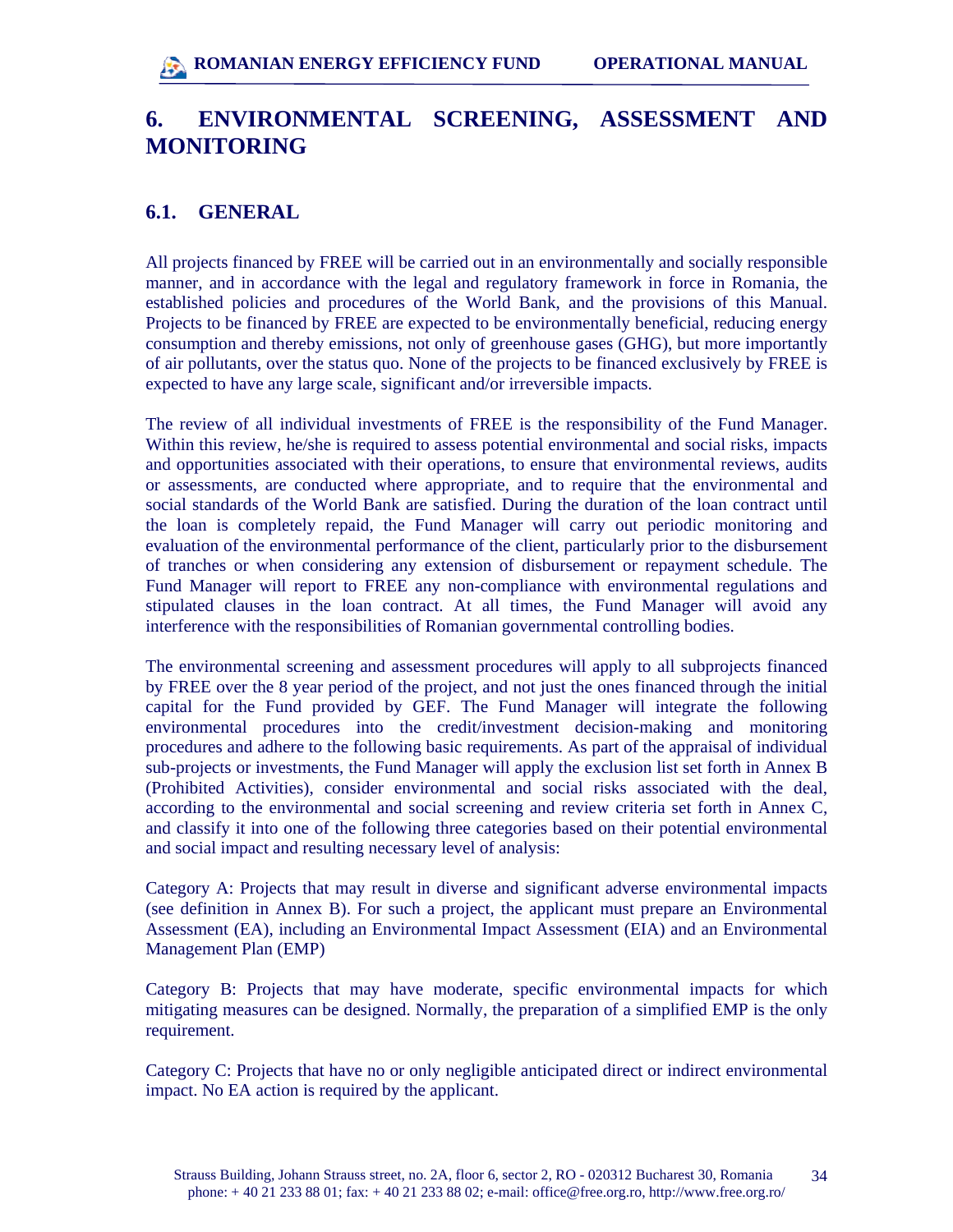# 6. ENVIRONMENTAL SCREENING, ASSESSMENT AND MONITORING

## 6.1. GENERAL

All projects financed by FREE will be carried out in an environmentally and socially responsible manner, and in accordance with the legal and regulatory framework in force in Romania, the established policies and procedures of the World Bank, and the provisions of this Manual. Projects to be financed by FREE are expected to be environmentally beneficial, reducing energy consumption and thereby emissions, not only of greenhouse gases (GHG), but more importantly of air pollutants, over the status quo. None of the projects to be financed exclusively by FREE is expected to have any large scale, significant and/or irreversible impacts.

The review of all individual investments of FREE is the responsibility of the Fund Manager. Within this review, he/she is required to assess potential environmental and social risks, impacts and opportunities associated with their operations, to ensure that environmental reviews, audits or assessments, are conducted where appropriate, and to require that the environmental and social standards of the World Bank are satisfied. During the duration of the loan contract until the loan is completely repaid, the Fund Manager will carry out periodic monitoring and evaluation of the environmental performance of the client, particularly prior to the disbursement of tranches or when considering any extension of disbursement or repayment schedule. The Fund Manager will report to FREE any non-compliance with environmental regulations and stipulated clauses in the loan contract. At all times, the Fund Manager will avoid any interference with the responsibilities of Romanian governmental controlling bodies.

The environmental screening and assessment procedures will apply to all subprojects financed by FREE over the 8 year period of the project, and not just the ones financed through the initial capital for the Fund provided by GEF. The Fund Manager will integrate the following environmental procedures into the credit/investment decision-making and monitoring procedures and adhere to the following basic requirements. As part of the appraisal of individual sub-projects or investments, the Fund Manager will apply the exclusion list set forth in Annex B (Prohibited Activities), consider environmental and social risks associated with the deal, according to the environmental and social screening and review criteria set forth in Annex C, and classify it into one of the following three categories based on their potential environmental and social impact and resulting necessary level of analysis:

Category A: Projects that may result in diverse and significant adverse environmental impacts (see definition in Annex B). For such a project, the applicant must prepare an Environmental Assessment (EA), including an Environmental Impact Assessment (EIA) and an Environmental Management Plan (EMP)

Category B: Projects that may have moderate, specific environmental impacts for which mitigating measures can be designed. Normally, the preparation of a simplified EMP is the only requirement.

Category C: Projects that have no or only negligible anticipated direct or indirect environmental impact. No EA action is required by the applicant.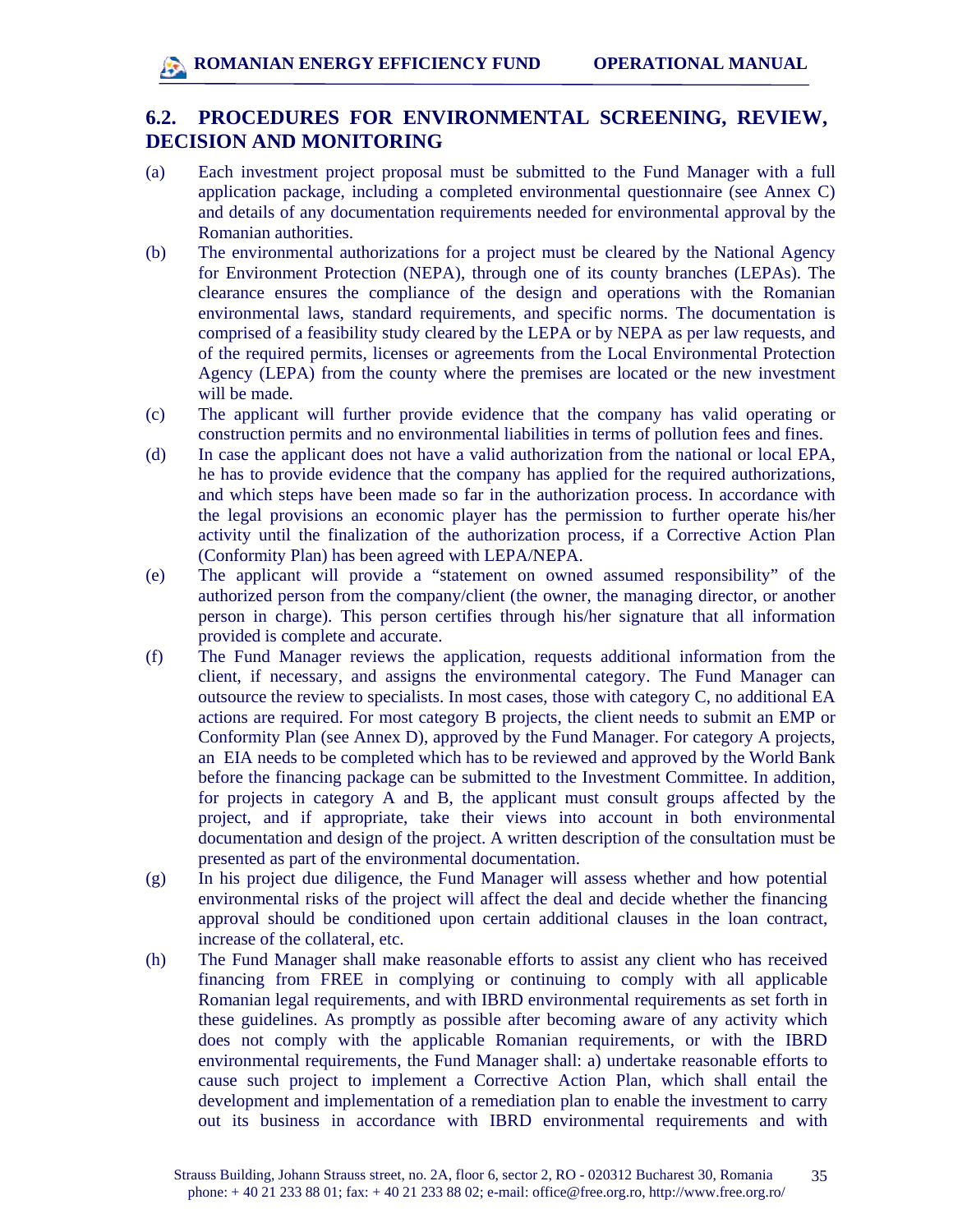## 6.2. PROCEDURES FOR ENVIRONMENTAL SCREENING, REVIEW, DECISION AND MONITORING

(a) Each investment project proposal must be submitted to the Fund Manager with a full application package, including a completed environmental questionnaire (see Annex C) and details of any documentation requirements needed for environmental approval by the Romanian authorities.

(b) The environmental authorizations for a project must be cleared by the National Agency for Environment Protection (NEPA), through one of its county branches (LEPAs). The clearance ensures the compliance of the design and operations with the Romanian environmental laws, standard requirements, and specific norms. The documentation is comprised of a feasibility study cleared by the LEPA or by NEPA as per law requests, and of the required permits, licenses or agreements from the Local Environmental Protection Agency (LEPA) from the county where the premises are located or the new investment will be made.

(c) The applicant will further provide evidence that the company has valid operating or construction permits and no environmental liabilities in terms of pollution fees and fines.

(d) In case the applicant does not have a valid authorization from the national or local EPA, he has to provide evidence that the company has applied for the required authorizations, and which steps have been made so far in the authorization process. In accordance with the legal provisions an economic player has the permission to further operate his/her activity until the finalization of the authorization process, if a Corrective Action Plan (Conformity Plan) has been agreed with LEPA/NEPA.

(e) The applicant will provide a "statement on owned assumed responsibility" of the authorized person from the company/client (the owner, the managing director, or another person in charge). This person certifies through his/her signature that all information provided is complete and accurate.

(f) The Fund Manager reviews the application, requests additional information from the client, if necessary, and assigns the environmental category. The Fund Manager can outsource the review to specialists. In most cases, those with category C, no additional EA actions are required. For most category B projects, the client needs to submit an EMP or Conformity Plan (see Annex D), approved by the Fund Manager. For category A projects, an EIA needs to be completed which has to be reviewed and approved by the World Bank before the financing package can be submitted to the Investment Committee. In addition, for projects in category A and B, the applicant must consult groups affected by the project, and if appropriate, take their views into account in both environmental documentation and design of the project. A written description of the consultation must be presented as part of the environmental documentation.

(g) In his project due diligence, the Fund Manager will assess whether and how potential environmental risks of the project will affect the deal and decide whether the financing approval should be conditioned upon certain additional clauses in the loan contract, increase of the collateral, etc.

(h) The Fund Manager shall make reasonable efforts to assist any client who has received financing from FREE in complying or continuing to comply with all applicable Romanian legal requirements, and with IBRD environmental requirements as set forth in these guidelines. As promptly as possible after becoming aware of any activity which does not comply with the applicable Romanian requirements, or with the IBRD environmental requirements, the Fund Manager shall: a) undertake reasonable efforts to cause such project to implement a Corrective Action Plan, which shall entail the development and implementation of a remediation plan to enable the investment to carry out its business in accordance with IBRD environmental requirements and with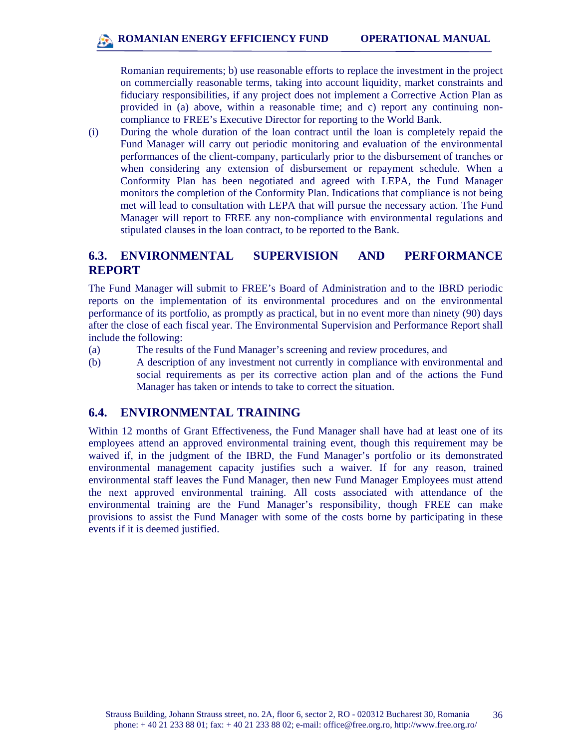Romanian requirements; b) use reasonable efforts to replace the investment in the project on commercially reasonable terms, taking into account liquidity, market constraints and fiduciary responsibilities, if any project does not implement a Corrective Action Plan as provided in (a) above, within a reasonable time; and c) report any continuing non-compliance to FREE's Executive Director for reporting to the World Bank.

(i) During the whole duration of the loan contract until the loan is completely repaid the Fund Manager will carry out periodic monitoring and evaluation of the environmental performances of the client-company, particularly prior to the disbursement of tranches or when considering any extension of disbursement or repayment schedule. When a Conformity Plan has been negotiated and agreed with LEPA, the Fund Manager monitors the completion of the Conformity Plan. Indications that compliance is not being met will lead to consultation with LEPA that will pursue the necessary action. The Fund Manager will report to FREE any non-compliance with environmental regulations and stipulated clauses in the loan contract, to be reported to the Bank.

## 6.3. ENVIRONMENTAL SUPERVISION AND PERFORMANCE REPORT

The Fund Manager will submit to FREE's Board of Administration and to the IBRD periodic reports on the implementation of its environmental procedures and on the environmental performance of its portfolio, as promptly as practical, but in no event more than ninety (90) days after the close of each fiscal year. The Environmental Supervision and Performance Report shall include the following:

(a) The results of the Fund Manager's screening and review procedures, and

(b) A description of any investment not currently in compliance with environmental and social requirements as per its corrective action plan and of the actions the Fund Manager has taken or intends to take to correct the situation.

## 6.4. ENVIRONMENTAL TRAINING

Within 12 months of Grant Effectiveness, the Fund Manager shall have had at least one of its employees attend an approved environmental training event, though this requirement may be waived if, in the judgment of the IBRD, the Fund Manager's portfolio or its demonstrated environmental management capacity justifies such a waiver. If for any reason, trained environmental staff leaves the Fund Manager, then new Fund Manager Employees must attend the next approved environmental training. All costs associated with attendance of the environmental training are the Fund Manager's responsibility, though FREE can make provisions to assist the Fund Manager with some of the costs borne by participating in these events if it is deemed justified.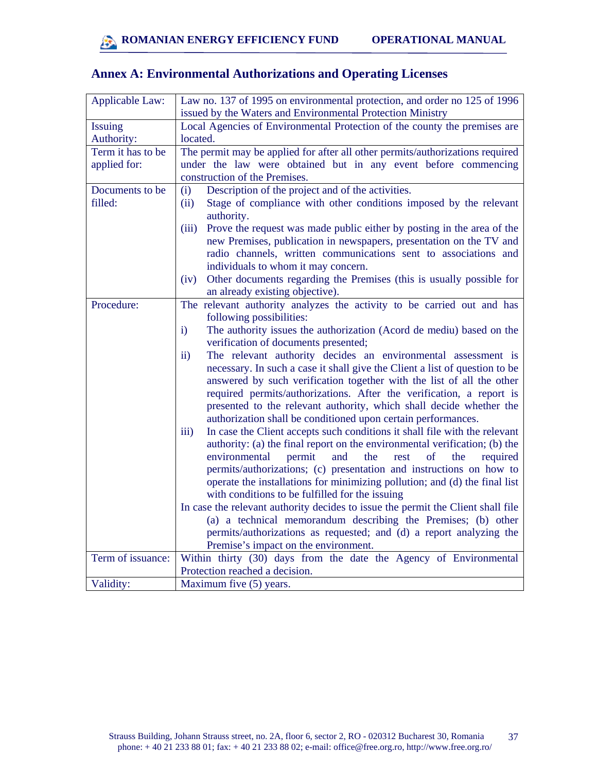## Annex A: Environmental Authorizations and Operating Licenses

| Applicable Law: | Law no. 137 of 1995 on environmental protection, and order no 125 of 1996 issued by the Waters and Environmental Protection Ministry |
|---|---|
| Issuing Authority: | Local Agencies of Environmental Protection of the county the premises are located. |
| Term it has to be applied for: | The permit may be applied for after all other permits/authorizations required under the law were obtained but in any event before commencing construction of the Premises. |
| Documents to be filled: | (i) Description of the project and of the activities.<br>(ii) Stage of compliance with other conditions imposed by the relevant authority.<br>(iii) Prove the request was made public either by posting in the area of the new Premises, publication in newspapers, presentation on the TV and radio channels, written communications sent to associations and individuals to whom it may concern.<br>(iv) Other documents regarding the Premises (this is usually possible for an already existing objective). |
| Procedure: | The relevant authority analyzes the activity to be carried out and has following possibilities:<br>i) The authority issues the authorization (Acord de mediu) based on the verification of documents presented;<br>ii) The relevant authority decides an environmental assessment is necessary. In such a case it shall give the Client a list of question to be answered by such verification together with the list of all the other required permits/authorizations. After the verification, a report is presented to the relevant authority, which shall decide whether the authorization shall be conditioned upon certain performances.<br>iii) In case the Client accepts such conditions it shall file with the relevant authority: (a) the final report on the environmental verification; (b) the environmental permit and the rest of the required permits/authorizations; (c) presentation and instructions on how to operate the installations for minimizing pollution; and (d) the final list with conditions to be fulfilled for the issuing<br>In case the relevant authority decides to issue the permit the Client shall file (a) a technical memorandum describing the Premises; (b) other permits/authorizations as requested; and (d) a report analyzing the Premise's impact on the environment. |
| Term of issuance: | Within thirty (30) days from the date the Agency of Environmental Protection reached a decision. |
| Validity: | Maximum five (5) years. |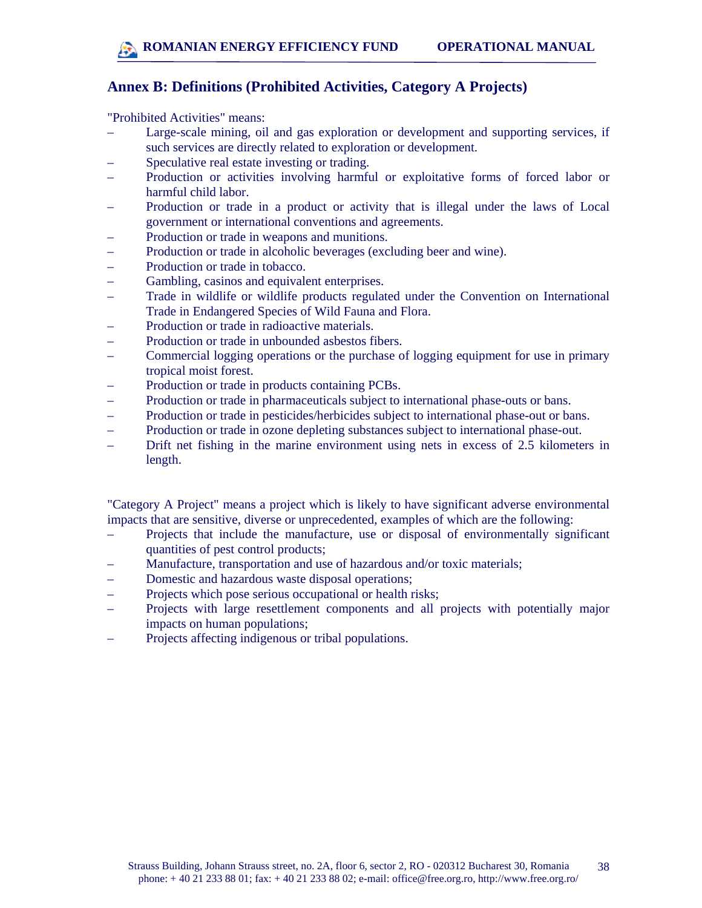## Annex B: Definitions (Prohibited Activities, Category A Projects)

"Prohibited Activities" means:

- Large-scale mining, oil and gas exploration or development and supporting services, if such services are directly related to exploration or development.
- Speculative real estate investing or trading.
- Production or activities involving harmful or exploitative forms of forced labor or harmful child labor.
- Production or trade in a product or activity that is illegal under the laws of Local government or international conventions and agreements.
- Production or trade in weapons and munitions.
- Production or trade in alcoholic beverages (excluding beer and wine).
- Production or trade in tobacco.
- Gambling, casinos and equivalent enterprises.
- Trade in wildlife or wildlife products regulated under the Convention on International Trade in Endangered Species of Wild Fauna and Flora.
- Production or trade in radioactive materials.
- Production or trade in unbounded asbestos fibers.
- Commercial logging operations or the purchase of logging equipment for use in primary tropical moist forest.
- Production or trade in products containing PCBs.
- Production or trade in pharmaceuticals subject to international phase-outs or bans.
- Production or trade in pesticides/herbicides subject to international phase-out or bans.
- Production or trade in ozone depleting substances subject to international phase-out.
- Drift net fishing in the marine environment using nets in excess of 2.5 kilometers in length.

"Category A Project" means a project which is likely to have significant adverse environmental impacts that are sensitive, diverse or unprecedented, examples of which are the following:

- Projects that include the manufacture, use or disposal of environmentally significant quantities of pest control products;
- Manufacture, transportation and use of hazardous and/or toxic materials;
- Domestic and hazardous waste disposal operations;
- Projects which pose serious occupational or health risks;
- Projects with large resettlement components and all projects with potentially major impacts on human populations;
- Projects affecting indigenous or tribal populations.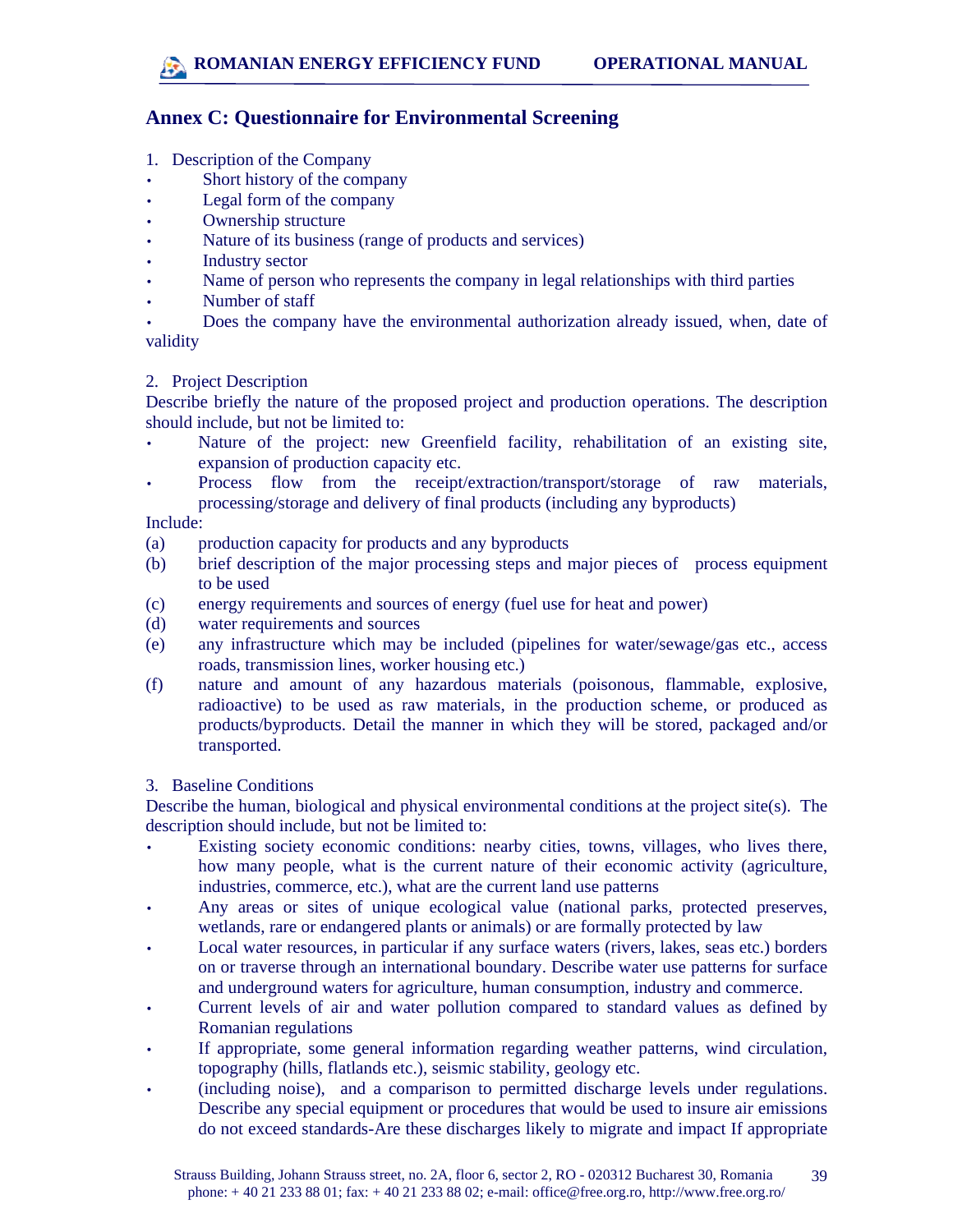## Annex C: Questionnaire for Environmental Screening

1. Description of the Company

- Short history of the company
- Legal form of the company
- Ownership structure
- Nature of its business (range of products and services)
- Industry sector
- Name of person who represents the company in legal relationships with third parties
- Number of staff
- Does the company have the environmental authorization already issued, when, date of validity

2. Project Description

Describe briefly the nature of the proposed project and production operations. The description should include, but not be limited to:

- Nature of the project: new Greenfield facility, rehabilitation of an existing site, expansion of production capacity etc.
- Process flow from the receipt/extraction/transport/storage of raw materials, processing/storage and delivery of final products (including any byproducts)

Include:

(a) production capacity for products and any byproducts
(b) brief description of the major processing steps and major pieces of process equipment to be used
(c) energy requirements and sources of energy (fuel use for heat and power)
(d) water requirements and sources
(e) any infrastructure which may be included (pipelines for water/sewage/gas etc., access roads, transmission lines, worker housing etc.)
(f) nature and amount of any hazardous materials (poisonous, flammable, explosive, radioactive) to be used as raw materials, in the production scheme, or produced as products/byproducts. Detail the manner in which they will be stored, packaged and/or transported.

3. Baseline Conditions

Describe the human, biological and physical environmental conditions at the project site(s). The description should include, but not be limited to:

- Existing society economic conditions: nearby cities, towns, villages, who lives there, how many people, what is the current nature of their economic activity (agriculture, industries, commerce, etc.), what are the current land use patterns
- Any areas or sites of unique ecological value (national parks, protected preserves, wetlands, rare or endangered plants or animals) or are formally protected by law
- Local water resources, in particular if any surface waters (rivers, lakes, seas etc.) borders on or traverse through an international boundary. Describe water use patterns for surface and underground waters for agriculture, human consumption, industry and commerce.
- Current levels of air and water pollution compared to standard values as defined by Romanian regulations
- If appropriate, some general information regarding weather patterns, wind circulation, topography (hills, flatlands etc.), seismic stability, geology etc.
- (including noise), and a comparison to permitted discharge levels under regulations. Describe any special equipment or procedures that would be used to insure air emissions do not exceed standards-Are these discharges likely to migrate and impact If appropriate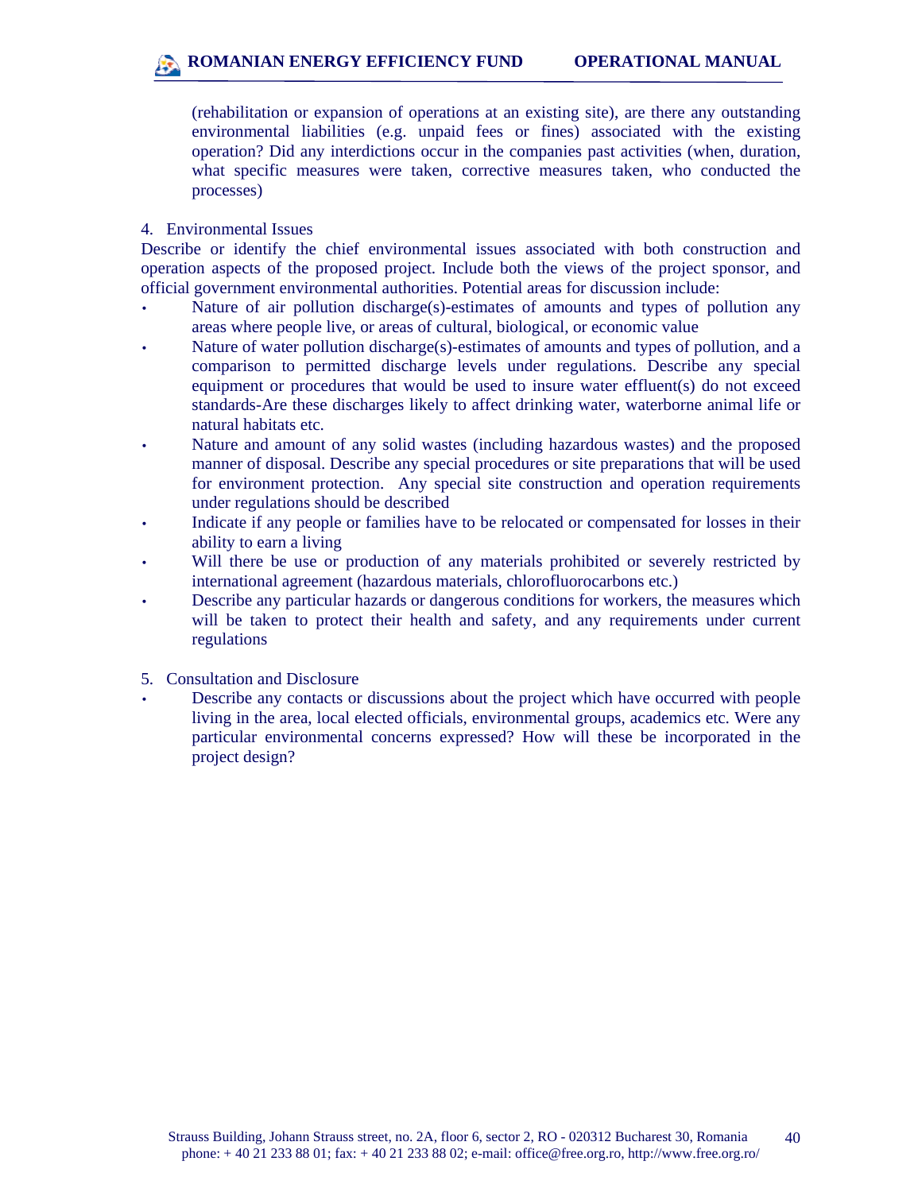(rehabilitation or expansion of operations at an existing site), are there any outstanding environmental liabilities (e.g. unpaid fees or fines) associated with the existing operation? Did any interdictions occur in the companies past activities (when, duration, what specific measures were taken, corrective measures taken, who conducted the processes)

4. Environmental Issues

Describe or identify the chief environmental issues associated with both construction and operation aspects of the proposed project. Include both the views of the project sponsor, and official government environmental authorities. Potential areas for discussion include:

- Nature of air pollution discharge(s)-estimates of amounts and types of pollution any areas where people live, or areas of cultural, biological, or economic value
- Nature of water pollution discharge(s)-estimates of amounts and types of pollution, and a comparison to permitted discharge levels under regulations. Describe any special equipment or procedures that would be used to insure water effluent(s) do not exceed standards-Are these discharges likely to affect drinking water, waterborne animal life or natural habitats etc.
- Nature and amount of any solid wastes (including hazardous wastes) and the proposed manner of disposal. Describe any special procedures or site preparations that will be used for environment protection. Any special site construction and operation requirements under regulations should be described
- Indicate if any people or families have to be relocated or compensated for losses in their ability to earn a living
- Will there be use or production of any materials prohibited or severely restricted by international agreement (hazardous materials, chlorofluorocarbons etc.)
- Describe any particular hazards or dangerous conditions for workers, the measures which will be taken to protect their health and safety, and any requirements under current regulations

5. Consultation and Disclosure

- Describe any contacts or discussions about the project which have occurred with people living in the area, local elected officials, environmental groups, academics etc. Were any particular environmental concerns expressed? How will these be incorporated in the project design?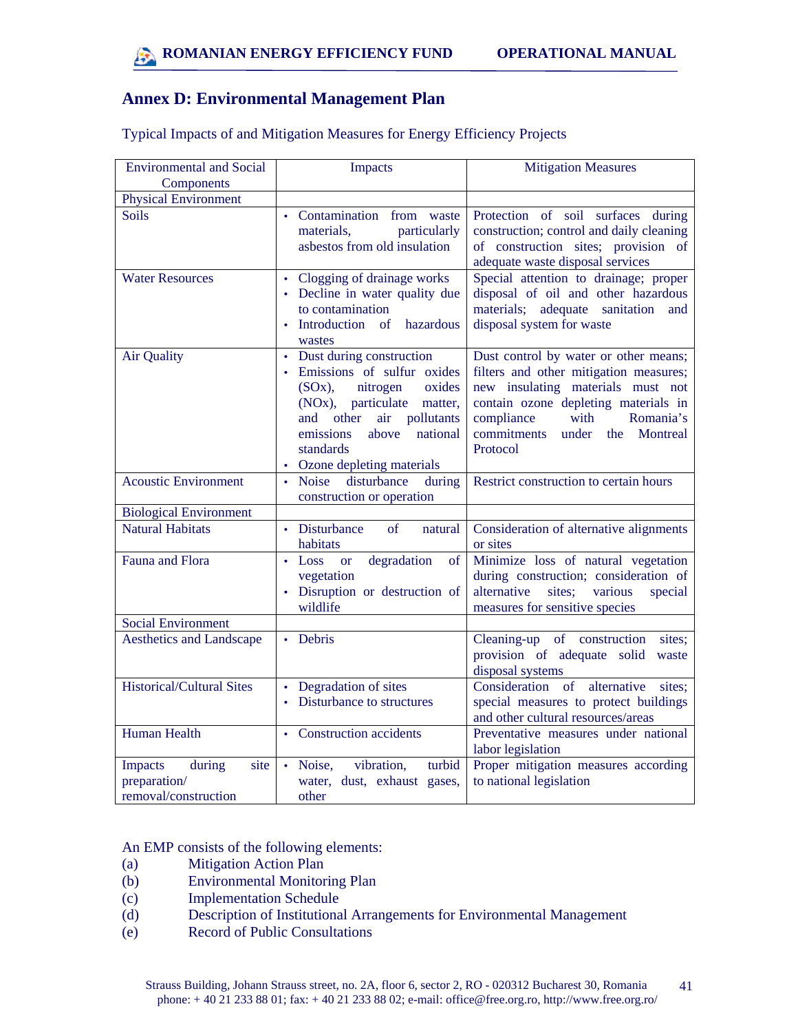## Annex D: Environmental Management Plan

Typical Impacts of and Mitigation Measures for Energy Efficiency Projects

| Environmental and Social Components | Impacts | Mitigation Measures |
|---|---|---|
| Physical Environment | | |
| Soils | • Contamination from waste materials, particularly asbestos from old insulation | Protection of soil surfaces during construction; control and daily cleaning of construction sites; provision of adequate waste disposal services |
| Water Resources | • Clogging of drainage works<br>• Decline in water quality due to contamination<br>• Introduction of hazardous wastes | Special attention to drainage; proper disposal of oil and other hazardous materials; adequate sanitation and disposal system for waste |
| Air Quality | • Dust during construction<br>• Emissions of sulfur oxides (SOx), nitrogen oxides (NOx), particulate matter, and other air pollutants emissions above national standards<br>• Ozone depleting materials | Dust control by water or other means; filters and other mitigation measures; new insulating materials must not contain ozone depleting materials in compliance with Romania's commitments under the Montreal Protocol |
| Acoustic Environment | • Noise disturbance during construction or operation | Restrict construction to certain hours |
| Biological Environment | | |
| Natural Habitats | • Disturbance of natural habitats | Consideration of alternative alignments or sites |
| Fauna and Flora | • Loss or degradation of vegetation<br>• Disruption or destruction of wildlife | Minimize loss of natural vegetation during construction; consideration of alternative sites; various special measures for sensitive species |
| Social Environment | | |
| Aesthetics and Landscape | • Debris | Cleaning-up of construction sites; provision of adequate solid waste disposal systems |
| Historical/Cultural Sites | • Degradation of sites<br>• Disturbance to structures | Consideration of alternative sites; special measures to protect buildings and other cultural resources/areas |
| Human Health | • Construction accidents | Preventative measures under national labor legislation |
| Impacts during site preparation/ removal/construction | • Noise, vibration, turbid water, dust, exhaust gases, other | Proper mitigation measures according to national legislation |

An EMP consists of the following elements:

(a) Mitigation Action Plan
(b) Environmental Monitoring Plan
(c) Implementation Schedule
(d) Description of Institutional Arrangements for Environmental Management
(e) Record of Public Consultations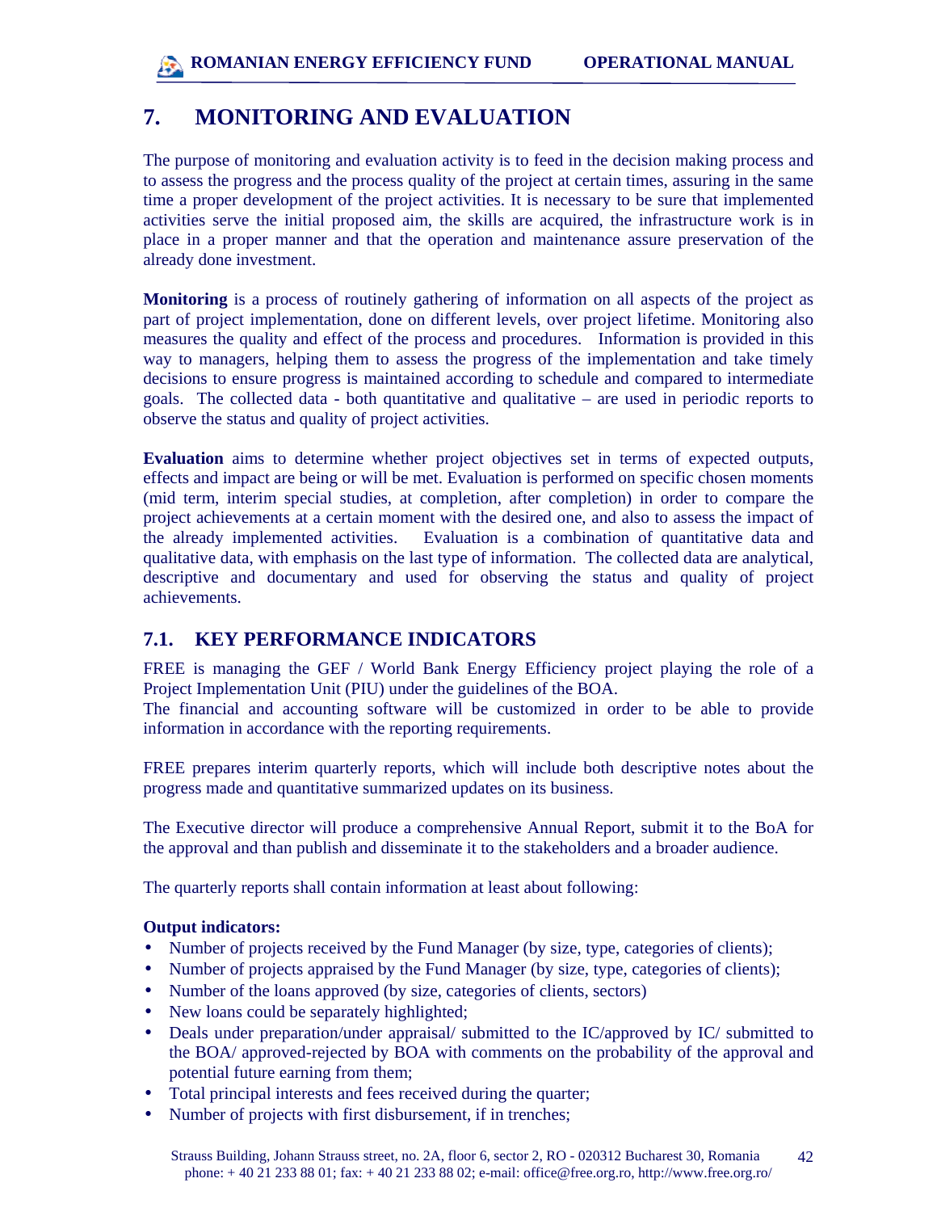# 7. MONITORING AND EVALUATION

The purpose of monitoring and evaluation activity is to feed in the decision making process and to assess the progress and the process quality of the project at certain times, assuring in the same time a proper development of the project activities. It is necessary to be sure that implemented activities serve the initial proposed aim, the skills are acquired, the infrastructure work is in place in a proper manner and that the operation and maintenance assure preservation of the already done investment.

**Monitoring** is a process of routinely gathering of information on all aspects of the project as part of project implementation, done on different levels, over project lifetime. Monitoring also measures the quality and effect of the process and procedures. Information is provided in this way to managers, helping them to assess the progress of the implementation and take timely decisions to ensure progress is maintained according to schedule and compared to intermediate goals. The collected data - both quantitative and qualitative – are used in periodic reports to observe the status and quality of project activities.

**Evaluation** aims to determine whether project objectives set in terms of expected outputs, effects and impact are being or will be met. Evaluation is performed on specific chosen moments (mid term, interim special studies, at completion, after completion) in order to compare the project achievements at a certain moment with the desired one, and also to assess the impact of the already implemented activities. Evaluation is a combination of quantitative data and qualitative data, with emphasis on the last type of information. The collected data are analytical, descriptive and documentary and used for observing the status and quality of project achievements.

## 7.1. KEY PERFORMANCE INDICATORS

FREE is managing the GEF / World Bank Energy Efficiency project playing the role of a Project Implementation Unit (PIU) under the guidelines of the BOA.
The financial and accounting software will be customized in order to be able to provide information in accordance with the reporting requirements.

FREE prepares interim quarterly reports, which will include both descriptive notes about the progress made and quantitative summarized updates on its business.

The Executive director will produce a comprehensive Annual Report, submit it to the BoA for the approval and than publish and disseminate it to the stakeholders and a broader audience.

The quarterly reports shall contain information at least about following:

**Output indicators:**

- Number of projects received by the Fund Manager (by size, type, categories of clients);
- Number of projects appraised by the Fund Manager (by size, type, categories of clients);
- Number of the loans approved (by size, categories of clients, sectors)
- New loans could be separately highlighted;
- Deals under preparation/under appraisal/ submitted to the IC/approved by IC/ submitted to the BOA/ approved-rejected by BOA with comments on the probability of the approval and potential future earning from them;
- Total principal interests and fees received during the quarter;
- Number of projects with first disbursement, if in trenches;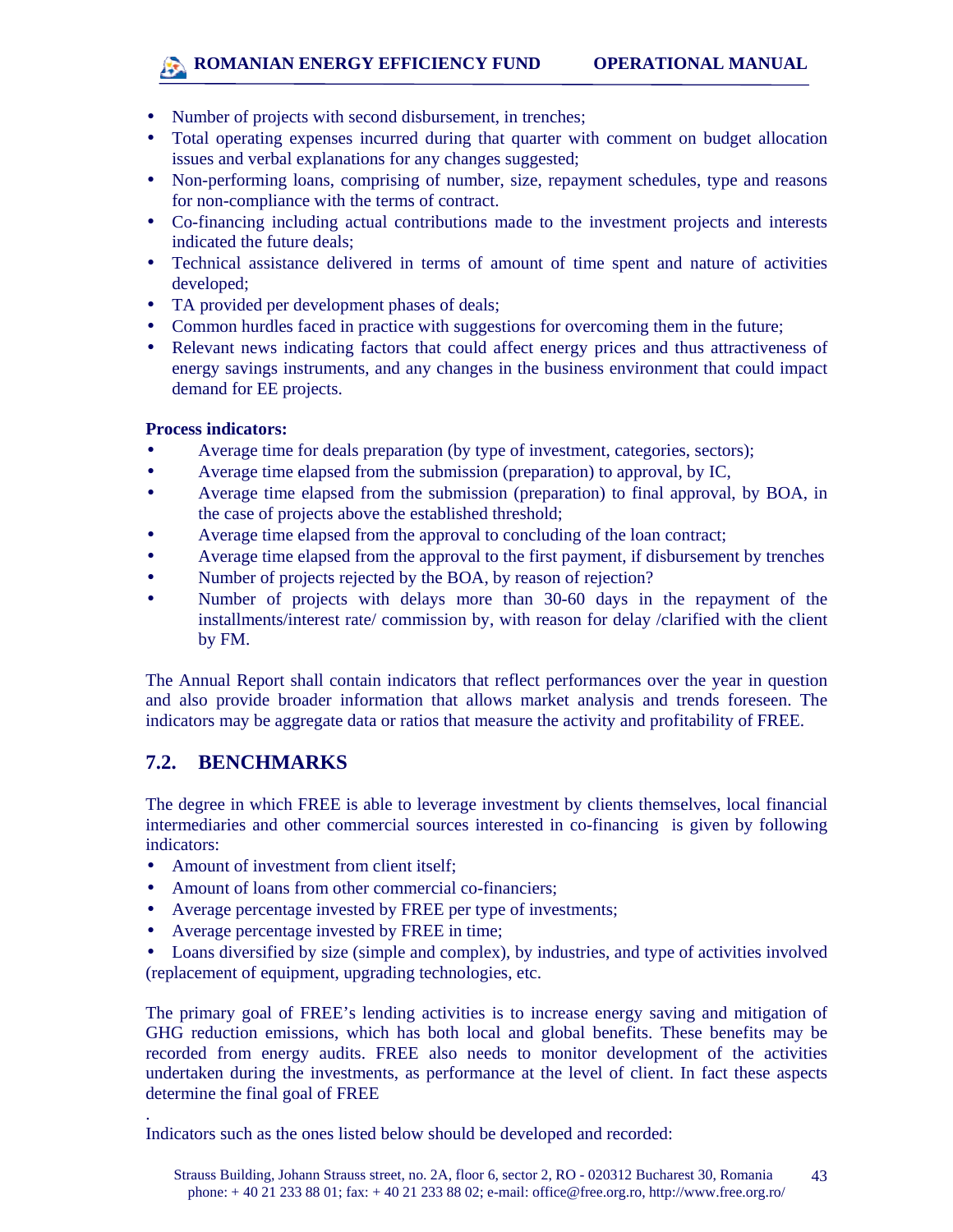- Number of projects with second disbursement, in trenches;
- Total operating expenses incurred during that quarter with comment on budget allocation issues and verbal explanations for any changes suggested;
- Non-performing loans, comprising of number, size, repayment schedules, type and reasons for non-compliance with the terms of contract.
- Co-financing including actual contributions made to the investment projects and interests indicated the future deals;
- Technical assistance delivered in terms of amount of time spent and nature of activities developed;
- TA provided per development phases of deals;
- Common hurdles faced in practice with suggestions for overcoming them in the future;
- Relevant news indicating factors that could affect energy prices and thus attractiveness of energy savings instruments, and any changes in the business environment that could impact demand for EE projects.

**Process indicators:**

- Average time for deals preparation (by type of investment, categories, sectors);
- Average time elapsed from the submission (preparation) to approval, by IC,
- Average time elapsed from the submission (preparation) to final approval, by BOA, in the case of projects above the established threshold;
- Average time elapsed from the approval to concluding of the loan contract;
- Average time elapsed from the approval to the first payment, if disbursement by trenches
- Number of projects rejected by the BOA, by reason of rejection?
- Number of projects with delays more than 30-60 days in the repayment of the installments/interest rate/ commission by, with reason for delay /clarified with the client by FM.

The Annual Report shall contain indicators that reflect performances over the year in question and also provide broader information that allows market analysis and trends foreseen. The indicators may be aggregate data or ratios that measure the activity and profitability of FREE.

## 7.2. BENCHMARKS

The degree in which FREE is able to leverage investment by clients themselves, local financial intermediaries and other commercial sources interested in co-financing is given by following indicators:

- Amount of investment from client itself;
- Amount of loans from other commercial co-financiers;
- Average percentage invested by FREE per type of investments;
- Average percentage invested by FREE in time;
- Loans diversified by size (simple and complex), by industries, and type of activities involved (replacement of equipment, upgrading technologies, etc.

The primary goal of FREE's lending activities is to increase energy saving and mitigation of GHG reduction emissions, which has both local and global benefits. These benefits may be recorded from energy audits. FREE also needs to monitor development of the activities undertaken during the investments, as performance at the level of client. In fact these aspects determine the final goal of FREE

.

Indicators such as the ones listed below should be developed and recorded: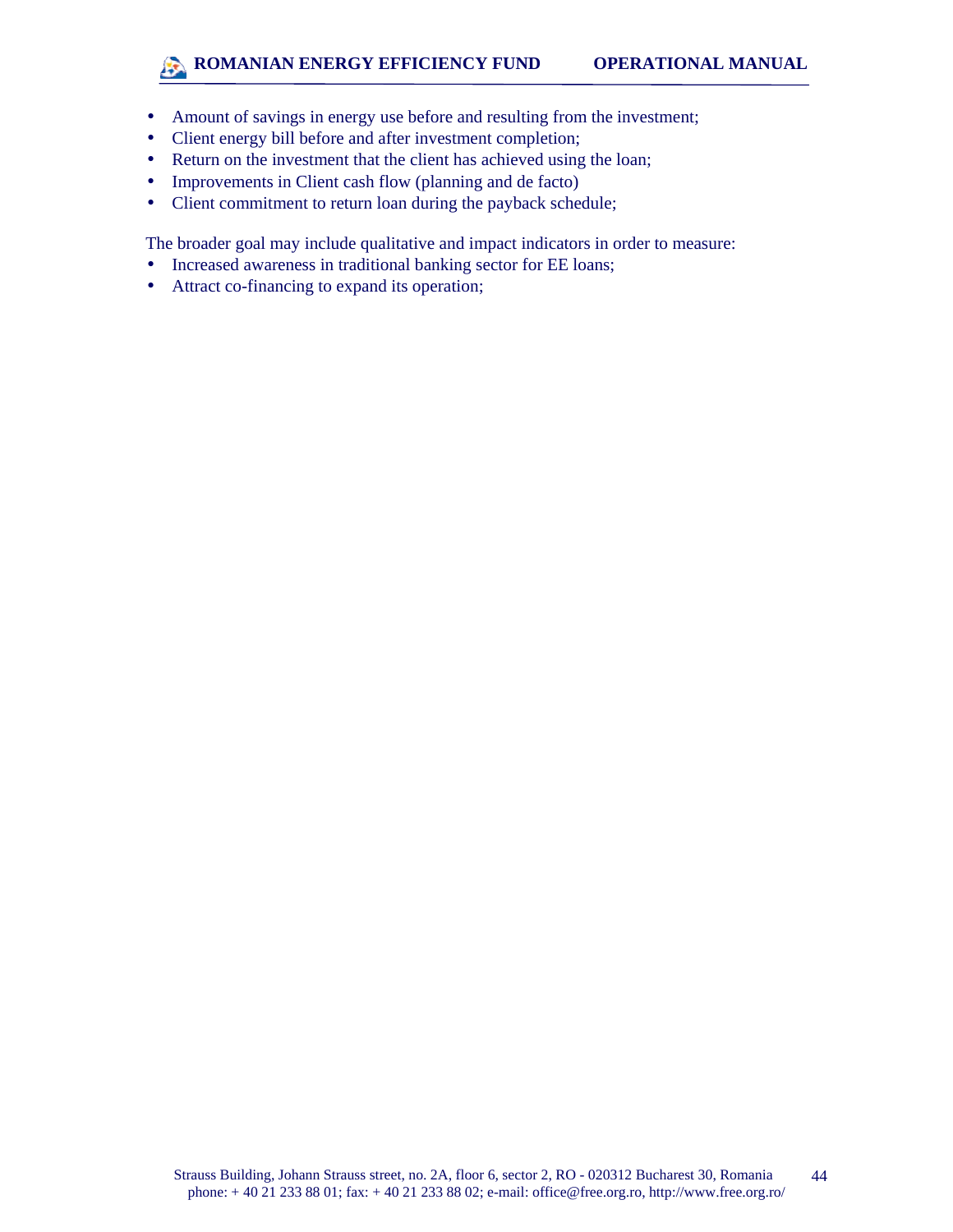- Amount of savings in energy use before and resulting from the investment;
- Client energy bill before and after investment completion;
- Return on the investment that the client has achieved using the loan;
- Improvements in Client cash flow (planning and de facto)
- Client commitment to return loan during the payback schedule;

The broader goal may include qualitative and impact indicators in order to measure:

- Increased awareness in traditional banking sector for EE loans;
- Attract co-financing to expand its operation;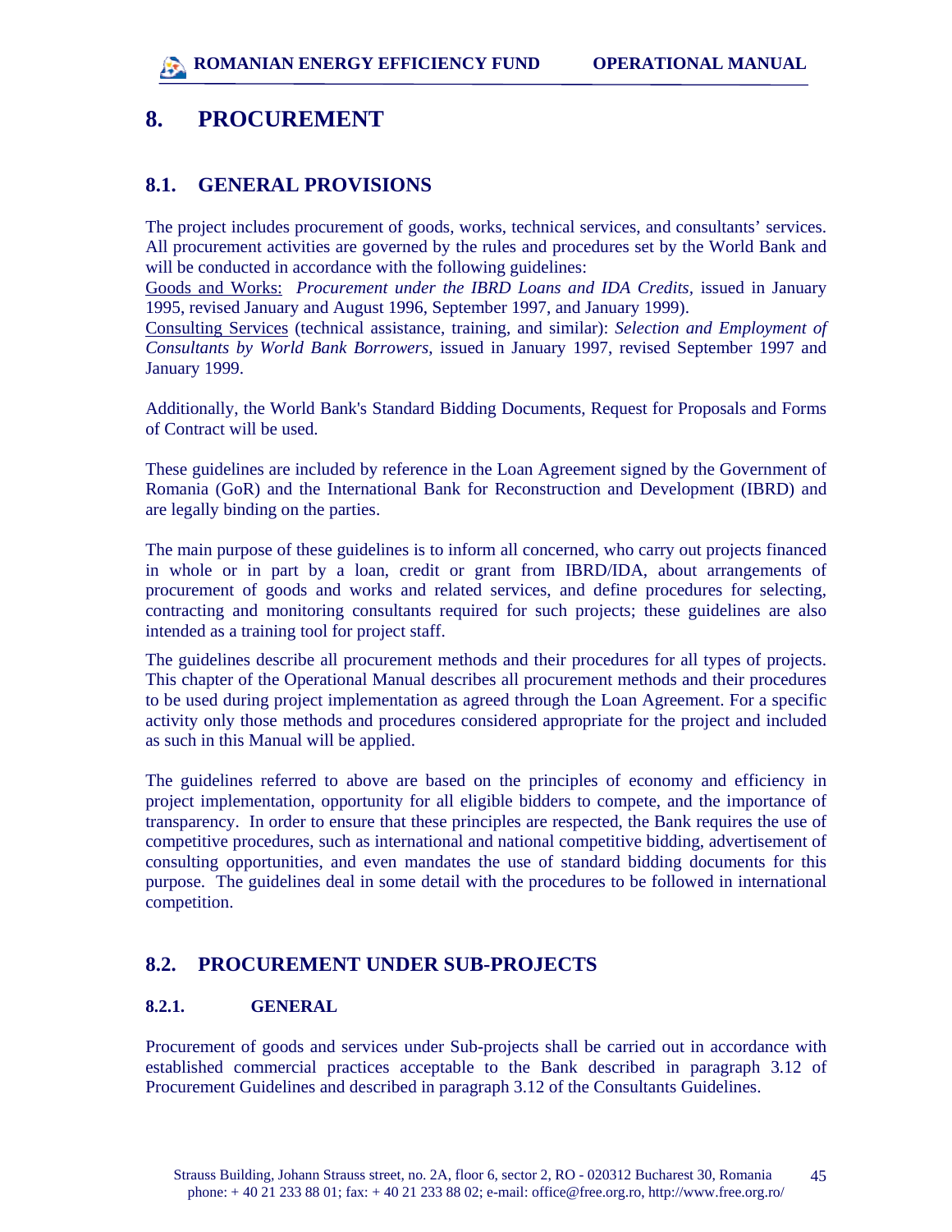# 8. PROCUREMENT

## 8.1. GENERAL PROVISIONS

The project includes procurement of goods, works, technical services, and consultants' services. All procurement activities are governed by the rules and procedures set by the World Bank and will be conducted in accordance with the following guidelines:
Goods and Works: *Procurement under the IBRD Loans and IDA Credits*, issued in January 1995, revised January and August 1996, September 1997, and January 1999).
Consulting Services (technical assistance, training, and similar): *Selection and Employment of Consultants by World Bank Borrowers*, issued in January 1997, revised September 1997 and January 1999.

Additionally, the World Bank's Standard Bidding Documents, Request for Proposals and Forms of Contract will be used.

These guidelines are included by reference in the Loan Agreement signed by the Government of Romania (GoR) and the International Bank for Reconstruction and Development (IBRD) and are legally binding on the parties.

The main purpose of these guidelines is to inform all concerned, who carry out projects financed in whole or in part by a loan, credit or grant from IBRD/IDA, about arrangements of procurement of goods and works and related services, and define procedures for selecting, contracting and monitoring consultants required for such projects; these guidelines are also intended as a training tool for project staff.

The guidelines describe all procurement methods and their procedures for all types of projects. This chapter of the Operational Manual describes all procurement methods and their procedures to be used during project implementation as agreed through the Loan Agreement. For a specific activity only those methods and procedures considered appropriate for the project and included as such in this Manual will be applied.

The guidelines referred to above are based on the principles of economy and efficiency in project implementation, opportunity for all eligible bidders to compete, and the importance of transparency. In order to ensure that these principles are respected, the Bank requires the use of competitive procedures, such as international and national competitive bidding, advertisement of consulting opportunities, and even mandates the use of standard bidding documents for this purpose. The guidelines deal in some detail with the procedures to be followed in international competition.

## 8.2. PROCUREMENT UNDER SUB-PROJECTS

### 8.2.1. GENERAL

Procurement of goods and services under Sub-projects shall be carried out in accordance with established commercial practices acceptable to the Bank described in paragraph 3.12 of Procurement Guidelines and described in paragraph 3.12 of the Consultants Guidelines.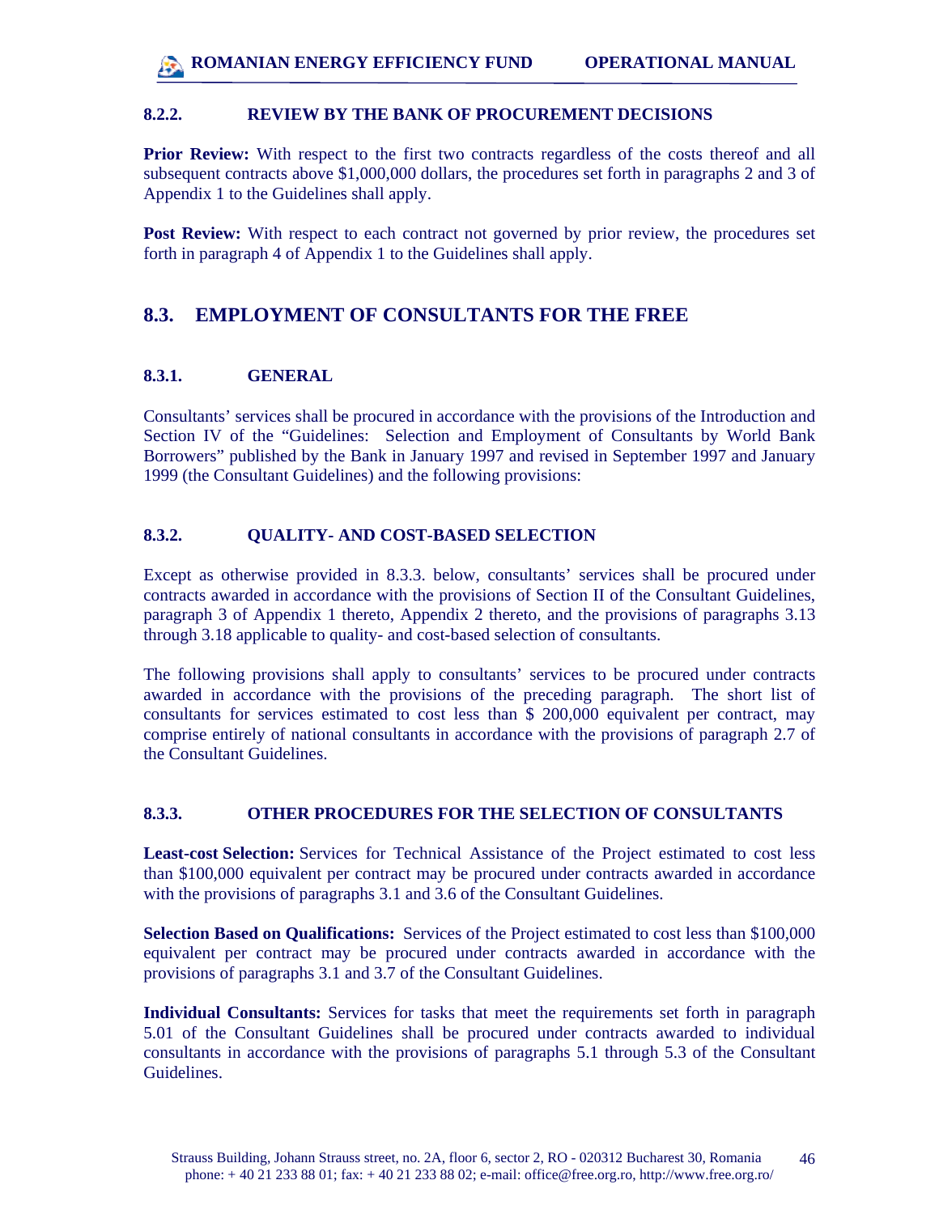#### 8.2.2. REVIEW BY THE BANK OF PROCUREMENT DECISIONS

**Prior Review:** With respect to the first two contracts regardless of the costs thereof and all subsequent contracts above $1,000,000 dollars, the procedures set forth in paragraphs 2 and 3 of Appendix 1 to the Guidelines shall apply.

**Post Review:** With respect to each contract not governed by prior review, the procedures set forth in paragraph 4 of Appendix 1 to the Guidelines shall apply.

## 8.3. EMPLOYMENT OF CONSULTANTS FOR THE FREE

#### 8.3.1. GENERAL

Consultants' services shall be procured in accordance with the provisions of the Introduction and Section IV of the "Guidelines: Selection and Employment of Consultants by World Bank Borrowers" published by the Bank in January 1997 and revised in September 1997 and January 1999 (the Consultant Guidelines) and the following provisions:

#### 8.3.2. QUALITY- AND COST-BASED SELECTION

Except as otherwise provided in 8.3.3. below, consultants' services shall be procured under contracts awarded in accordance with the provisions of Section II of the Consultant Guidelines, paragraph 3 of Appendix 1 thereto, Appendix 2 thereto, and the provisions of paragraphs 3.13 through 3.18 applicable to quality- and cost-based selection of consultants.

The following provisions shall apply to consultants' services to be procured under contracts awarded in accordance with the provisions of the preceding paragraph. The short list of consultants for services estimated to cost less than $ 200,000 equivalent per contract, may comprise entirely of national consultants in accordance with the provisions of paragraph 2.7 of the Consultant Guidelines.

#### 8.3.3. OTHER PROCEDURES FOR THE SELECTION OF CONSULTANTS

**Least-cost Selection:** Services for Technical Assistance of the Project estimated to cost less than $100,000 equivalent per contract may be procured under contracts awarded in accordance with the provisions of paragraphs 3.1 and 3.6 of the Consultant Guidelines.

**Selection Based on Qualifications:** Services of the Project estimated to cost less than $100,000 equivalent per contract may be procured under contracts awarded in accordance with the provisions of paragraphs 3.1 and 3.7 of the Consultant Guidelines.

**Individual Consultants:** Services for tasks that meet the requirements set forth in paragraph 5.01 of the Consultant Guidelines shall be procured under contracts awarded to individual consultants in accordance with the provisions of paragraphs 5.1 through 5.3 of the Consultant Guidelines.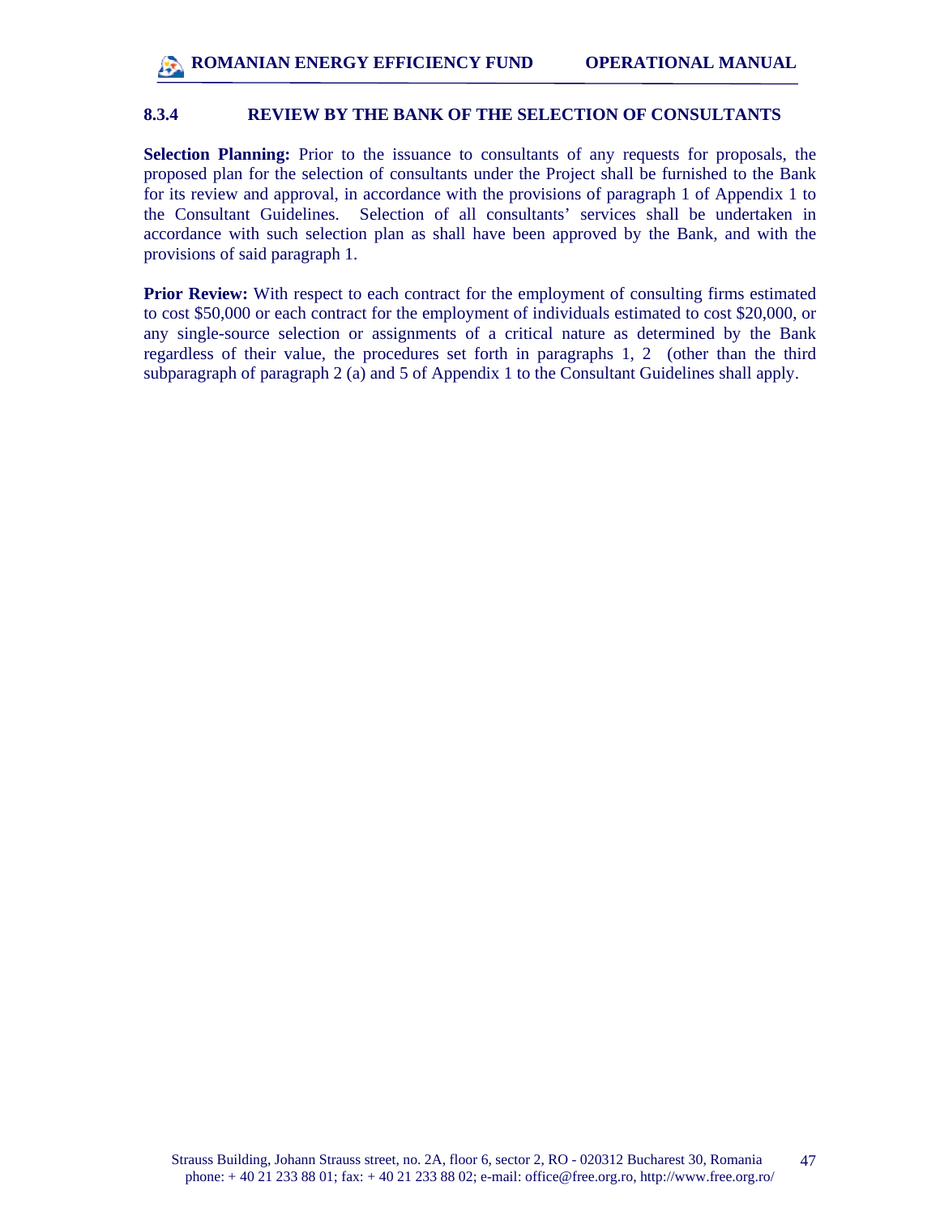### 8.3.4 REVIEW BY THE BANK OF THE SELECTION OF CONSULTANTS

**Selection Planning:** Prior to the issuance to consultants of any requests for proposals, the proposed plan for the selection of consultants under the Project shall be furnished to the Bank for its review and approval, in accordance with the provisions of paragraph 1 of Appendix 1 to the Consultant Guidelines. Selection of all consultants' services shall be undertaken in accordance with such selection plan as shall have been approved by the Bank, and with the provisions of said paragraph 1.

**Prior Review:** With respect to each contract for the employment of consulting firms estimated to cost $50,000 or each contract for the employment of individuals estimated to cost $20,000, or any single-source selection or assignments of a critical nature as determined by the Bank regardless of their value, the procedures set forth in paragraphs 1, 2 (other than the third subparagraph of paragraph 2 (a) and 5 of Appendix 1 to the Consultant Guidelines shall apply.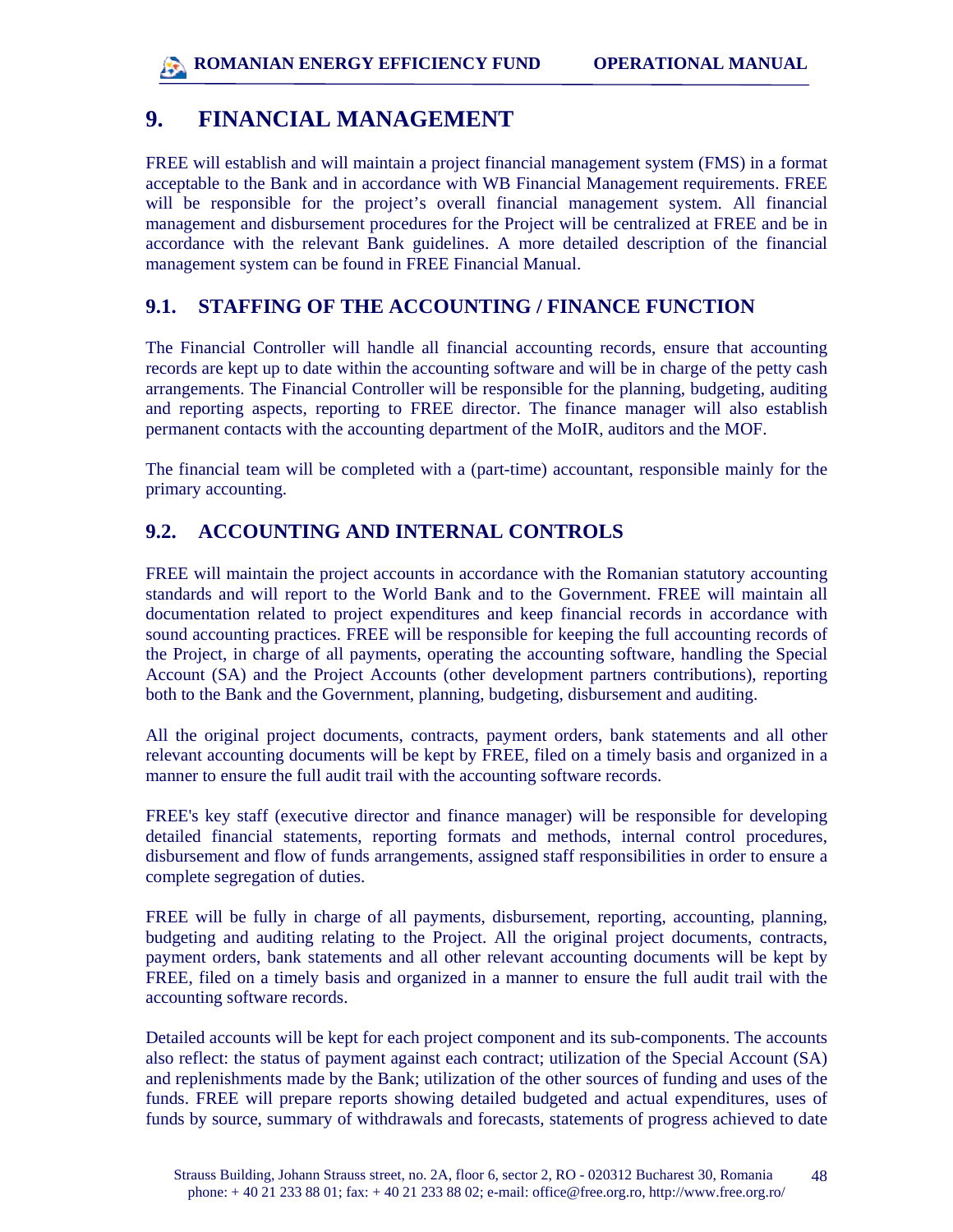# 9. FINANCIAL MANAGEMENT

FREE will establish and will maintain a project financial management system (FMS) in a format acceptable to the Bank and in accordance with WB Financial Management requirements. FREE will be responsible for the project's overall financial management system. All financial management and disbursement procedures for the Project will be centralized at FREE and be in accordance with the relevant Bank guidelines. A more detailed description of the financial management system can be found in FREE Financial Manual.

## 9.1. STAFFING OF THE ACCOUNTING / FINANCE FUNCTION

The Financial Controller will handle all financial accounting records, ensure that accounting records are kept up to date within the accounting software and will be in charge of the petty cash arrangements. The Financial Controller will be responsible for the planning, budgeting, auditing and reporting aspects, reporting to FREE director. The finance manager will also establish permanent contacts with the accounting department of the MoIR, auditors and the MOF.

The financial team will be completed with a (part-time) accountant, responsible mainly for the primary accounting.

## 9.2. ACCOUNTING AND INTERNAL CONTROLS

FREE will maintain the project accounts in accordance with the Romanian statutory accounting standards and will report to the World Bank and to the Government. FREE will maintain all documentation related to project expenditures and keep financial records in accordance with sound accounting practices. FREE will be responsible for keeping the full accounting records of the Project, in charge of all payments, operating the accounting software, handling the Special Account (SA) and the Project Accounts (other development partners contributions), reporting both to the Bank and the Government, planning, budgeting, disbursement and auditing.

All the original project documents, contracts, payment orders, bank statements and all other relevant accounting documents will be kept by FREE, filed on a timely basis and organized in a manner to ensure the full audit trail with the accounting software records.

FREE's key staff (executive director and finance manager) will be responsible for developing detailed financial statements, reporting formats and methods, internal control procedures, disbursement and flow of funds arrangements, assigned staff responsibilities in order to ensure a complete segregation of duties.

FREE will be fully in charge of all payments, disbursement, reporting, accounting, planning, budgeting and auditing relating to the Project. All the original project documents, contracts, payment orders, bank statements and all other relevant accounting documents will be kept by FREE, filed on a timely basis and organized in a manner to ensure the full audit trail with the accounting software records.

Detailed accounts will be kept for each project component and its sub-components. The accounts also reflect: the status of payment against each contract; utilization of the Special Account (SA) and replenishments made by the Bank; utilization of the other sources of funding and uses of the funds. FREE will prepare reports showing detailed budgeted and actual expenditures, uses of funds by source, summary of withdrawals and forecasts, statements of progress achieved to date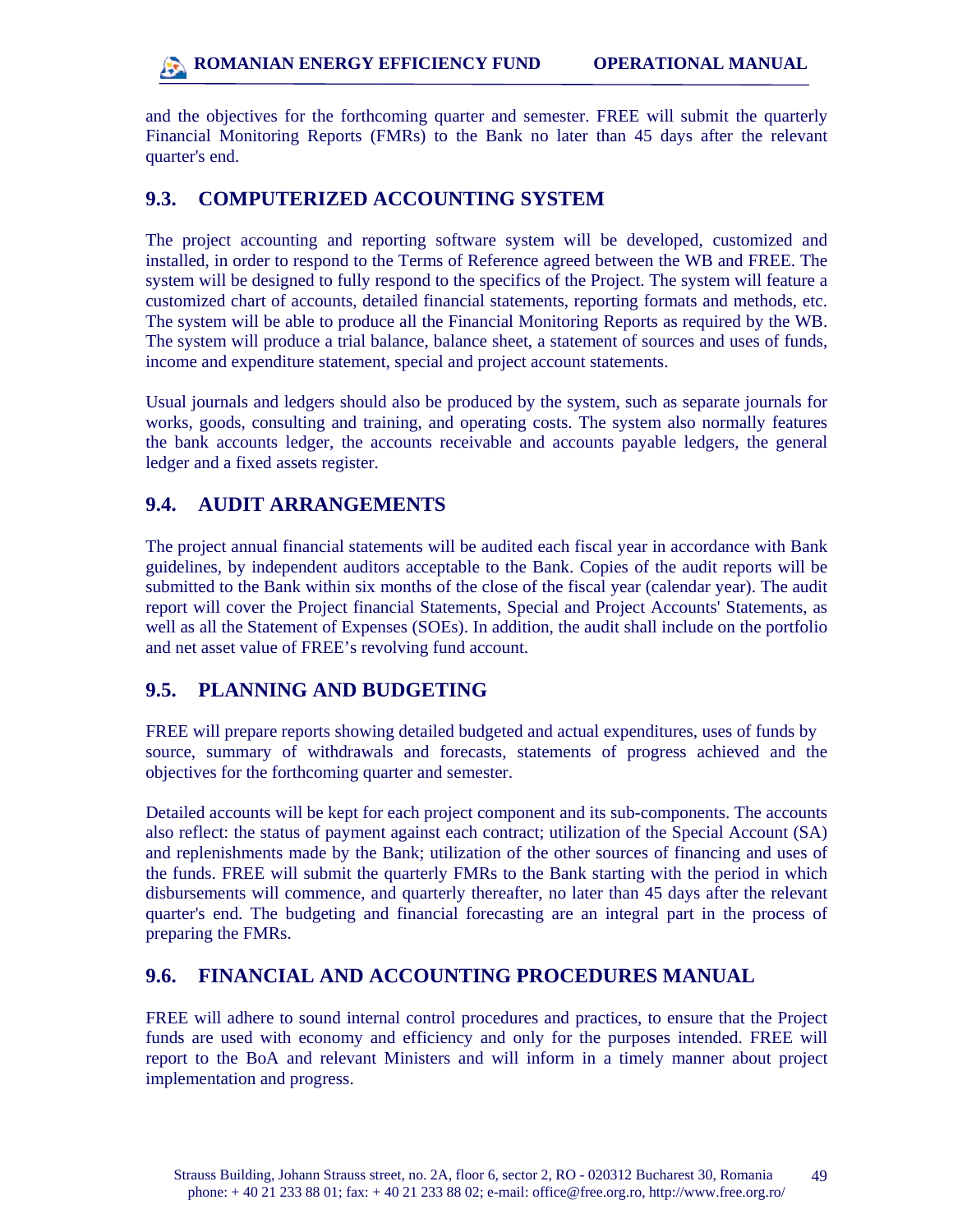and the objectives for the forthcoming quarter and semester. FREE will submit the quarterly Financial Monitoring Reports (FMRs) to the Bank no later than 45 days after the relevant quarter's end.

## 9.3. COMPUTERIZED ACCOUNTING SYSTEM

The project accounting and reporting software system will be developed, customized and installed, in order to respond to the Terms of Reference agreed between the WB and FREE. The system will be designed to fully respond to the specifics of the Project. The system will feature a customized chart of accounts, detailed financial statements, reporting formats and methods, etc. The system will be able to produce all the Financial Monitoring Reports as required by the WB. The system will produce a trial balance, balance sheet, a statement of sources and uses of funds, income and expenditure statement, special and project account statements.

Usual journals and ledgers should also be produced by the system, such as separate journals for works, goods, consulting and training, and operating costs. The system also normally features the bank accounts ledger, the accounts receivable and accounts payable ledgers, the general ledger and a fixed assets register.

## 9.4. AUDIT ARRANGEMENTS

The project annual financial statements will be audited each fiscal year in accordance with Bank guidelines, by independent auditors acceptable to the Bank. Copies of the audit reports will be submitted to the Bank within six months of the close of the fiscal year (calendar year). The audit report will cover the Project financial Statements, Special and Project Accounts' Statements, as well as all the Statement of Expenses (SOEs). In addition, the audit shall include on the portfolio and net asset value of FREE's revolving fund account.

## 9.5. PLANNING AND BUDGETING

FREE will prepare reports showing detailed budgeted and actual expenditures, uses of funds by source, summary of withdrawals and forecasts, statements of progress achieved and the objectives for the forthcoming quarter and semester.

Detailed accounts will be kept for each project component and its sub-components. The accounts also reflect: the status of payment against each contract; utilization of the Special Account (SA) and replenishments made by the Bank; utilization of the other sources of financing and uses of the funds. FREE will submit the quarterly FMRs to the Bank starting with the period in which disbursements will commence, and quarterly thereafter, no later than 45 days after the relevant quarter's end. The budgeting and financial forecasting are an integral part in the process of preparing the FMRs.

## 9.6. FINANCIAL AND ACCOUNTING PROCEDURES MANUAL

FREE will adhere to sound internal control procedures and practices, to ensure that the Project funds are used with economy and efficiency and only for the purposes intended. FREE will report to the BoA and relevant Ministers and will inform in a timely manner about project implementation and progress.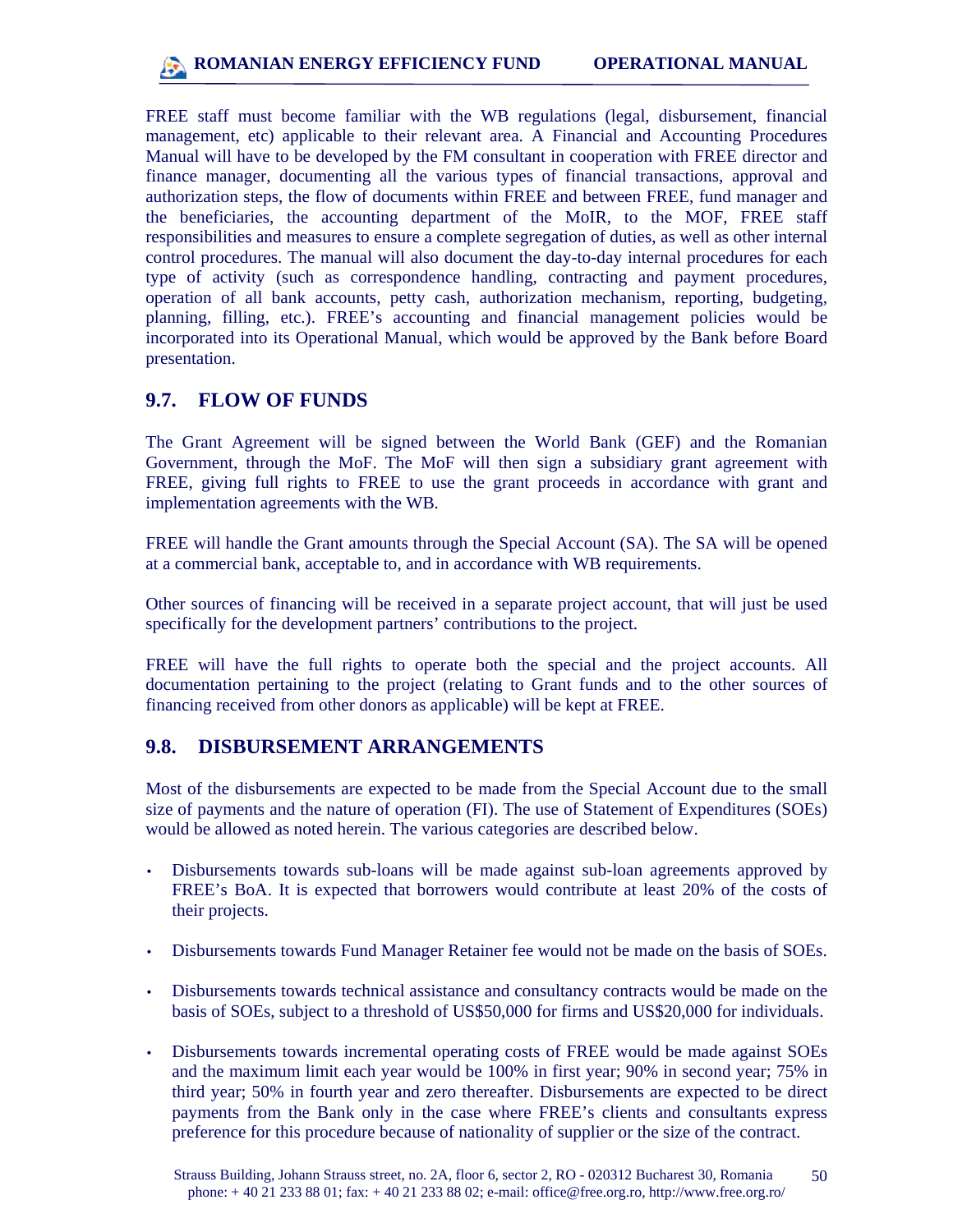FREE staff must become familiar with the WB regulations (legal, disbursement, financial management, etc) applicable to their relevant area. A Financial and Accounting Procedures Manual will have to be developed by the FM consultant in cooperation with FREE director and finance manager, documenting all the various types of financial transactions, approval and authorization steps, the flow of documents within FREE and between FREE, fund manager and the beneficiaries, the accounting department of the MoIR, to the MOF, FREE staff responsibilities and measures to ensure a complete segregation of duties, as well as other internal control procedures. The manual will also document the day-to-day internal procedures for each type of activity (such as correspondence handling, contracting and payment procedures, operation of all bank accounts, petty cash, authorization mechanism, reporting, budgeting, planning, filling, etc.). FREE's accounting and financial management policies would be incorporated into its Operational Manual, which would be approved by the Bank before Board presentation.

## 9.7. FLOW OF FUNDS

The Grant Agreement will be signed between the World Bank (GEF) and the Romanian Government, through the MoF. The MoF will then sign a subsidiary grant agreement with FREE, giving full rights to FREE to use the grant proceeds in accordance with grant and implementation agreements with the WB.

FREE will handle the Grant amounts through the Special Account (SA). The SA will be opened at a commercial bank, acceptable to, and in accordance with WB requirements.

Other sources of financing will be received in a separate project account, that will just be used specifically for the development partners' contributions to the project.

FREE will have the full rights to operate both the special and the project accounts. All documentation pertaining to the project (relating to Grant funds and to the other sources of financing received from other donors as applicable) will be kept at FREE.

## 9.8. DISBURSEMENT ARRANGEMENTS

Most of the disbursements are expected to be made from the Special Account due to the small size of payments and the nature of operation (FI). The use of Statement of Expenditures (SOEs) would be allowed as noted herein. The various categories are described below.

- Disbursements towards sub-loans will be made against sub-loan agreements approved by FREE's BoA. It is expected that borrowers would contribute at least 20% of the costs of their projects.

- Disbursements towards Fund Manager Retainer fee would not be made on the basis of SOEs.

- Disbursements towards technical assistance and consultancy contracts would be made on the basis of SOEs, subject to a threshold of US$50,000 for firms and US$20,000 for individuals.

- Disbursements towards incremental operating costs of FREE would be made against SOEs and the maximum limit each year would be 100% in first year; 90% in second year; 75% in third year; 50% in fourth year and zero thereafter. Disbursements are expected to be direct payments from the Bank only in the case where FREE's clients and consultants express preference for this procedure because of nationality of supplier or the size of the contract.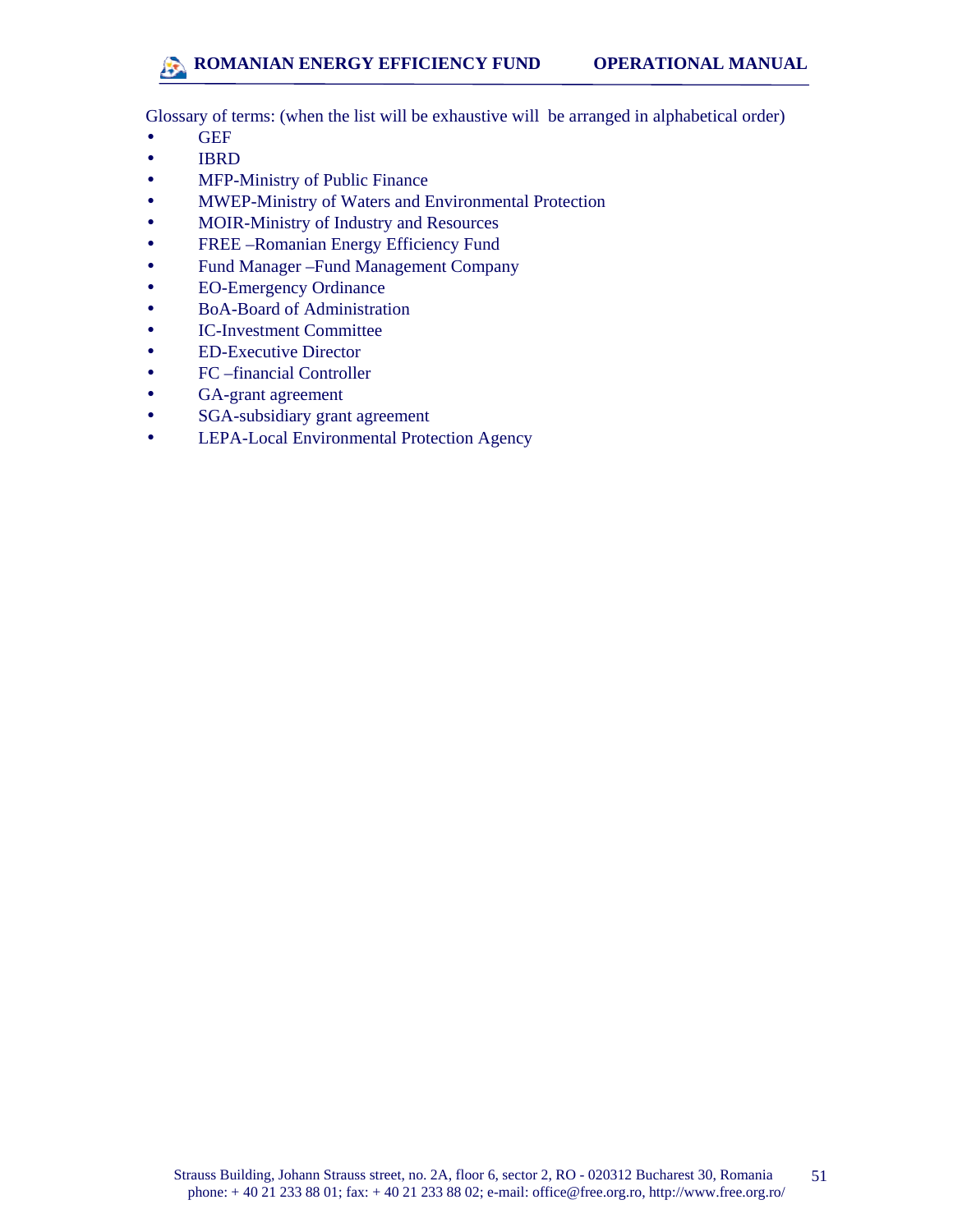Glossary of terms: (when the list will be exhaustive will be arranged in alphabetical order)

- GEF
- IBRD
- MFP-Ministry of Public Finance
- MWEP-Ministry of Waters and Environmental Protection
- MOIR-Ministry of Industry and Resources
- FREE –Romanian Energy Efficiency Fund
- Fund Manager –Fund Management Company
- EO-Emergency Ordinance
- BoA-Board of Administration
- IC-Investment Committee
- ED-Executive Director
- FC –financial Controller
- GA-grant agreement
- SGA-subsidiary grant agreement
- LEPA-Local Environmental Protection Agency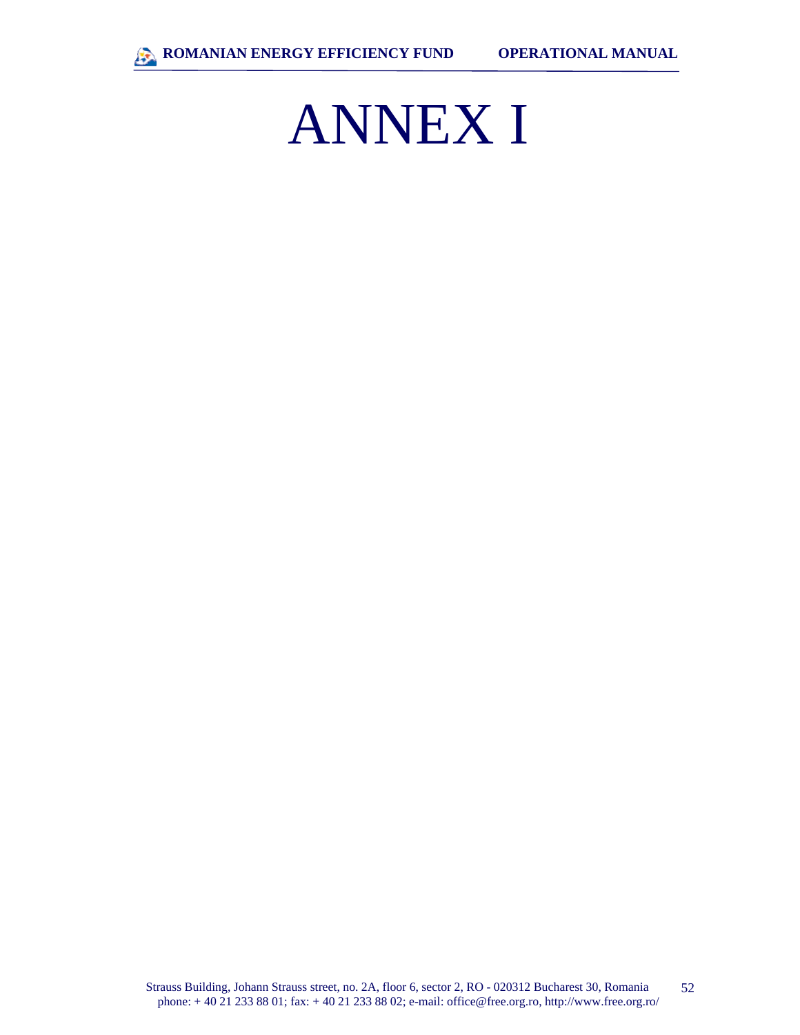# ANNEX I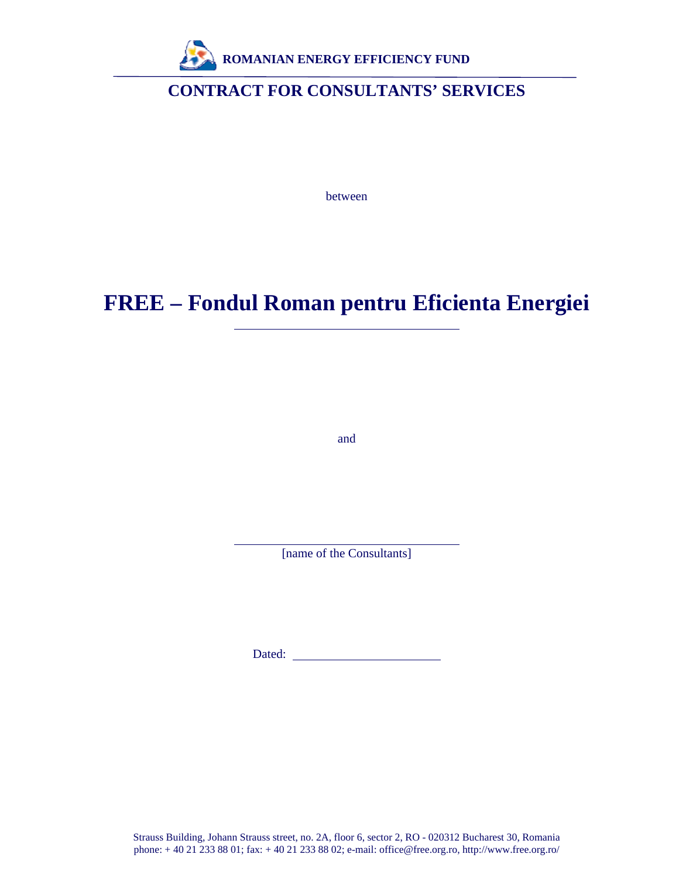**ROMANIAN ENERGY EFFICIENCY FUND**

# CONTRACT FOR CONSULTANTS' SERVICES

between

# FREE – Fondul Roman pentru Eficienta Energiei

_______________________________

and

_______________________________

[name of the Consultants]

Dated: _______________________

Strauss Building, Johann Strauss street, no. 2A, floor 6, sector 2, RO - 020312 Bucharest 30, Romania
phone: + 40 21 233 88 01; fax: + 40 21 233 88 02; e-mail: office@free.org.ro, http://www.free.org.ro/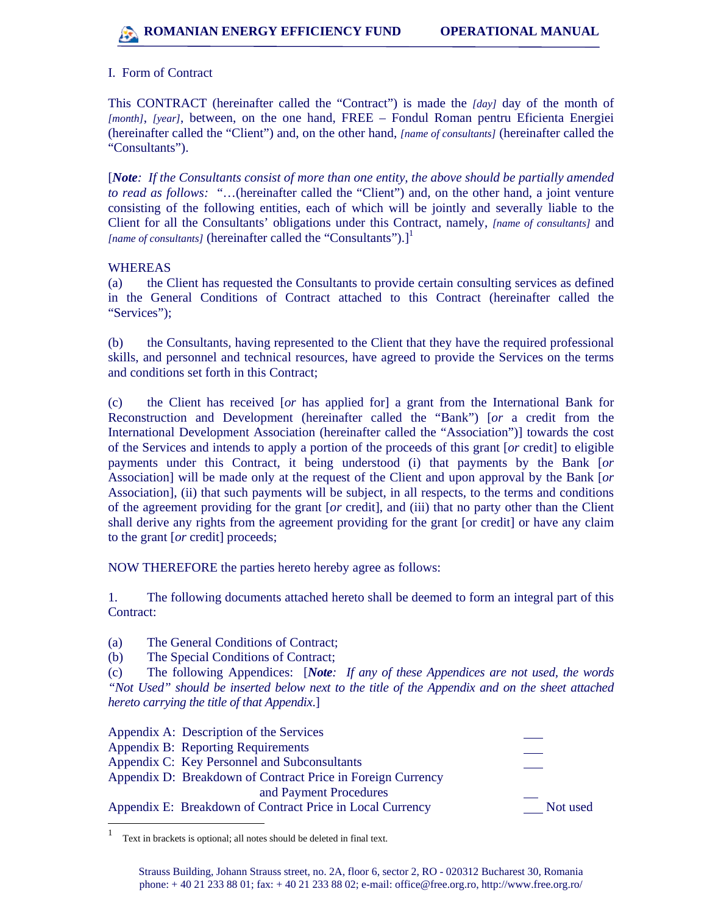I. Form of Contract

This CONTRACT (hereinafter called the "Contract") is made the *[day]* day of the month of *[month]*, *[year]*, between, on the one hand, FREE – Fondul Roman pentru Eficienta Energiei (hereinafter called the "Client") and, on the other hand, *[name of consultants]* (hereinafter called the "Consultants").

[***Note****: If the Consultants consist of more than one entity, the above should be partially amended to read as follows:* "…(hereinafter called the "Client") and, on the other hand, a joint venture consisting of the following entities, each of which will be jointly and severally liable to the Client for all the Consultants' obligations under this Contract, namely, *[name of consultants]* and *[name of consultants]* (hereinafter called the "Consultants").][1]

WHEREAS

(a) the Client has requested the Consultants to provide certain consulting services as defined in the General Conditions of Contract attached to this Contract (hereinafter called the "Services");

(b) the Consultants, having represented to the Client that they have the required professional skills, and personnel and technical resources, have agreed to provide the Services on the terms and conditions set forth in this Contract;

(c) the Client has received [*or* has applied for] a grant from the International Bank for Reconstruction and Development (hereinafter called the "Bank") [*or* a credit from the International Development Association (hereinafter called the "Association")] towards the cost of the Services and intends to apply a portion of the proceeds of this grant [*or* credit] to eligible payments under this Contract, it being understood (i) that payments by the Bank [*or* Association] will be made only at the request of the Client and upon approval by the Bank [*or* Association], (ii) that such payments will be subject, in all respects, to the terms and conditions of the agreement providing for the grant [*or* credit], and (iii) that no party other than the Client shall derive any rights from the agreement providing for the grant [or credit] or have any claim to the grant [*or* credit] proceeds;

NOW THEREFORE the parties hereto hereby agree as follows:

1. The following documents attached hereto shall be deemed to form an integral part of this Contract:

(a) The General Conditions of Contract;
(b) The Special Conditions of Contract;
(c) The following Appendices: [***Note****: If any of these Appendices are not used, the words "Not Used" should be inserted below next to the title of the Appendix and on the sheet attached hereto carrying the title of that Appendix.*]

Appendix A: Description of the Services ___
Appendix B: Reporting Requirements ___
Appendix C: Key Personnel and Subconsultants ___
Appendix D: Breakdown of Contract Price in Foreign Currency and Payment Procedures ___
Appendix E: Breakdown of Contract Price in Local Currency ___ Not used

[1] Text in brackets is optional; all notes should be deleted in final text.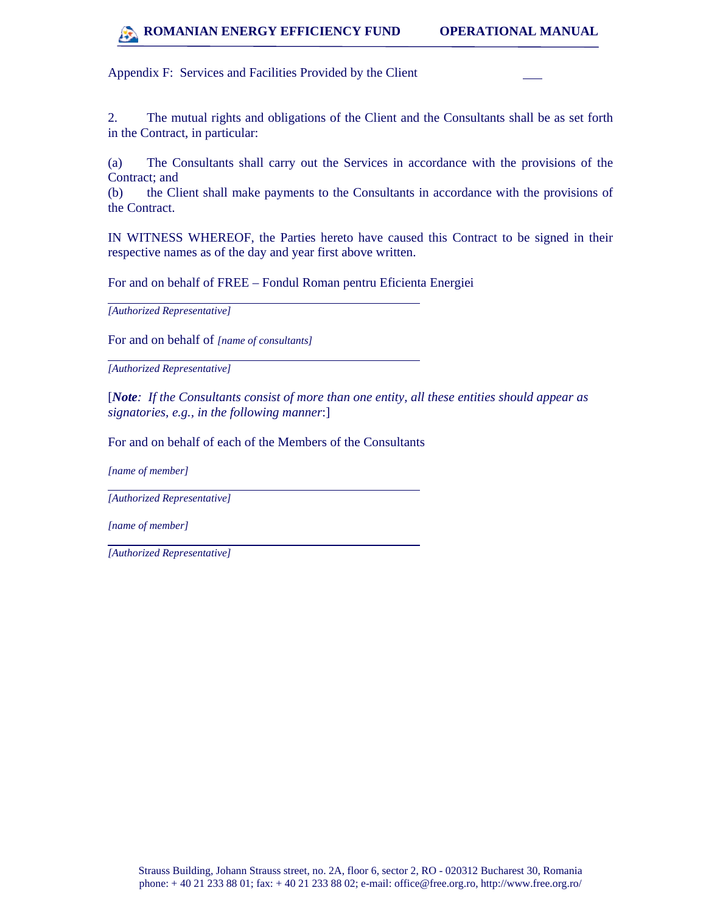Appendix F: Services and Facilities Provided by the Client

2. The mutual rights and obligations of the Client and the Consultants shall be as set forth in the Contract, in particular:

(a) The Consultants shall carry out the Services in accordance with the provisions of the Contract; and
(b) the Client shall make payments to the Consultants in accordance with the provisions of the Contract.

IN WITNESS WHEREOF, the Parties hereto have caused this Contract to be signed in their respective names as of the day and year first above written.

For and on behalf of FREE – Fondul Roman pentru Eficienta Energiei

\_\_\_\_\_\_\_\_\_\_\_\_\_\_\_\_\_\_\_\_\_\_\_\_\_\_\_\_\_\_\_\_\_\_\_\_\_\_\_\_

*[Authorized Representative]*

For and on behalf of *[name of consultants]*

\_\_\_\_\_\_\_\_\_\_\_\_\_\_\_\_\_\_\_\_\_\_\_\_\_\_\_\_\_\_\_\_\_\_\_\_\_\_\_\_

*[Authorized Representative]*

[***Note****: If the Consultants consist of more than one entity, all these entities should appear as signatories, e.g., in the following manner*:]

For and on behalf of each of the Members of the Consultants

*[name of member]*

\_\_\_\_\_\_\_\_\_\_\_\_\_\_\_\_\_\_\_\_\_\_\_\_\_\_\_\_\_\_\_\_\_\_\_\_\_\_\_\_

*[Authorized Representative]*

*[name of member]*

\_\_\_\_\_\_\_\_\_\_\_\_\_\_\_\_\_\_\_\_\_\_\_\_\_\_\_\_\_\_\_\_\_\_\_\_\_\_\_\_

*[Authorized Representative]*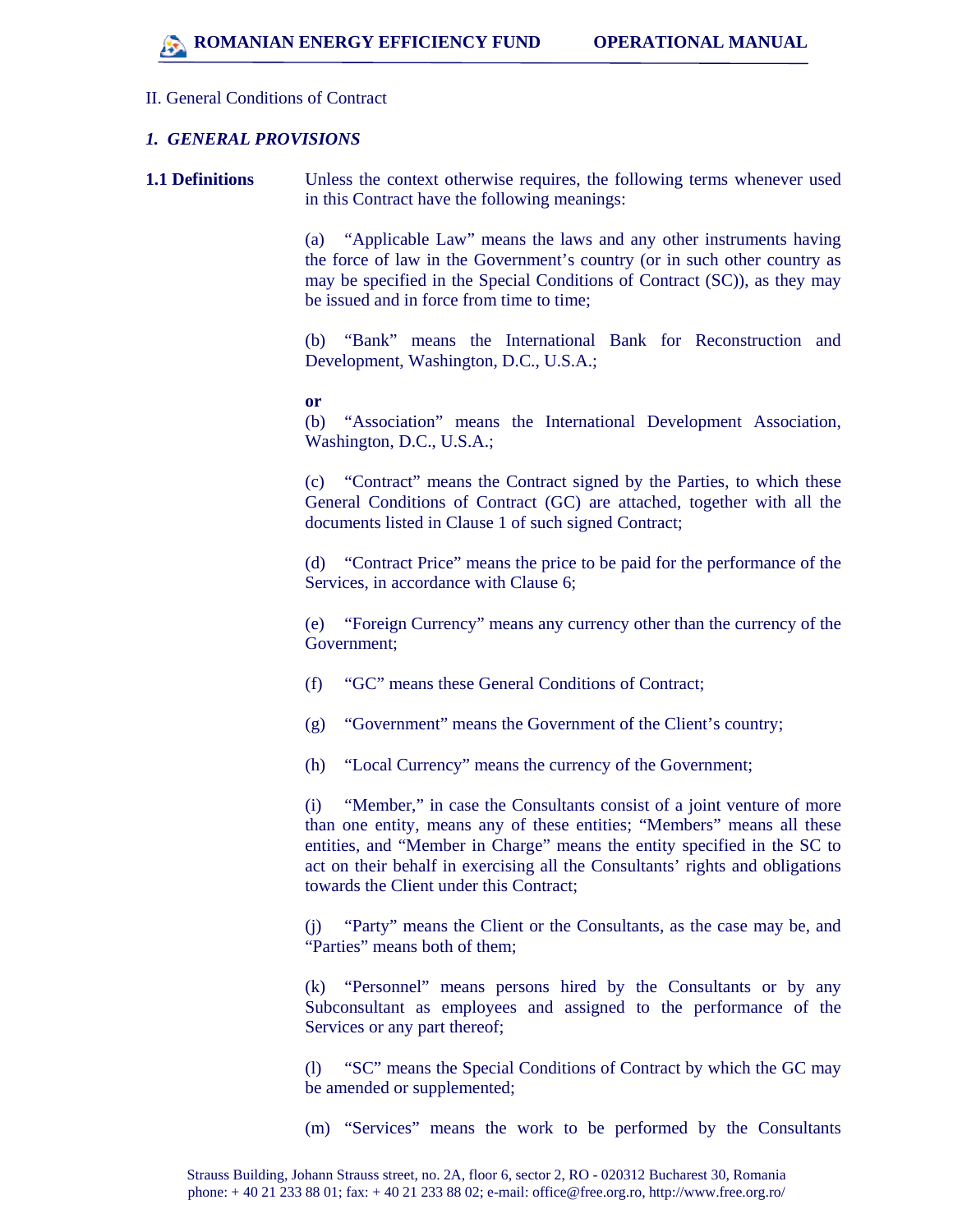II. General Conditions of Contract

## *1. GENERAL PROVISIONS*

**1.1 Definitions**

Unless the context otherwise requires, the following terms whenever used in this Contract have the following meanings:

(a) "Applicable Law" means the laws and any other instruments having the force of law in the Government's country (or in such other country as may be specified in the Special Conditions of Contract (SC)), as they may be issued and in force from time to time;

(b) "Bank" means the International Bank for Reconstruction and Development, Washington, D.C., U.S.A.;

**or**

(b) "Association" means the International Development Association, Washington, D.C., U.S.A.;

(c) "Contract" means the Contract signed by the Parties, to which these General Conditions of Contract (GC) are attached, together with all the documents listed in Clause 1 of such signed Contract;

(d) "Contract Price" means the price to be paid for the performance of the Services, in accordance with Clause 6;

(e) "Foreign Currency" means any currency other than the currency of the Government;

(f) "GC" means these General Conditions of Contract;

(g) "Government" means the Government of the Client's country;

(h) "Local Currency" means the currency of the Government;

(i) "Member," in case the Consultants consist of a joint venture of more than one entity, means any of these entities; "Members" means all these entities, and "Member in Charge" means the entity specified in the SC to act on their behalf in exercising all the Consultants' rights and obligations towards the Client under this Contract;

(j) "Party" means the Client or the Consultants, as the case may be, and "Parties" means both of them;

(k) "Personnel" means persons hired by the Consultants or by any Subconsultant as employees and assigned to the performance of the Services or any part thereof;

(l) "SC" means the Special Conditions of Contract by which the GC may be amended or supplemented;

(m) "Services" means the work to be performed by the Consultants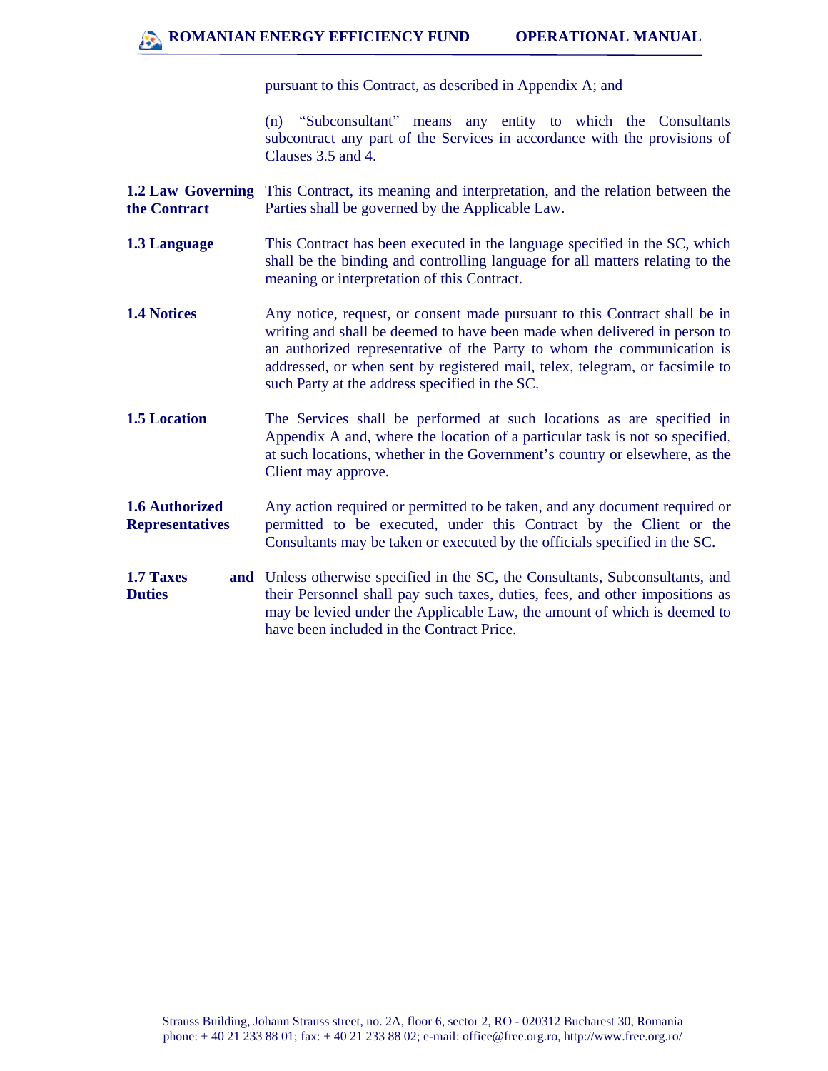pursuant to this Contract, as described in Appendix A; and

(n) “Subconsultant” means any entity to which the Consultants subcontract any part of the Services in accordance with the provisions of Clauses 3.5 and 4.

**1.2 Law Governing the Contract** This Contract, its meaning and interpretation, and the relation between the Parties shall be governed by the Applicable Law.

**1.3 Language** This Contract has been executed in the language specified in the SC, which shall be the binding and controlling language for all matters relating to the meaning or interpretation of this Contract.

**1.4 Notices** Any notice, request, or consent made pursuant to this Contract shall be in writing and shall be deemed to have been made when delivered in person to an authorized representative of the Party to whom the communication is addressed, or when sent by registered mail, telex, telegram, or facsimile to such Party at the address specified in the SC.

**1.5 Location** The Services shall be performed at such locations as are specified in Appendix A and, where the location of a particular task is not so specified, at such locations, whether in the Government’s country or elsewhere, as the Client may approve.

**1.6 Authorized Representatives** Any action required or permitted to be taken, and any document required or permitted to be executed, under this Contract by the Client or the Consultants may be taken or executed by the officials specified in the SC.

**1.7 Taxes and Duties** Unless otherwise specified in the SC, the Consultants, Subconsultants, and their Personnel shall pay such taxes, duties, fees, and other impositions as may be levied under the Applicable Law, the amount of which is deemed to have been included in the Contract Price.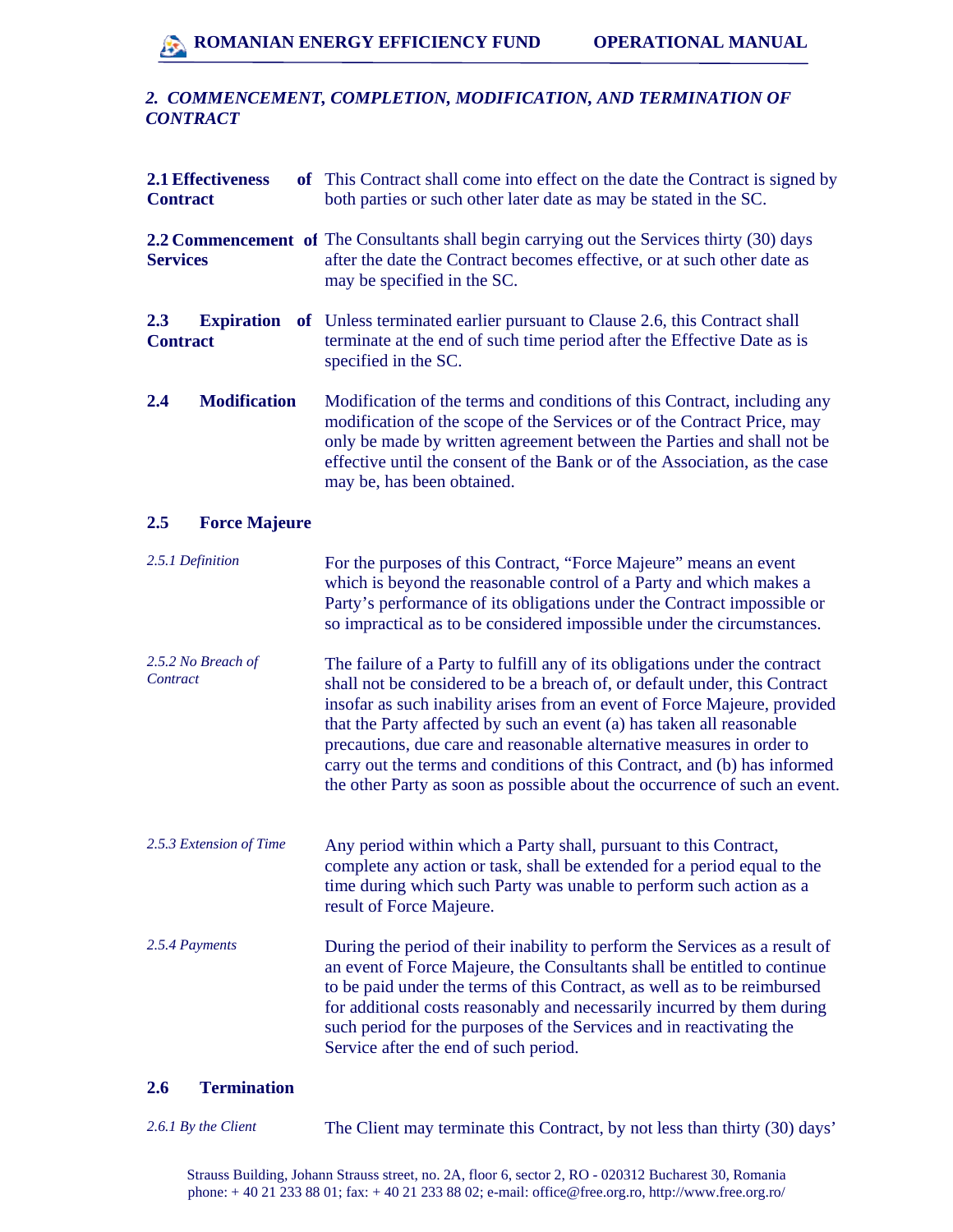## *2. COMMENCEMENT, COMPLETION, MODIFICATION, AND TERMINATION OF CONTRACT*

**2.1 Effectiveness of Contract** This Contract shall come into effect on the date the Contract is signed by both parties or such other later date as may be stated in the SC.

**2.2 Commencement of Services** The Consultants shall begin carrying out the Services thirty (30) days after the date the Contract becomes effective, or at such other date as may be specified in the SC.

**2.3 Expiration of Contract** Unless terminated earlier pursuant to Clause 2.6, this Contract shall terminate at the end of such time period after the Effective Date as is specified in the SC.

**2.4 Modification** Modification of the terms and conditions of this Contract, including any modification of the scope of the Services or of the Contract Price, may only be made by written agreement between the Parties and shall not be effective until the consent of the Bank or of the Association, as the case may be, has been obtained.

**2.5 Force Majeure**

*2.5.1 Definition* For the purposes of this Contract, "Force Majeure" means an event which is beyond the reasonable control of a Party and which makes a Party's performance of its obligations under the Contract impossible or so impractical as to be considered impossible under the circumstances.

*2.5.2 No Breach of Contract* The failure of a Party to fulfill any of its obligations under the contract shall not be considered to be a breach of, or default under, this Contract insofar as such inability arises from an event of Force Majeure, provided that the Party affected by such an event (a) has taken all reasonable precautions, due care and reasonable alternative measures in order to carry out the terms and conditions of this Contract, and (b) has informed the other Party as soon as possible about the occurrence of such an event.

*2.5.3 Extension of Time* Any period within which a Party shall, pursuant to this Contract, complete any action or task, shall be extended for a period equal to the time during which such Party was unable to perform such action as a result of Force Majeure.

*2.5.4 Payments* During the period of their inability to perform the Services as a result of an event of Force Majeure, the Consultants shall be entitled to continue to be paid under the terms of this Contract, as well as to be reimbursed for additional costs reasonably and necessarily incurred by them during such period for the purposes of the Services and in reactivating the Service after the end of such period.

**2.6 Termination**

*2.6.1 By the Client* The Client may terminate this Contract, by not less than thirty (30) days'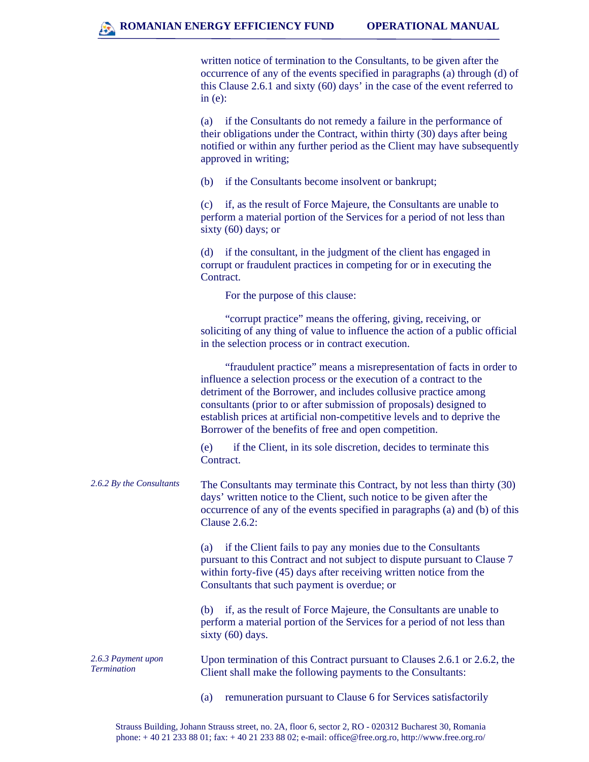written notice of termination to the Consultants, to be given after the occurrence of any of the events specified in paragraphs (a) through (d) of this Clause 2.6.1 and sixty (60) days' in the case of the event referred to in (e):

(a) if the Consultants do not remedy a failure in the performance of their obligations under the Contract, within thirty (30) days after being notified or within any further period as the Client may have subsequently approved in writing;

(b) if the Consultants become insolvent or bankrupt;

(c) if, as the result of Force Majeure, the Consultants are unable to perform a material portion of the Services for a period of not less than sixty (60) days; or

(d) if the consultant, in the judgment of the client has engaged in corrupt or fraudulent practices in competing for or in executing the Contract.

For the purpose of this clause:

"corrupt practice" means the offering, giving, receiving, or soliciting of any thing of value to influence the action of a public official in the selection process or in contract execution.

"fraudulent practice" means a misrepresentation of facts in order to influence a selection process or the execution of a contract to the detriment of the Borrower, and includes collusive practice among consultants (prior to or after submission of proposals) designed to establish prices at artificial non-competitive levels and to deprive the Borrower of the benefits of free and open competition.

(e) if the Client, in its sole discretion, decides to terminate this Contract.

*2.6.2 By the Consultants*

The Consultants may terminate this Contract, by not less than thirty (30) days' written notice to the Client, such notice to be given after the occurrence of any of the events specified in paragraphs (a) and (b) of this Clause 2.6.2:

(a) if the Client fails to pay any monies due to the Consultants pursuant to this Contract and not subject to dispute pursuant to Clause 7 within forty-five (45) days after receiving written notice from the Consultants that such payment is overdue; or

(b) if, as the result of Force Majeure, the Consultants are unable to perform a material portion of the Services for a period of not less than sixty (60) days.

*2.6.3 Payment upon Termination*

Upon termination of this Contract pursuant to Clauses 2.6.1 or 2.6.2, the Client shall make the following payments to the Consultants:

(a) remuneration pursuant to Clause 6 for Services satisfactorily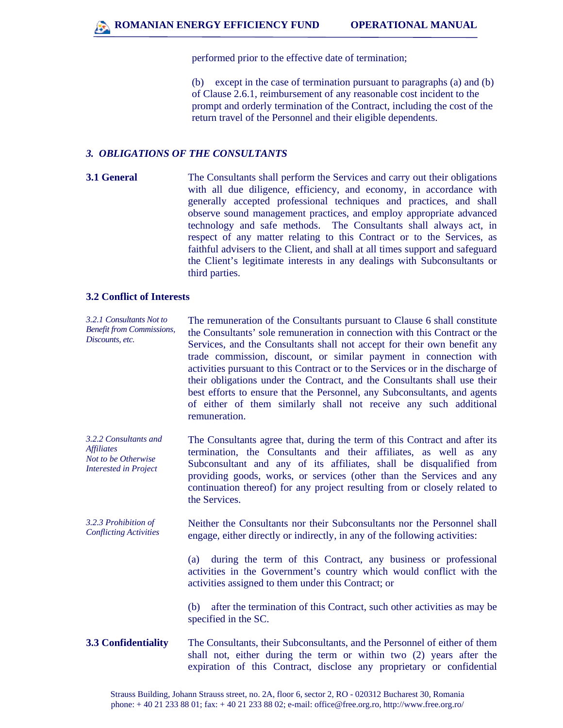performed prior to the effective date of termination;

(b) except in the case of termination pursuant to paragraphs (a) and (b) of Clause 2.6.1, reimbursement of any reasonable cost incident to the prompt and orderly termination of the Contract, including the cost of the return travel of the Personnel and their eligible dependents.

## *3. OBLIGATIONS OF THE CONSULTANTS*

**3.1 General**

The Consultants shall perform the Services and carry out their obligations with all due diligence, efficiency, and economy, in accordance with generally accepted professional techniques and practices, and shall observe sound management practices, and employ appropriate advanced technology and safe methods. The Consultants shall always act, in respect of any matter relating to this Contract or to the Services, as faithful advisers to the Client, and shall at all times support and safeguard the Client's legitimate interests in any dealings with Subconsultants or third parties.

**3.2 Conflict of Interests**

*3.2.1 Consultants Not to Benefit from Commissions, Discounts, etc.*

The remuneration of the Consultants pursuant to Clause 6 shall constitute the Consultants' sole remuneration in connection with this Contract or the Services, and the Consultants shall not accept for their own benefit any trade commission, discount, or similar payment in connection with activities pursuant to this Contract or to the Services or in the discharge of their obligations under the Contract, and the Consultants shall use their best efforts to ensure that the Personnel, any Subconsultants, and agents of either of them similarly shall not receive any such additional remuneration.

*3.2.2 Consultants and Affiliates Not to be Otherwise Interested in Project*

The Consultants agree that, during the term of this Contract and after its termination, the Consultants and their affiliates, as well as any Subconsultant and any of its affiliates, shall be disqualified from providing goods, works, or services (other than the Services and any continuation thereof) for any project resulting from or closely related to the Services.

*3.2.3 Prohibition of Conflicting Activities*

Neither the Consultants nor their Subconsultants nor the Personnel shall engage, either directly or indirectly, in any of the following activities:

(a) during the term of this Contract, any business or professional activities in the Government's country which would conflict with the activities assigned to them under this Contract; or

(b) after the termination of this Contract, such other activities as may be specified in the SC.

**3.3 Confidentiality**

The Consultants, their Subconsultants, and the Personnel of either of them shall not, either during the term or within two (2) years after the expiration of this Contract, disclose any proprietary or confidential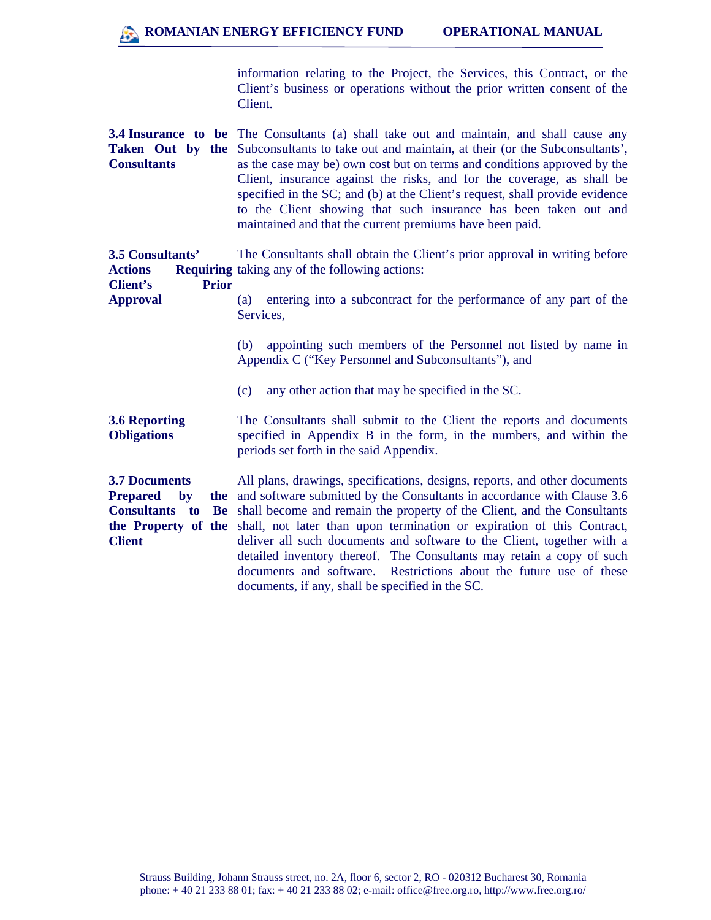information relating to the Project, the Services, this Contract, or the Client's business or operations without the prior written consent of the Client.

**3.4 Insurance to be Taken Out by the Consultants**

The Consultants (a) shall take out and maintain, and shall cause any Subconsultants to take out and maintain, at their (or the Subconsultants', as the case may be) own cost but on terms and conditions approved by the Client, insurance against the risks, and for the coverage, as shall be specified in the SC; and (b) at the Client's request, shall provide evidence to the Client showing that such insurance has been taken out and maintained and that the current premiums have been paid.

**3.5 Consultants' Actions Requiring Client's Prior Approval**

The Consultants shall obtain the Client's prior approval in writing before taking any of the following actions:

(a) entering into a subcontract for the performance of any part of the Services,

(b) appointing such members of the Personnel not listed by name in Appendix C ("Key Personnel and Subconsultants"), and

(c) any other action that may be specified in the SC.

**3.6 Reporting Obligations**

The Consultants shall submit to the Client the reports and documents specified in Appendix B in the form, in the numbers, and within the periods set forth in the said Appendix.

**3.7 Documents Prepared by the Consultants to Be the Property of the Client**

All plans, drawings, specifications, designs, reports, and other documents and software submitted by the Consultants in accordance with Clause 3.6 shall become and remain the property of the Client, and the Consultants shall, not later than upon termination or expiration of this Contract, deliver all such documents and software to the Client, together with a detailed inventory thereof. The Consultants may retain a copy of such documents and software. Restrictions about the future use of these documents, if any, shall be specified in the SC.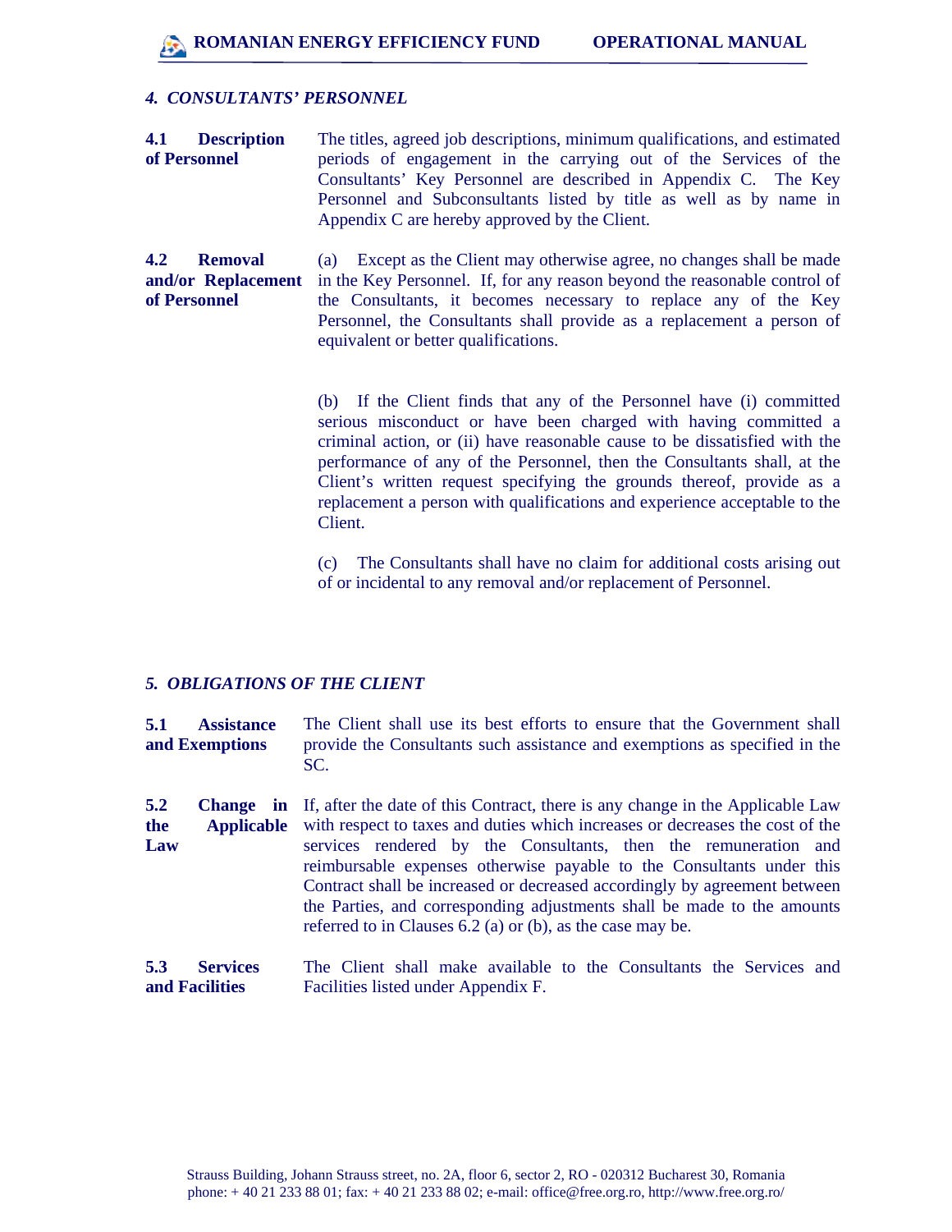## *4. CONSULTANTS' PERSONNEL*

**4.1 Description of Personnel**

The titles, agreed job descriptions, minimum qualifications, and estimated periods of engagement in the carrying out of the Services of the Consultants' Key Personnel are described in Appendix C. The Key Personnel and Subconsultants listed by title as well as by name in Appendix C are hereby approved by the Client.

**4.2 Removal and/or Replacement of Personnel**

(a) Except as the Client may otherwise agree, no changes shall be made in the Key Personnel. If, for any reason beyond the reasonable control of the Consultants, it becomes necessary to replace any of the Key Personnel, the Consultants shall provide as a replacement a person of equivalent or better qualifications.

(b) If the Client finds that any of the Personnel have (i) committed serious misconduct or have been charged with having committed a criminal action, or (ii) have reasonable cause to be dissatisfied with the performance of any of the Personnel, then the Consultants shall, at the Client's written request specifying the grounds thereof, provide as a replacement a person with qualifications and experience acceptable to the Client.

(c) The Consultants shall have no claim for additional costs arising out of or incidental to any removal and/or replacement of Personnel.

## *5. OBLIGATIONS OF THE CLIENT*

**5.1 Assistance and Exemptions**

The Client shall use its best efforts to ensure that the Government shall provide the Consultants such assistance and exemptions as specified in the SC.

**5.2 Change in the Applicable Law**

If, after the date of this Contract, there is any change in the Applicable Law with respect to taxes and duties which increases or decreases the cost of the services rendered by the Consultants, then the remuneration and reimbursable expenses otherwise payable to the Consultants under this Contract shall be increased or decreased accordingly by agreement between the Parties, and corresponding adjustments shall be made to the amounts referred to in Clauses 6.2 (a) or (b), as the case may be.

**5.3 Services and Facilities**

The Client shall make available to the Consultants the Services and Facilities listed under Appendix F.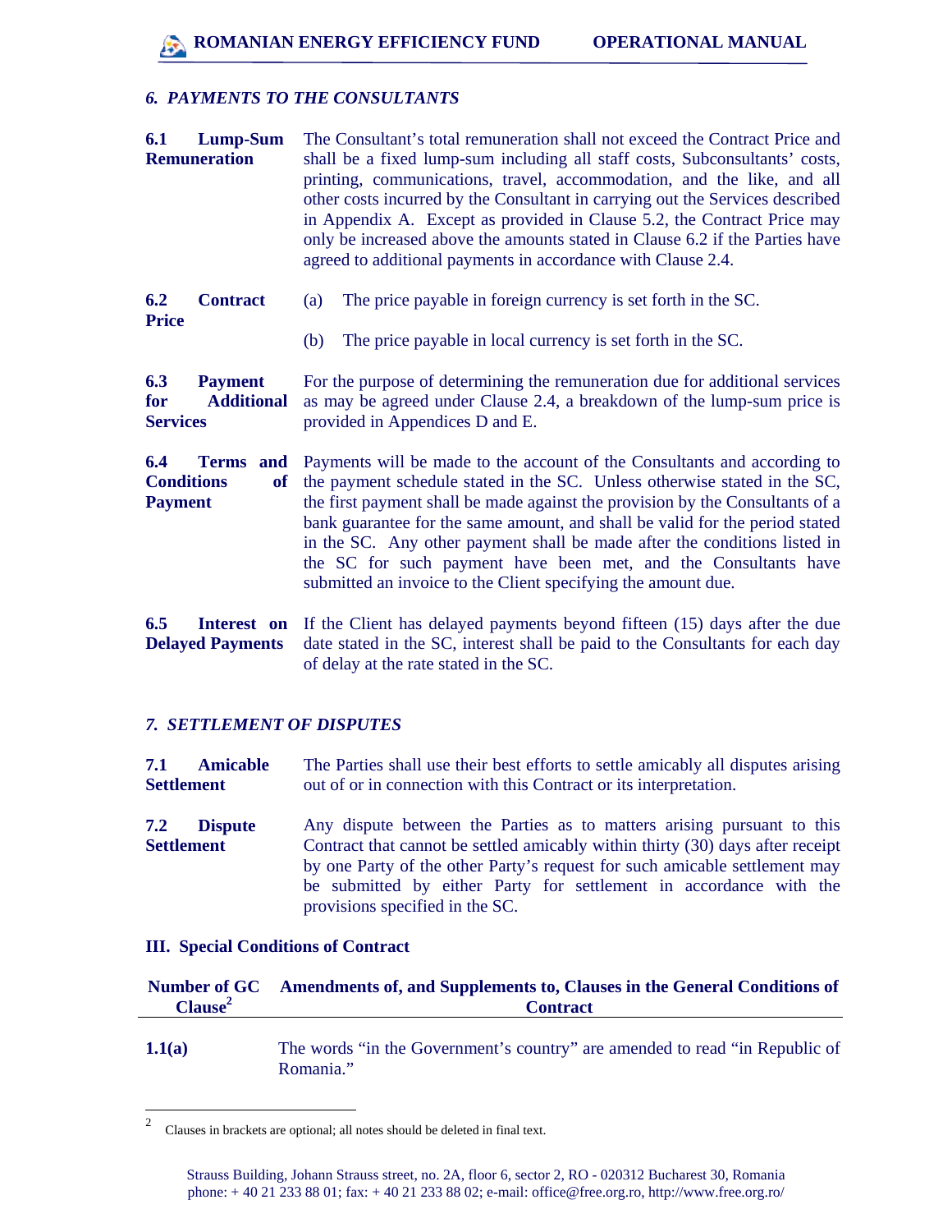### *6. PAYMENTS TO THE CONSULTANTS*

**6.1 Lump-Sum Remuneration**

The Consultant's total remuneration shall not exceed the Contract Price and shall be a fixed lump-sum including all staff costs, Subconsultants' costs, printing, communications, travel, accommodation, and the like, and all other costs incurred by the Consultant in carrying out the Services described in Appendix A. Except as provided in Clause 5.2, the Contract Price may only be increased above the amounts stated in Clause 6.2 if the Parties have agreed to additional payments in accordance with Clause 2.4.

**6.2 Contract Price**

(a) The price payable in foreign currency is set forth in the SC.

(b) The price payable in local currency is set forth in the SC.

**6.3 Payment for Additional Services**

For the purpose of determining the remuneration due for additional services as may be agreed under Clause 2.4, a breakdown of the lump-sum price is provided in Appendices D and E.

**6.4 Terms and Conditions of Payment**

Payments will be made to the account of the Consultants and according to the payment schedule stated in the SC. Unless otherwise stated in the SC, the first payment shall be made against the provision by the Consultants of a bank guarantee for the same amount, and shall be valid for the period stated in the SC. Any other payment shall be made after the conditions listed in the SC for such payment have been met, and the Consultants have submitted an invoice to the Client specifying the amount due.

**6.5 Interest on Delayed Payments**

If the Client has delayed payments beyond fifteen (15) days after the due date stated in the SC, interest shall be paid to the Consultants for each day of delay at the rate stated in the SC.

### *7. SETTLEMENT OF DISPUTES*

**7.1 Amicable Settlement**

The Parties shall use their best efforts to settle amicably all disputes arising out of or in connection with this Contract or its interpretation.

**7.2 Dispute Settlement**

Any dispute between the Parties as to matters arising pursuant to this Contract that cannot be settled amicably within thirty (30) days after receipt by one Party of the other Party's request for such amicable settlement may be submitted by either Party for settlement in accordance with the provisions specified in the SC.

## III. Special Conditions of Contract

| Number of GC Clause[2] | Amendments of, and Supplements to, Clauses in the General Conditions of Contract |
|---|---|
| **1.1(a)** | The words "in the Government's country" are amended to read "in Republic of Romania." |

[2] Clauses in brackets are optional; all notes should be deleted in final text.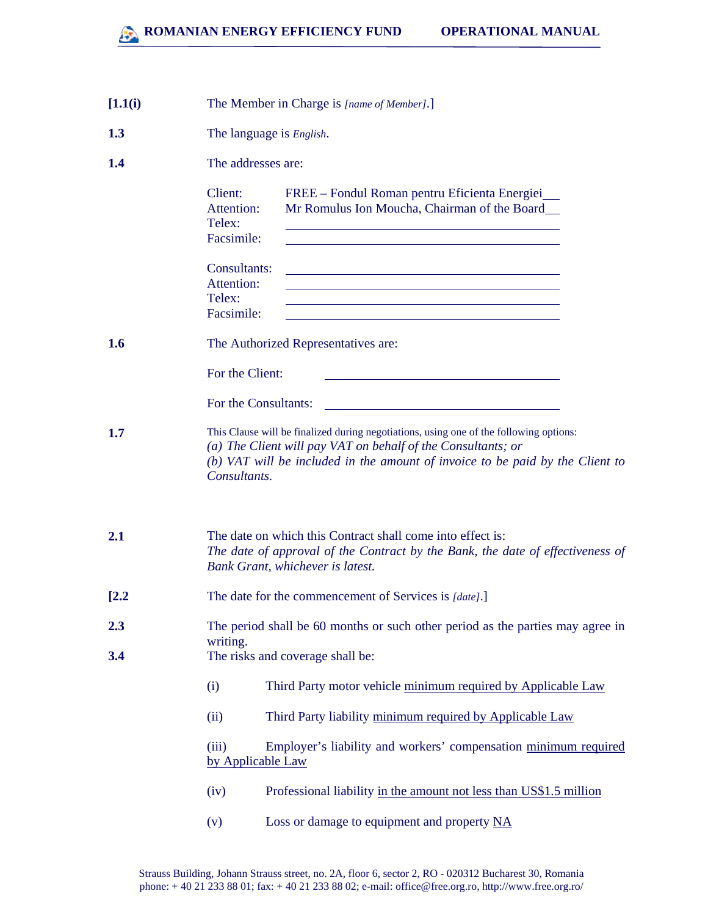[1.1(i) The Member in Charge is *[name of Member]*.]

**1.3** The language is *English*.

**1.4** The addresses are:

Client: FREE – Fondul Roman pentru Eficienta Energiei\_\_
Attention: Mr Romulus Ion Moucha, Chairman of the Board\_\_
Telex: \_\_\_\_\_\_\_\_\_\_\_\_\_\_\_\_
Facsimile: \_\_\_\_\_\_\_\_\_\_\_\_\_\_\_\_

Consultants: \_\_\_\_\_\_\_\_\_\_\_\_\_\_\_\_
Attention: \_\_\_\_\_\_\_\_\_\_\_\_\_\_\_\_
Telex: \_\_\_\_\_\_\_\_\_\_\_\_\_\_\_\_
Facsimile: \_\_\_\_\_\_\_\_\_\_\_\_\_\_\_\_

**1.6** The Authorized Representatives are:

For the Client: \_\_\_\_\_\_\_\_\_\_\_\_\_\_\_\_

For the Consultants: \_\_\_\_\_\_\_\_\_\_\_\_\_\_\_\_

**1.7** This Clause will be finalized during negotiations, using one of the following options:
*(a) The Client will pay VAT on behalf of the Consultants; or*
*(b) VAT will be included in the amount of invoice to be paid by the Client to Consultants.*

**2.1** The date on which this Contract shall come into effect is:
*The date of approval of the Contract by the Bank, the date of effectiveness of Bank Grant, whichever is latest.*

[2.2 The date for the commencement of Services is *[date]*.]

**2.3** The period shall be 60 months or such other period as the parties may agree in writing.

**3.4** The risks and coverage shall be:

(i) Third Party motor vehicle minimum required by Applicable Law

(ii) Third Party liability minimum required by Applicable Law

(iii) Employer's liability and workers' compensation minimum required by Applicable Law

(iv) Professional liability in the amount not less than US$1.5 million

(v) Loss or damage to equipment and property NA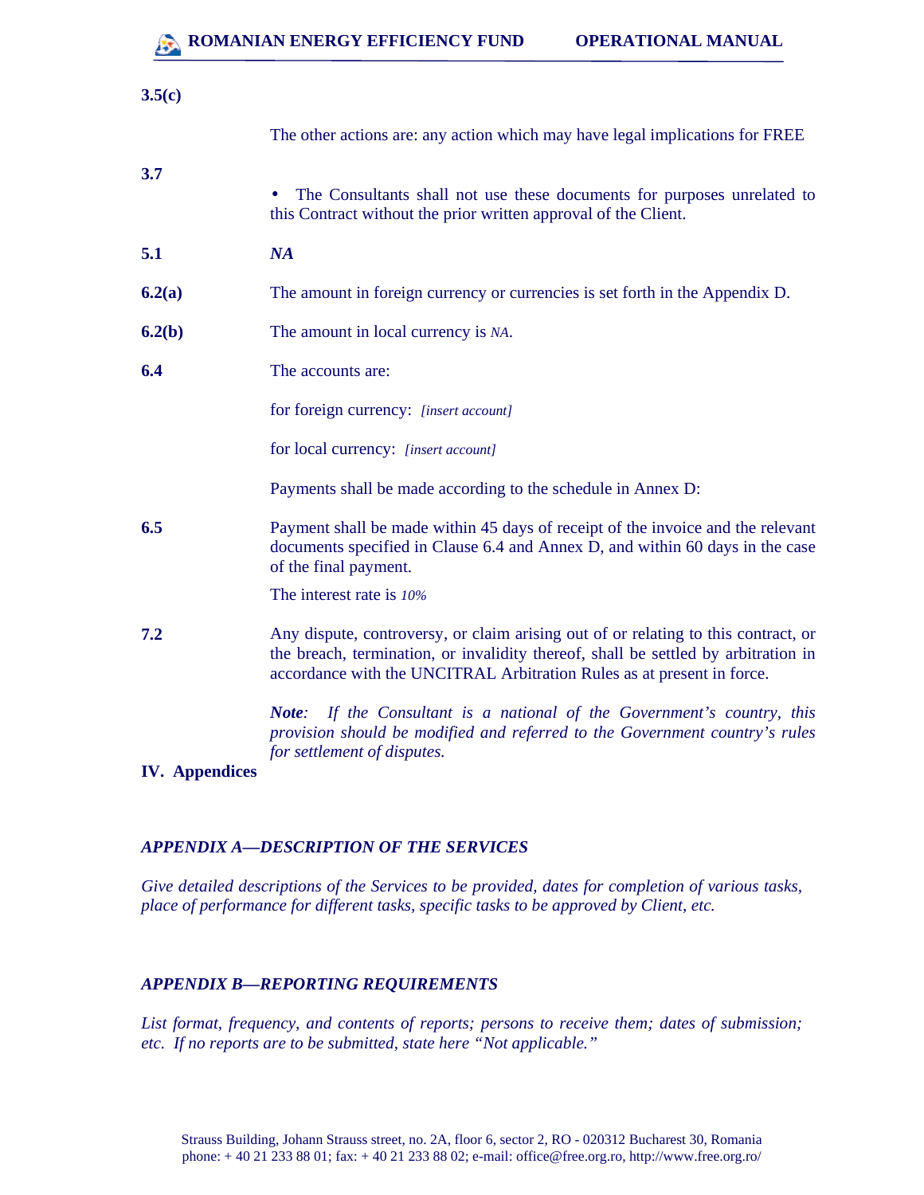**3.5(c)**

The other actions are: any action which may have legal implications for FREE

**3.7**

- The Consultants shall not use these documents for purposes unrelated to this Contract without the prior written approval of the Client.

**5.1** ***NA***

**6.2(a)** The amount in foreign currency or currencies is set forth in the Appendix D.

**6.2(b)** The amount in local currency is *NA*.

**6.4** The accounts are:

for foreign currency: *[insert account]*

for local currency: *[insert account]*

Payments shall be made according to the schedule in Annex D:

**6.5** Payment shall be made within 45 days of receipt of the invoice and the relevant documents specified in Clause 6.4 and Annex D, and within 60 days in the case of the final payment.

The interest rate is *10%*

**7.2** Any dispute, controversy, or claim arising out of or relating to this contract, or the breach, termination, or invalidity thereof, shall be settled by arbitration in accordance with the UNCITRAL Arbitration Rules as at present in force.

***Note**: If the Consultant is a national of the Government's country, this provision should be modified and referred to the Government country's rules for settlement of disputes.*

## IV. Appendices

### *APPENDIX A—DESCRIPTION OF THE SERVICES*

*Give detailed descriptions of the Services to be provided, dates for completion of various tasks, place of performance for different tasks, specific tasks to be approved by Client, etc.*

### *APPENDIX B—REPORTING REQUIREMENTS*

*List format, frequency, and contents of reports; persons to receive them; dates of submission; etc. If no reports are to be submitted, state here "Not applicable."*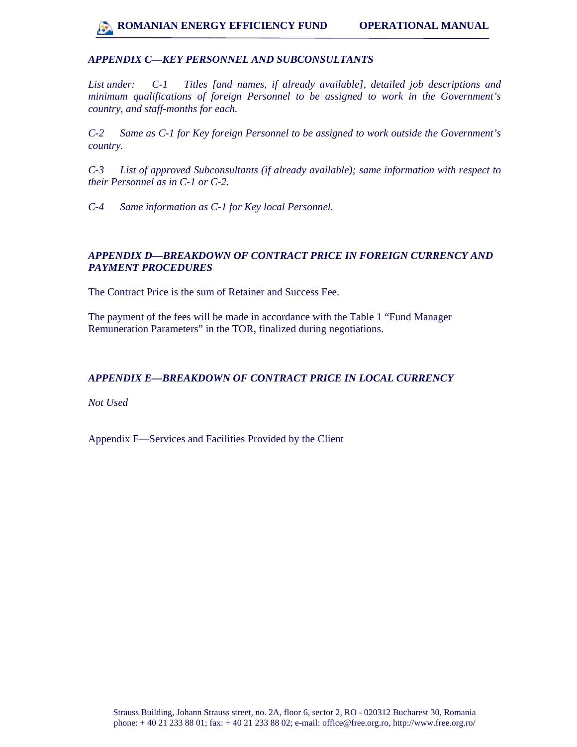### *APPENDIX C—KEY PERSONNEL AND SUBCONSULTANTS*

*List under: C-1 Titles [and names, if already available], detailed job descriptions and minimum qualifications of foreign Personnel to be assigned to work in the Government's country, and staff-months for each.*

*C-2 Same as C-1 for Key foreign Personnel to be assigned to work outside the Government's country.*

*C-3 List of approved Subconsultants (if already available); same information with respect to their Personnel as in C-1 or C-2.*

*C-4 Same information as C-1 for Key local Personnel.*

### *APPENDIX D—BREAKDOWN OF CONTRACT PRICE IN FOREIGN CURRENCY AND PAYMENT PROCEDURES*

The Contract Price is the sum of Retainer and Success Fee.

The payment of the fees will be made in accordance with the Table 1 "Fund Manager Remuneration Parameters" in the TOR, finalized during negotiations.

### *APPENDIX E—BREAKDOWN OF CONTRACT PRICE IN LOCAL CURRENCY*

*Not Used*

Appendix F—Services and Facilities Provided by the Client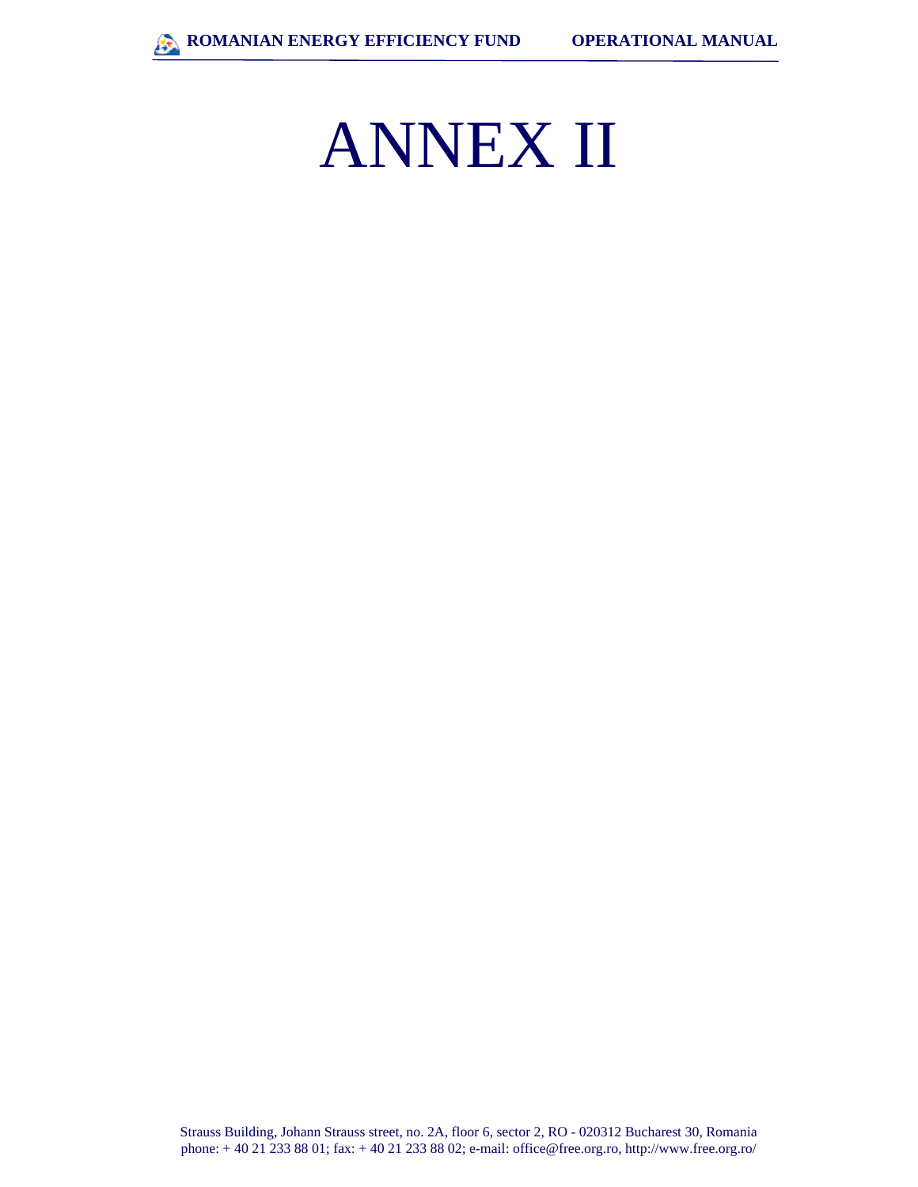# ANNEX II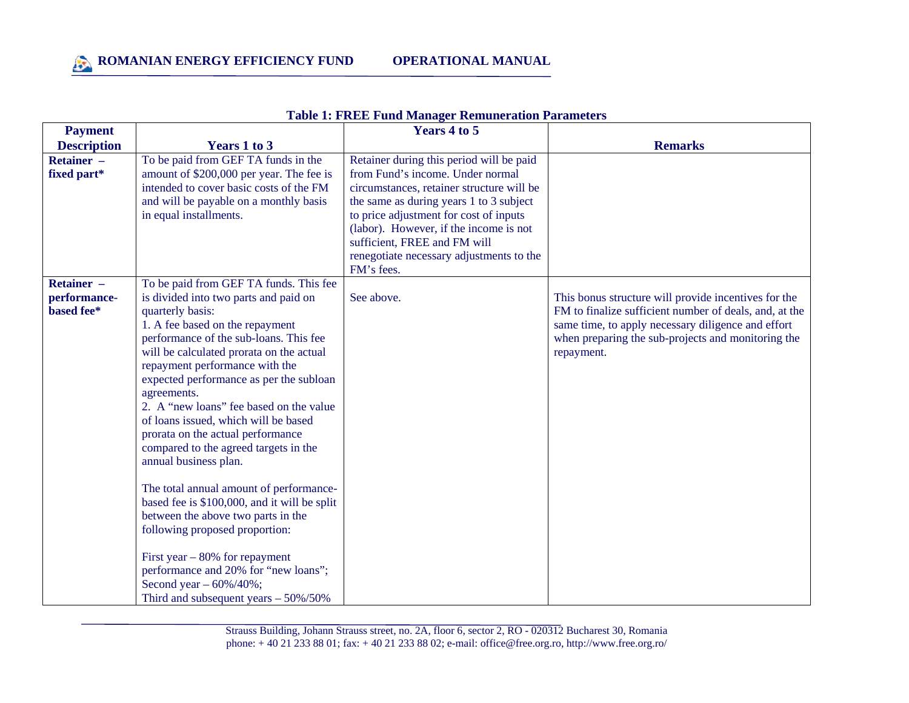**Table 1: FREE Fund Manager Remuneration Parameters**

| Payment Description | Years 1 to 3 | Years 4 to 5 | Remarks |
|---|---|---|---|
| **Retainer – fixed part*** | To be paid from GEF TA funds in the amount of \$200,000 per year. The fee is intended to cover basic costs of the FM and will be payable on a monthly basis in equal installments. | Retainer during this period will be paid from Fund's income. Under normal circumstances, retainer structure will be the same as during years 1 to 3 subject to price adjustment for cost of inputs (labor). However, if the income is not sufficient, FREE and FM will renegotiate necessary adjustments to the FM's fees. | |
| **Retainer – performance-based fee*** | To be paid from GEF TA funds. This fee is divided into two parts and paid on quarterly basis:<br>1. A fee based on the repayment performance of the sub-loans. This fee will be calculated prorata on the actual repayment performance with the expected performance as per the subloan agreements.<br>2. A "new loans" fee based on the value of loans issued, which will be based prorata on the actual performance compared to the agreed targets in the annual business plan.<br><br>The total annual amount of performance-based fee is \$100,000, and it will be split between the above two parts in the following proposed proportion:<br><br>First year – 80% for repayment performance and 20% for "new loans";<br>Second year – 60%/40%;<br>Third and subsequent years – 50%/50% | See above. | This bonus structure will provide incentives for the FM to finalize sufficient number of deals, and, at the same time, to apply necessary diligence and effort when preparing the sub-projects and monitoring the repayment. |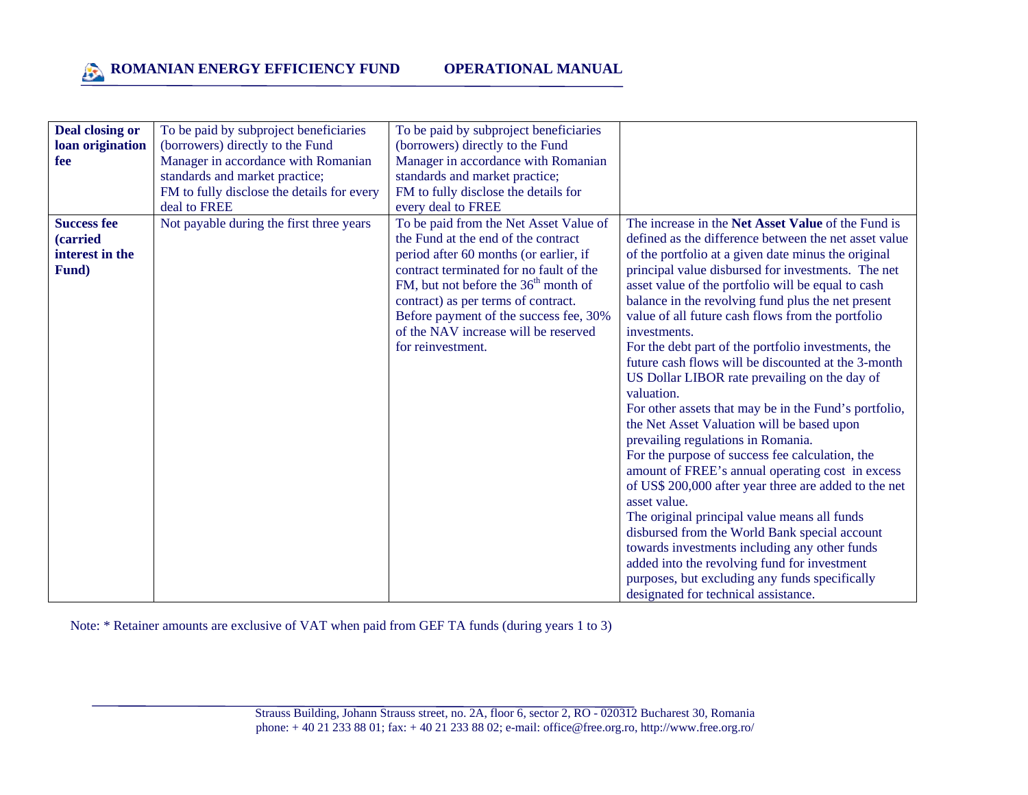| | | | |
|---|---|---|---|
| **Deal closing or loan origination fee** | To be paid by subproject beneficiaries (borrowers) directly to the Fund Manager in accordance with Romanian standards and market practice; FM to fully disclose the details for every deal to FREE | To be paid by subproject beneficiaries (borrowers) directly to the Fund Manager in accordance with Romanian standards and market practice; FM to fully disclose the details for every deal to FREE | |
| **Success fee (carried interest in the Fund)** | Not payable during the first three years | To be paid from the Net Asset Value of the Fund at the end of the contract period after 60 months (or earlier, if contract terminated for no fault of the FM, but not before the 36th month of contract) as per terms of contract. Before payment of the success fee, 30% of the NAV increase will be reserved for reinvestment. | The increase in the **Net Asset Value** of the Fund is defined as the difference between the net asset value of the portfolio at a given date minus the original principal value disbursed for investments. The net asset value of the portfolio will be equal to cash balance in the revolving fund plus the net present value of all future cash flows from the portfolio investments. For the debt part of the portfolio investments, the future cash flows will be discounted at the 3-month US Dollar LIBOR rate prevailing on the day of valuation. For other assets that may be in the Fund's portfolio, the Net Asset Valuation will be based upon prevailing regulations in Romania. For the purpose of success fee calculation, the amount of FREE's annual operating cost in excess of US$ 200,000 after year three are added to the net asset value. The original principal value means all funds disbursed from the World Bank special account towards investments including any other funds added into the revolving fund for investment purposes, but excluding any funds specifically designated for technical assistance. |

Note: * Retainer amounts are exclusive of VAT when paid from GEF TA funds (during years 1 to 3)